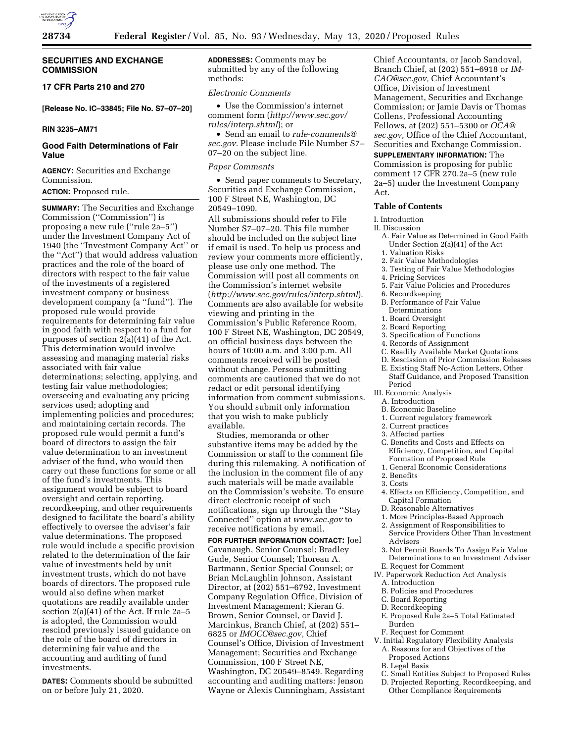## SECURITIES AND EXCHANGE COMMISSION

### 17 CFR Parts 210 and 270

**[Release No. IC–33845; File No. S7–07–20]**

**RIN 3235–AM71**

# Good Faith Determinations of Fair Value

**AGENCY:** Securities and Exchange Commission.

**ACTION:** Proposed rule.

**SUMMARY:** The Securities and Exchange Commission (''Commission'') is proposing a new rule (''rule 2a–5'') under the Investment Company Act of 1940 (the ''Investment Company Act'' or the ''Act'') that would address valuation practices and the role of the board of directors with respect to the fair value of the investments of a registered investment company or business development company (a ''fund''). The proposed rule would provide requirements for determining fair value in good faith with respect to a fund for purposes of section 2(a)(41) of the Act. This determination would involve assessing and managing material risks associated with fair value determinations; selecting, applying, and testing fair value methodologies; overseeing and evaluating any pricing services used; adopting and implementing policies and procedures; and maintaining certain records. The proposed rule would permit a fund's board of directors to assign the fair value determination to an investment adviser of the fund, who would then carry out these functions for some or all of the fund's investments. This assignment would be subject to board oversight and certain reporting, recordkeeping, and other requirements designed to facilitate the board's ability effectively to oversee the adviser's fair value determinations. The proposed rule would include a specific provision related to the determination of the fair value of investments held by unit investment trusts, which do not have boards of directors. The proposed rule would also define when market quotations are readily available under section 2(a)(41) of the Act. If rule 2a–5 is adopted, the Commission would rescind previously issued guidance on the role of the board of directors in determining fair value and the accounting and auditing of fund investments.

**DATES:** Comments should be submitted on or before July 21, 2020.

**ADDRESSES:** Comments may be submitted by any of the following methods:

*Electronic Comments*

- Use the Commission's internet comment form (*http://www.sec.gov/rules/interp.shtml*); or
- Send an email to *rule-comments@sec.gov.* Please include File Number S7–07–20 on the subject line.

*Paper Comments*

- Send paper comments to Secretary, Securities and Exchange Commission, 100 F Street NE, Washington, DC 20549–1090.

All submissions should refer to File Number S7–07–20. This file number should be included on the subject line if email is used. To help us process and review your comments more efficiently, please use only one method. The Commission will post all comments on the Commission's internet website (*http://www.sec.gov/rules/interp.shtml*). Comments are also available for website viewing and printing in the Commission's Public Reference Room, 100 F Street NE, Washington, DC 20549, on official business days between the hours of 10:00 a.m. and 3:00 p.m. All comments received will be posted without change. Persons submitting comments are cautioned that we do not redact or edit personal identifying information from comment submissions. You should submit only information that you wish to make publicly available.

Studies, memoranda or other substantive items may be added by the Commission or staff to the comment file during this rulemaking. A notification of the inclusion in the comment file of any such materials will be made available on the Commission's website. To ensure direct electronic receipt of such notifications, sign up through the ''Stay Connected'' option at *www.sec.gov* to receive notifications by email.

**FOR FURTHER INFORMATION CONTACT:** Joel Cavanaugh, Senior Counsel; Bradley Gude, Senior Counsel; Thoreau A. Bartmann, Senior Special Counsel; or Brian McLaughlin Johnson, Assistant Director, at (202) 551–6792, Investment Company Regulation Office, Division of Investment Management; Kieran G. Brown, Senior Counsel, or David J. Marcinkus, Branch Chief, at (202) 551–6825 or *IMOCC@sec.gov,* Chief Counsel's Office, Division of Investment Management; Securities and Exchange Commission, 100 F Street NE, Washington, DC 20549–8549. Regarding accounting and auditing matters: Jenson Wayne or Alexis Cunningham, Assistant Chief Accountants, or Jacob Sandoval, Branch Chief, at (202) 551–6918 or *IM-CAO@sec.gov,* Chief Accountant's Office, Division of Investment Management, Securities and Exchange Commission; or Jamie Davis or Thomas Collens, Professional Accounting Fellows, at (202) 551–5300 or *OCA@sec.gov,* Office of the Chief Accountant, Securities and Exchange Commission.

**SUPPLEMENTARY INFORMATION:** The Commission is proposing for public comment 17 CFR 270.2a–5 (new rule 2a–5) under the Investment Company Act.

**Table of Contents**

I. Introduction
II. Discussion
  A. Fair Value as Determined in Good Faith Under Section 2(a)(41) of the Act
  1. Valuation Risks
  2. Fair Value Methodologies
  3. Testing of Fair Value Methodologies
  4. Pricing Services
  5. Fair Value Policies and Procedures
  6. Recordkeeping
  B. Performance of Fair Value Determinations
  1. Board Oversight
  2. Board Reporting
  3. Specification of Functions
  4. Records of Assignment
  C. Readily Available Market Quotations
  D. Rescission of Prior Commission Releases
  E. Existing Staff No-Action Letters, Other Staff Guidance, and Proposed Transition Period
III. Economic Analysis
  A. Introduction
  B. Economic Baseline
  1. Current regulatory framework
  2. Current practices
  3. Affected parties
  C. Benefits and Costs and Effects on Efficiency, Competition, and Capital Formation of Proposed Rule
  1. General Economic Considerations
  2. Benefits
  3. Costs
  4. Effects on Efficiency, Competition, and Capital Formation
  D. Reasonable Alternatives
  1. More Principles-Based Approach
  2. Assignment of Responsibilities to Service Providers Other Than Investment Advisers
  3. Not Permit Boards To Assign Fair Value Determinations to an Investment Adviser
  E. Request for Comment
IV. Paperwork Reduction Act Analysis
  A. Introduction
  B. Policies and Procedures
  C. Board Reporting
  D. Recordkeeping
  E. Proposed Rule 2a–5 Total Estimated Burden
  F. Request for Comment
V. Initial Regulatory Flexibility Analysis
  A. Reasons for and Objectives of the Proposed Actions
  B. Legal Basis
  C. Small Entities Subject to Proposed Rules
  D. Projected Reporting, Recordkeeping, and Other Compliance Requirements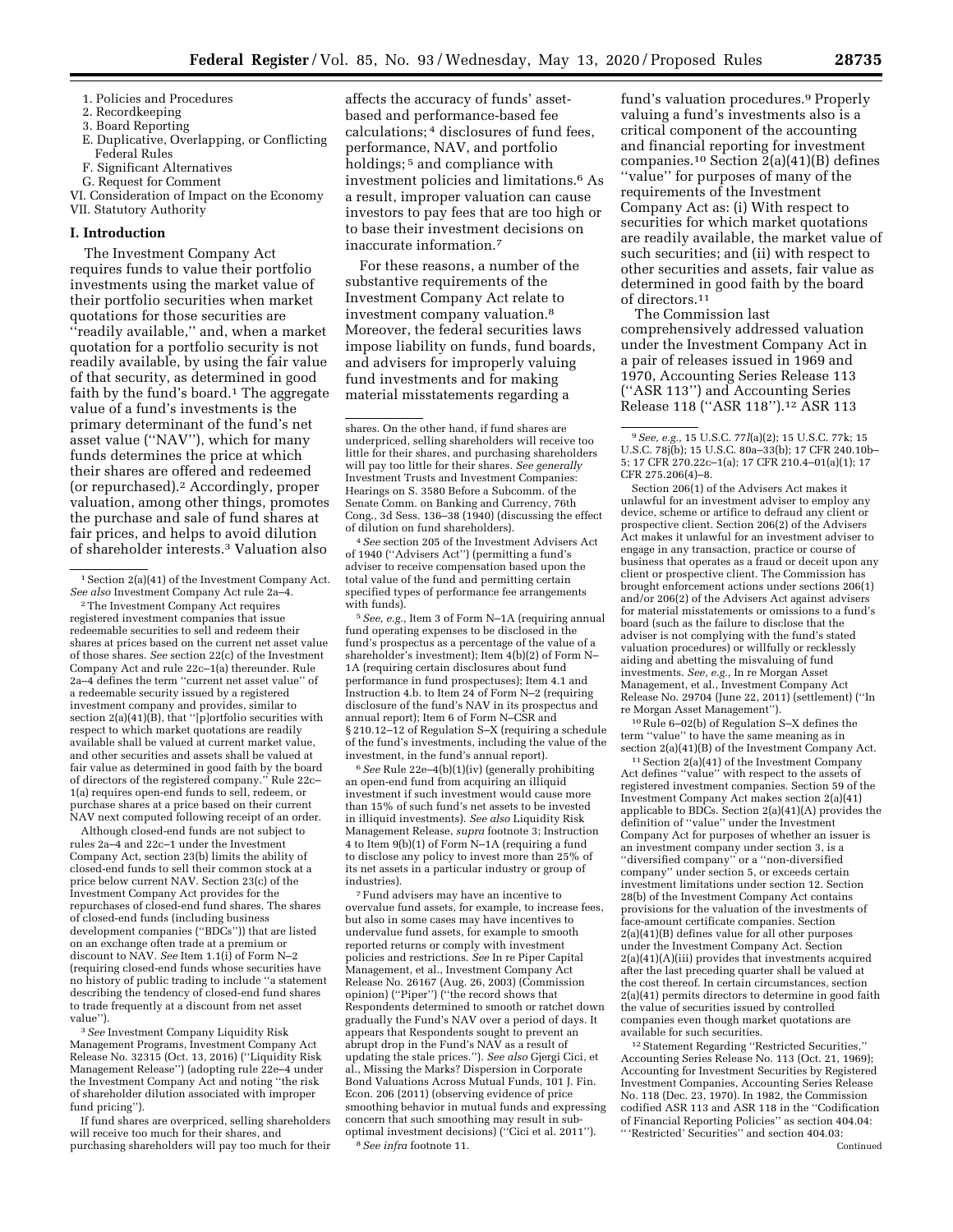1. Policies and Procedures
2. Recordkeeping
3. Board Reporting

E. Duplicative, Overlapping, or Conflicting Federal Rules

F. Significant Alternatives

G. Request for Comment

VI. Consideration of Impact on the Economy

VII. Statutory Authority

## I. Introduction

The Investment Company Act requires funds to value their portfolio investments using the market value of their portfolio securities when market quotations for those securities are "readily available," and, when a market quotation for a portfolio security is not readily available, by using the fair value of that security, as determined in good faith by the fund's board.[1] The aggregate value of a fund's investments is the primary determinant of the fund's net asset value ("NAV"), which for many funds determines the price at which their shares are offered and redeemed (or repurchased).[2] Accordingly, proper valuation, among other things, promotes the purchase and sale of fund shares at fair prices, and helps to avoid dilution of shareholder interests.[3] Valuation also affects the accuracy of funds' asset-based and performance-based fee calculations;[4] disclosures of fund fees, performance, NAV, and portfolio holdings;[5] and compliance with investment policies and limitations.[6] As a result, improper valuation can cause investors to pay fees that are too high or to base their investment decisions on inaccurate information.[7]

For these reasons, a number of the substantive requirements of the Investment Company Act relate to investment company valuation.[8] Moreover, the federal securities laws impose liability on funds, fund boards, and advisers for improperly valuing fund investments and for making material misstatements regarding a fund's valuation procedures.[9] Properly valuing a fund's investments also is a critical component of the accounting and financial reporting for investment companies.[10] Section 2(a)(41)(B) defines "value" for purposes of many of the requirements of the Investment Company Act as: (i) With respect to securities for which market quotations are readily available, the market value of such securities; and (ii) with respect to other securities and assets, fair value as determined in good faith by the board of directors.[11]

The Commission last comprehensively addressed valuation under the Investment Company Act in a pair of releases issued in 1969 and 1970, Accounting Series Release 113 ("ASR 113") and Accounting Series Release 118 ("ASR 118").[12] ASR 113

---

[1] Section 2(a)(41) of the Investment Company Act. *See also* Investment Company Act rule 2a–4.

[2] The Investment Company Act requires registered investment companies that issue redeemable securities to sell and redeem their shares at prices based on the current net asset value of those shares. *See* section 22(c) of the Investment Company Act and rule 22c–1(a) thereunder. Rule 2a–4 defines the term "current net asset value" of a redeemable security issued by a registered investment company and provides, similar to section 2(a)(41)(B), that "[p]ortfolio securities with respect to which market quotations are readily available shall be valued at current market value, and other securities and assets shall be valued at fair value as determined in good faith by the board of directors of the registered company." Rule 22c–1(a) requires open-end funds to sell, redeem, or purchase shares at a price based on their current NAV next computed following receipt of an order.

Although closed-end funds are not subject to rules 2a–4 and 22c–1 under the Investment Company Act, section 23(b) limits the ability of closed-end funds to sell their common stock at a price below current NAV. Section 23(c) of the Investment Company Act provides for the repurchases of closed-end fund shares. The shares of closed-end funds (including business development companies ("BDCs")) that are listed on an exchange often trade at a premium or discount to NAV. *See* Item 1.1(i) of Form N–2 (requiring closed-end funds whose securities have no history of public trading to include "a statement describing the tendency of closed-end fund shares to trade frequently at a discount from net asset value").

[3] *See* Investment Company Liquidity Risk Management Programs, Investment Company Act Release No. 32315 (Oct. 13, 2016) ("Liquidity Risk Management Release") (adopting rule 22e–4 under the Investment Company Act and noting "the risk of shareholder dilution associated with improper fund pricing").

If fund shares are overpriced, selling shareholders will receive too much for their shares, and purchasing shareholders will pay too much for their shares. On the other hand, if fund shares are underpriced, selling shareholders will receive too little for their shares, and purchasing shareholders will pay too little for their shares. *See generally* Investment Trusts and Investment Companies: Hearings on S. 3580 Before a Subcomm. of the Senate Comm. on Banking and Currency, 76th Cong., 3d Sess. 136–38 (1940) (discussing the effect of dilution on fund shareholders).

[4] *See* section 205 of the Investment Advisers Act of 1940 ("Advisers Act") (permitting a fund's adviser to receive compensation based upon the total value of the fund and permitting certain specified types of performance fee arrangements with funds).

[5] *See, e.g.,* Item 3 of Form N–1A (requiring annual fund operating expenses to be disclosed in the fund's prospectus as a percentage of the value of a shareholder's investment); Item 4(b)(2) of Form N–1A (requiring certain disclosures about fund performance in fund prospectuses); Item 4.1 and Instruction 4.b. to Item 24 of Form N–2 (requiring disclosure of the fund's NAV in its prospectus and annual report); Item 6 of Form N–CSR and § 210.12–12 of Regulation S–X (requiring a schedule of the fund's investments, including the value of the investment, in the fund's annual report).

[6] *See* Rule 22e–4(b)(1)(iv) (generally prohibiting an open-end fund from acquiring an illiquid investment if such investment would cause more than 15% of such fund's net assets to be invested in illiquid investments). *See also* Liquidity Risk Management Release, *supra* footnote 3; Instruction 4 to Item 9(b)(1) of Form N–1A (requiring a fund to disclose any policy to invest more than 25% of its net assets in a particular industry or group of industries).

[7] Fund advisers may have an incentive to overvalue fund assets, for example, to increase fees, but also in some cases may have incentives to undervalue fund assets, for example to smooth reported returns or comply with investment policies and restrictions. *See* In re Piper Capital Management, et al., Investment Company Act Release No. 26167 (Aug. 26, 2003) (Commission opinion) ("Piper") ("the record shows that Respondents determined to smooth or ratchet down gradually the Fund's NAV over a period of days. It appears that Respondents sought to prevent an abrupt drop in the Fund's NAV as a result of updating the stale prices."). *See also* Gjergi Cici, et al., Missing the Marks? Dispersion in Corporate Bond Valuations Across Mutual Funds, 101 J. Fin. Econ. 206 (2011) (observing evidence of price smoothing behavior in mutual funds and expressing concern that such smoothing may result in sub-optimal investment decisions) ("Cici et al. 2011").

[8] *See infra* footnote 11.

[9] *See, e.g.,* 15 U.S.C. 77*l*(a)(2); 15 U.S.C. 77k; 15 U.S.C. 78j(b); 15 U.S.C. 80a–33(b); 17 CFR 240.10b–5; 17 CFR 270.22c–1(a); 17 CFR 210.4–01(a)(1); 17 CFR 275.206(4)–8.

Section 206(1) of the Advisers Act makes it unlawful for an investment adviser to employ any device, scheme or artifice to defraud any client or prospective client. Section 206(2) of the Advisers Act makes it unlawful for an investment adviser to engage in any transaction, practice or course of business that operates as a fraud or deceit upon any client or prospective client. The Commission has brought enforcement actions under sections 206(1) and/or 206(2) of the Advisers Act against advisers for material misstatements or omissions to a fund's board (such as the failure to disclose that the adviser is not complying with the fund's stated valuation procedures) or willfully or recklessly aiding and abetting the misvaluing of fund investments. *See, e.g.,* In re Morgan Asset Management, et al., Investment Company Act Release No. 29704 (June 22, 2011) (settlement) ("In re Morgan Asset Management").

[10] Rule 6–02(b) of Regulation S–X defines the term "value" to have the same meaning as in section 2(a)(41)(B) of the Investment Company Act.

[11] Section 2(a)(41) of the Investment Company Act defines "value" with respect to the assets of registered investment companies. Section 59 of the Investment Company Act makes section 2(a)(41) applicable to BDCs. Section 2(a)(41)(A) provides the definition of "value" under the Investment Company Act for purposes of whether an issuer is an investment company under section 3, is a "diversified company" or a "non-diversified company" under section 5, or exceeds certain investment limitations under section 12. Section 28(b) of the Investment Company Act contains provisions for the valuation of the investments of face-amount certificate companies. Section 2(a)(41)(B) defines value for all other purposes under the Investment Company Act. Section 2(a)(41)(A)(iii) provides that investments acquired after the last preceding quarter shall be valued at the cost thereof. In certain circumstances, section 2(a)(41) permits directors to determine in good faith the value of securities issued by controlled companies even though market quotations are available for such securities.

[12] Statement Regarding "Restricted Securities," Accounting Series Release No. 113 (Oct. 21, 1969); Accounting for Investment Securities by Registered Investment Companies, Accounting Series Release No. 118 (Dec. 23, 1970). In 1982, the Commission codified ASR 113 and ASR 118 in the "Codification of Financial Reporting Policies" as section 404.04: "'Restricted' Securities" and section 404.03:

Continued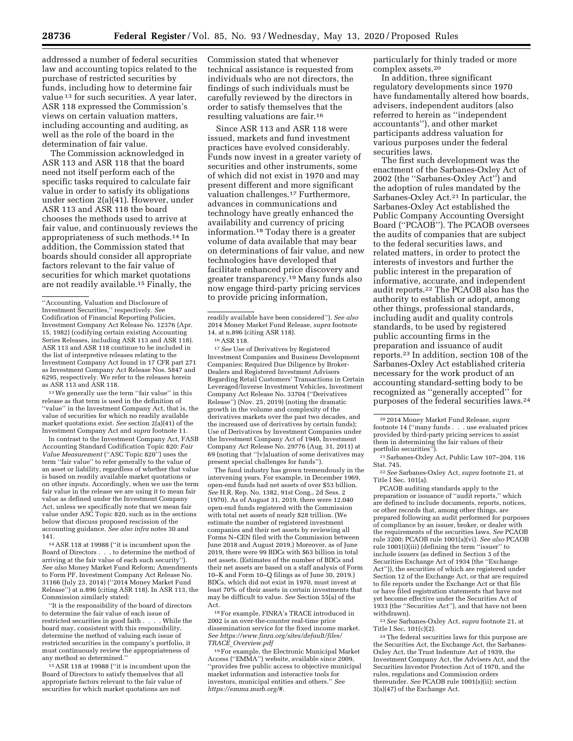addressed a number of federal securities law and accounting topics related to the purchase of restricted securities by funds, including how to determine fair value [13] for such securities. A year later, ASR 118 expressed the Commission's views on certain valuation matters, including accounting and auditing, as well as the role of the board in the determination of fair value.

The Commission acknowledged in ASR 113 and ASR 118 that the board need not itself perform each of the specific tasks required to calculate fair value in order to satisfy its obligations under section 2(a)(41). However, under ASR 113 and ASR 118 the board chooses the methods used to arrive at fair value, and continuously reviews the appropriateness of such methods.[14] In addition, the Commission stated that boards should consider all appropriate factors relevant to the fair value of securities for which market quotations are not readily available.[15] Finally, the Commission stated that whenever technical assistance is requested from individuals who are not directors, the findings of such individuals must be carefully reviewed by the directors in order to satisfy themselves that the resulting valuations are fair.[16]

Since ASR 113 and ASR 118 were issued, markets and fund investment practices have evolved considerably. Funds now invest in a greater variety of securities and other instruments, some of which did not exist in 1970 and may present different and more significant valuation challenges.[17] Furthermore, advances in communications and technology have greatly enhanced the availability and currency of pricing information.[18] Today there is a greater volume of data available that may bear on determinations of fair value, and new technologies have developed that facilitate enhanced price discovery and greater transparency.[19] Many funds also now engage third-party pricing services to provide pricing information, particularly for thinly traded or more complex assets.[20]

In addition, three significant regulatory developments since 1970 have fundamentally altered how boards, advisers, independent auditors (also referred to herein as "independent accountants"), and other market participants address valuation for various purposes under the federal securities laws.

The first such development was the enactment of the Sarbanes-Oxley Act of 2002 (the "Sarbanes-Oxley Act") and the adoption of rules mandated by the Sarbanes-Oxley Act.[21] In particular, the Sarbanes-Oxley Act established the Public Company Accounting Oversight Board ("PCAOB"). The PCAOB oversees the audits of companies that are subject to the federal securities laws, and related matters, in order to protect the interests of investors and further the public interest in the preparation of informative, accurate, and independent audit reports.[22] The PCAOB also has the authority to establish or adopt, among other things, professional standards, including audit and quality controls standards, to be used by registered public accounting firms in the preparation and issuance of audit reports.[23] In addition, section 108 of the Sarbanes-Oxley Act established criteria necessary for the work product of an accounting standard-setting body to be recognized as "generally accepted" for purposes of the federal securities laws.[24]

---

"Accounting, Valuation and Disclosure of Investment Securities," respectively. *See* Codification of Financial Reporting Policies, Investment Company Act Release No. 12376 (Apr. 15, 1982) (codifying certain existing Accounting Series Releases, including ASR 113 and ASR 118). ASR 113 and ASR 118 continue to be included in the list of interpretive releases relating to the Investment Company Act found in 17 CFR part 271 as Investment Company Act Release Nos. 5847 and 6295, respectively. We refer to the releases herein as ASR 113 and ASR 118.

[13] We generally use the term "fair value" in this release as that term is used in the definition of "value" in the Investment Company Act, that is, the value of securities for which no readily available market quotations exist. *See* section 2(a)(41) of the Investment Company Act and *supra* footnote 11.

In contrast to the Investment Company Act, FASB Accounting Standard Codification Topic 820: *Fair Value Measurement* ("ASC Topic 820") uses the term "fair value" to refer generally to the value of an asset or liability, regardless of whether that value is based on readily available market quotations or on other inputs. Accordingly, when we use the term fair value in the release we are using it to mean fair value as defined under the Investment Company Act, unless we specifically note that we mean fair value under ASC Topic 820, such as in the sections below that discuss proposed rescission of the accounting guidance. *See also infra* notes 30 and 141.

[14] ASR 118 at 19988 ("it is incumbent upon the Board of Directors . . . to determine the method of arriving at the fair value of each such security"). *See also* Money Market Fund Reform; Amendments to Form PF, Investment Company Act Release No. 31166 (July 23, 2014) ("2014 Money Market Fund Release") at n.896 (citing ASR 118). In ASR 113, the Commission similarly stated:

"It is the responsibility of the board of directors to determine the fair value of each issue of restricted securities in good faith . . . . While the board may, consistent with this responsibility, determine the method of valuing each issue of restricted securities in the company's portfolio, it must continuously review the appropriateness of any method so determined."

[15] ASR 118 at 19988 ("it is incumbent upon the Board of Directors to satisfy themselves that all appropriate factors relevant to the fair value of securities for which market quotations are not readily available have been considered"). *See also* 2014 Money Market Fund Release, *supra* footnote 14, at n.896 (citing ASR 118).

[16] ASR 118.

[17] *See* Use of Derivatives by Registered Investment Companies and Business Development Companies; Required Due Diligence by Broker-Dealers and Registered Investment Advisers Regarding Retail Customers' Transactions in Certain Leveraged/Inverse Investment Vehicles, Investment Company Act Release No. 33704 ("Derivatives Release") (Nov. 25, 2019) (noting the dramatic growth in the volume and complexity of the derivatives markets over the past two decades, and the increased use of derivatives by certain funds); Use of Derivatives by Investment Companies under the Investment Company Act of 1940, Investment Company Act Release No. 29776 (Aug. 31, 2011) at 69 (noting that "[v]aluation of some derivatives may present special challenges for funds").

The fund industry has grown tremendously in the intervening years. For example, in December 1969, open-end funds had net assets of over $53 billion. *See* H.R. Rep. No. 1382, 91st Cong., 2d Sess. 2 (1970). As of August 31, 2019, there were 12,040 open-end funds registered with the Commission with total net assets of nearly $28 trillion. (We estimate the number of registered investment companies and their net assets by reviewing all Forms N–CEN filed with the Commission between June 2018 and August 2019.) Moreover, as of June 2019, there were 99 BDCs with $63 billion in total net assets. (Estimates of the number of BDCs and their net assets are based on a staff analysis of Form 10–K and Form 10–Q filings as of June 30, 2019.) BDCs, which did not exist in 1970, must invest at least 70% of their assets in certain investments that may be difficult to value. *See* Section 55(a) of the Act.

[18] For example, FINRA's TRACE introduced in 2002 is an over-the-counter real-time price dissemination service for the fixed income market. *See https://www.finra.org/sites/default/files/TRACE_Overview.pdf*

[19] For example, the Electronic Municipal Market Access ("EMMA") website, available since 2009, "provides free public access to objective municipal market information and interactive tools for investors, municipal entities and others." *See https://emma.msrb.org/#.*

[20] 2014 Money Market Fund Release, *supra* footnote 14 ("many funds . . . use evaluated prices provided by third-party pricing services to assist them in determining the fair values of their portfolio securities").

[21] Sarbanes-Oxley Act, Public Law 107–204, 116 Stat. 745.

[22] *See* Sarbanes-Oxley Act, *supra* footnote 21, at Title I Sec. 101(a).

PCAOB auditing standards apply to the preparation or issuance of "audit reports," which are defined to include documents, reports, notices, or other records that, among other things, are prepared following an audit performed for purposes of compliance by an issuer, broker, or dealer with the requirements of the securities laws. *See* PCAOB rule 3200; PCAOB rule 1001(a)(vi). *See also* PCAOB rule 1001(i)(iii) (defining the term "issuer" to include issuers (as defined in Section 3 of the Securities Exchange Act of 1934 (the "Exchange Act")), the securities of which are registered under Section 12 of the Exchange Act, or that are required to file reports under the Exchange Act or that file or have filed registration statements that have not yet become effective under the Securities Act of 1933 (the "Securities Act"), and that have not been withdrawn).

[23] *See* Sarbanes-Oxley Act, *supra* footnote 21, at Title I Sec. 101(c)(2).

[24] The federal securities laws for this purpose are the Securities Act, the Exchange Act, the Sarbanes-Oxley Act, the Trust Indenture Act of 1939, the Investment Company Act, the Advisers Act, and the Securities Investor Protection Act of 1970, and the rules, regulations and Commission orders thereunder. *See* PCAOB rule 1001(s)(ii); section 3(a)(47) of the Exchange Act.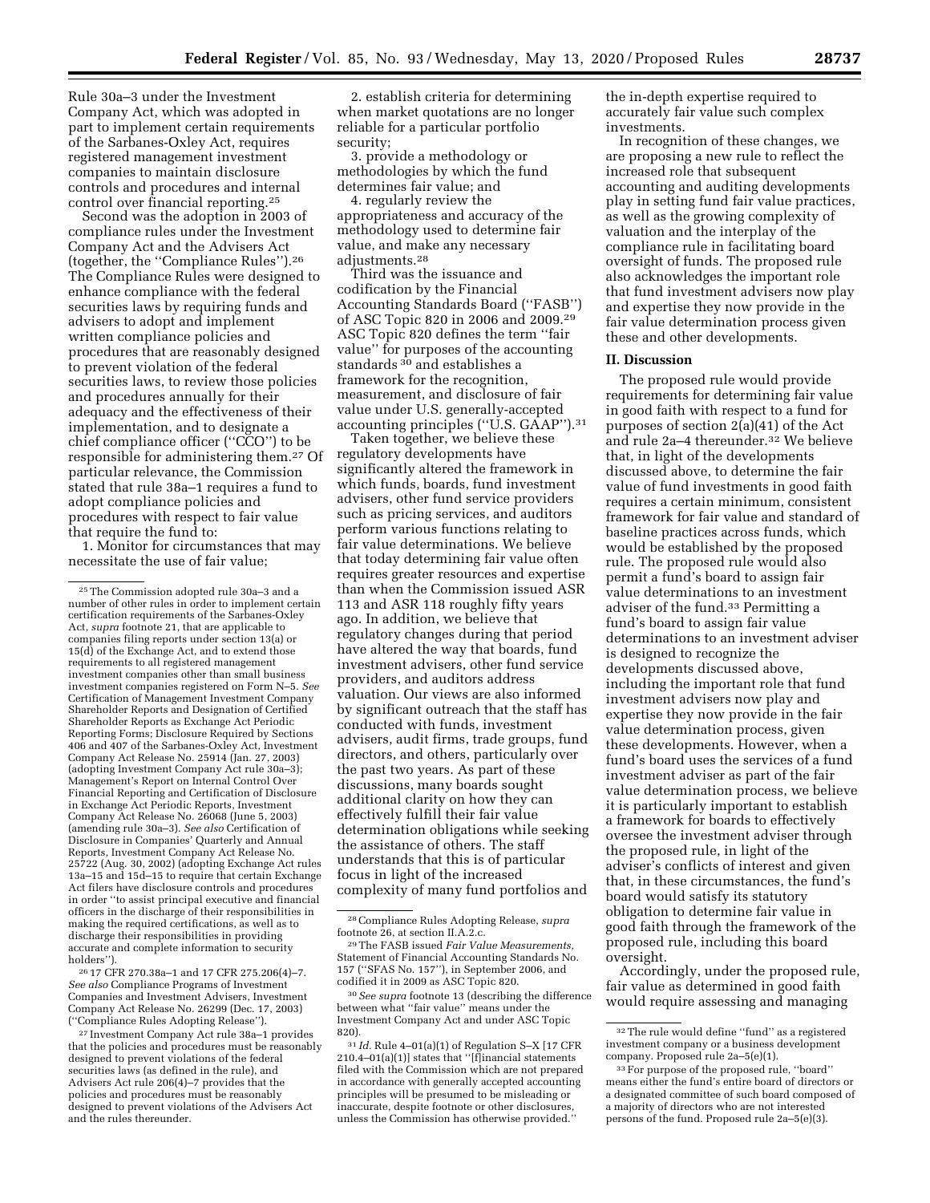Rule 30a–3 under the Investment Company Act, which was adopted in part to implement certain requirements of the Sarbanes-Oxley Act, requires registered management investment companies to maintain disclosure controls and procedures and internal control over financial reporting.[25]

Second was the adoption in 2003 of compliance rules under the Investment Company Act and the Advisers Act (together, the ''Compliance Rules'').[26] The Compliance Rules were designed to enhance compliance with the federal securities laws by requiring funds and advisers to adopt and implement written compliance policies and procedures that are reasonably designed to prevent violation of the federal securities laws, to review those policies and procedures annually for their adequacy and the effectiveness of their implementation, and to designate a chief compliance officer (''CCO'') to be responsible for administering them.[27] Of particular relevance, the Commission stated that rule 38a–1 requires a fund to adopt compliance policies and procedures with respect to fair value that require the fund to:

1. Monitor for circumstances that may necessitate the use of fair value;

2. establish criteria for determining when market quotations are no longer reliable for a particular portfolio security;

3. provide a methodology or methodologies by which the fund determines fair value; and

4. regularly review the appropriateness and accuracy of the methodology used to determine fair value, and make any necessary adjustments.[28]

Third was the issuance and codification by the Financial Accounting Standards Board (''FASB'') of ASC Topic 820 in 2006 and 2009.[29] ASC Topic 820 defines the term ''fair value'' for purposes of the accounting standards [30] and establishes a framework for the recognition, measurement, and disclosure of fair value under U.S. generally-accepted accounting principles (''U.S. GAAP'').[31]

Taken together, we believe these regulatory developments have significantly altered the framework in which funds, boards, fund investment advisers, other fund service providers such as pricing services, and auditors perform various functions relating to fair value determinations. We believe that today determining fair value often requires greater resources and expertise than when the Commission issued ASR 113 and ASR 118 roughly fifty years ago. In addition, we believe that regulatory changes during that period have altered the way that boards, fund investment advisers, other fund service providers, and auditors address valuation. Our views are also informed by significant outreach that the staff has conducted with funds, investment advisers, audit firms, trade groups, fund directors, and others, particularly over the past two years. As part of these discussions, many boards sought additional clarity on how they can effectively fulfill their fair value determination obligations while seeking the assistance of others. The staff understands that this is of particular focus in light of the increased complexity of many fund portfolios and the in-depth expertise required to accurately fair value such complex investments.

In recognition of these changes, we are proposing a new rule to reflect the increased role that subsequent accounting and auditing developments play in setting fund fair value practices, as well as the growing complexity of valuation and the interplay of the compliance rule in facilitating board oversight of funds. The proposed rule also acknowledges the important role that fund investment advisers now play and expertise they now provide in the fair value determination process given these and other developments.

## II. Discussion

The proposed rule would provide requirements for determining fair value in good faith with respect to a fund for purposes of section 2(a)(41) of the Act and rule 2a–4 thereunder.[32] We believe that, in light of the developments discussed above, to determine the fair value of fund investments in good faith requires a certain minimum, consistent framework for fair value and standard of baseline practices across funds, which would be established by the proposed rule. The proposed rule would also permit a fund's board to assign fair value determinations to an investment adviser of the fund.[33] Permitting a fund's board to assign fair value determinations to an investment adviser is designed to recognize the developments discussed above, including the important role that fund investment advisers now play and expertise they now provide in the fair value determination process, given these developments. However, when a fund's board uses the services of a fund investment adviser as part of the fair value determination process, we believe it is particularly important to establish a framework for boards to effectively oversee the investment adviser through the proposed rule, in light of the adviser's conflicts of interest and given that, in these circumstances, the fund's board would satisfy its statutory obligation to determine fair value in good faith through the framework of the proposed rule, including this board oversight.

Accordingly, under the proposed rule, fair value as determined in good faith would require assessing and managing

---

[25] The Commission adopted rule 30a–3 and a number of other rules in order to implement certain certification requirements of the Sarbanes-Oxley Act, *supra* footnote 21, that are applicable to companies filing reports under section 13(a) or 15(d) of the Exchange Act, and to extend those requirements to all registered management investment companies other than small business investment companies registered on Form N–5. *See* Certification of Management Investment Company Shareholder Reports and Designation of Certified Shareholder Reports as Exchange Act Periodic Reporting Forms; Disclosure Required by Sections 406 and 407 of the Sarbanes-Oxley Act, Investment Company Act Release No. 25914 (Jan. 27, 2003) (adopting Investment Company Act rule 30a–3); Management's Report on Internal Control Over Financial Reporting and Certification of Disclosure in Exchange Act Periodic Reports, Investment Company Act Release No. 26068 (June 5, 2003) (amending rule 30a–3). *See also* Certification of Disclosure in Companies' Quarterly and Annual Reports, Investment Company Act Release No. 25722 (Aug. 30, 2002) (adopting Exchange Act rules 13a–15 and 15d–15 to require that certain Exchange Act filers have disclosure controls and procedures in order ''to assist principal executive and financial officers in the discharge of their responsibilities in making the required certifications, as well as to discharge their responsibilities in providing accurate and complete information to security holders'').

[26] 17 CFR 270.38a–1 and 17 CFR 275.206(4)–7. *See also* Compliance Programs of Investment Companies and Investment Advisers, Investment Company Act Release No. 26299 (Dec. 17, 2003) (''Compliance Rules Adopting Release'').

[27] Investment Company Act rule 38a–1 provides that the policies and procedures must be reasonably designed to prevent violations of the federal securities laws (as defined in the rule), and Advisers Act rule 206(4)–7 provides that the policies and procedures must be reasonably designed to prevent violations of the Advisers Act and the rules thereunder.

[28] Compliance Rules Adopting Release, *supra* footnote 26, at section II.A.2.c.

[29] The FASB issued *Fair Value Measurements,* Statement of Financial Accounting Standards No. 157 (''SFAS No. 157''), in September 2006, and codified it in 2009 as ASC Topic 820.

[30] *See supra* footnote 13 (describing the difference between what ''fair value'' means under the Investment Company Act and under ASC Topic 820).

[31] *Id.* Rule 4–01(a)(1) of Regulation S–X [17 CFR 210.4–01(a)(1)] states that ''[f]inancial statements filed with the Commission which are not prepared in accordance with generally accepted accounting principles will be presumed to be misleading or inaccurate, despite footnote or other disclosures, unless the Commission has otherwise provided.''

[32] The rule would define ''fund'' as a registered investment company or a business development company. Proposed rule 2a–5(e)(1).

[33] For purpose of the proposed rule, ''board'' means either the fund's entire board of directors or a designated committee of such board composed of a majority of directors who are not interested persons of the fund. Proposed rule 2a–5(e)(3).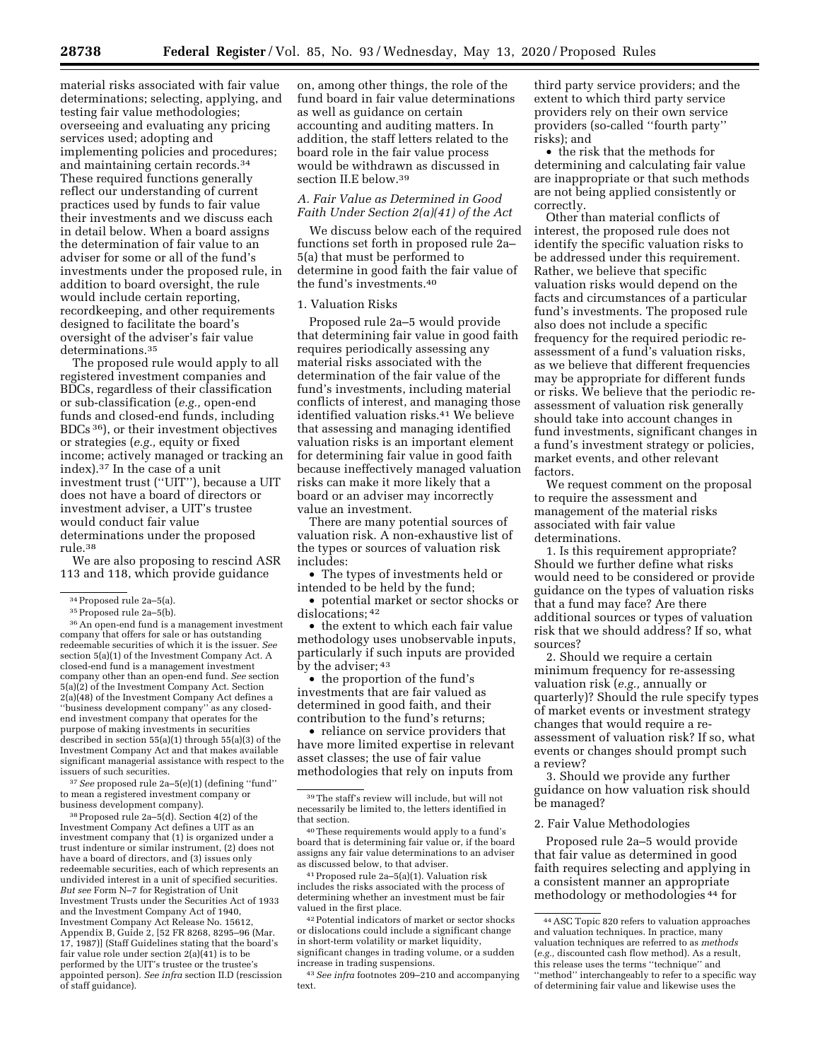material risks associated with fair value determinations; selecting, applying, and testing fair value methodologies; overseeing and evaluating any pricing services used; adopting and implementing policies and procedures; and maintaining certain records.[34] These required functions generally reflect our understanding of current practices used by funds to fair value their investments and we discuss each in detail below. When a board assigns the determination of fair value to an adviser for some or all of the fund's investments under the proposed rule, in addition to board oversight, the rule would include certain reporting, recordkeeping, and other requirements designed to facilitate the board's oversight of the adviser's fair value determinations.[35]

The proposed rule would apply to all registered investment companies and BDCs, regardless of their classification or sub-classification (*e.g.,* open-end funds and closed-end funds, including BDCs[36]), or their investment objectives or strategies (*e.g.,* equity or fixed income; actively managed or tracking an index).[37] In the case of a unit investment trust (''UIT''), because a UIT does not have a board of directors or investment adviser, a UIT's trustee would conduct fair value determinations under the proposed rule.[38]

We are also proposing to rescind ASR 113 and 118, which provide guidance on, among other things, the role of the fund board in fair value determinations as well as guidance on certain accounting and auditing matters. In addition, the staff letters related to the board role in the fair value process would be withdrawn as discussed in section II.E below.[39]

### A. Fair Value as Determined in Good Faith Under Section 2(a)(41) of the Act

We discuss below each of the required functions set forth in proposed rule 2a–5(a) that must be performed to determine in good faith the fair value of the fund's investments.[40]

#### 1. Valuation Risks

Proposed rule 2a–5 would provide that determining fair value in good faith requires periodically assessing any material risks associated with the determination of the fair value of the fund's investments, including material conflicts of interest, and managing those identified valuation risks.[41] We believe that assessing and managing identified valuation risks is an important element for determining fair value in good faith because ineffectively managed valuation risks can make it more likely that a board or an adviser may incorrectly value an investment.

There are many potential sources of valuation risk. A non-exhaustive list of the types or sources of valuation risk includes:

- The types of investments held or intended to be held by the fund;
- potential market or sector shocks or dislocations;[42]
- the extent to which each fair value methodology uses unobservable inputs, particularly if such inputs are provided by the adviser;[43]
- the proportion of the fund's investments that are fair valued as determined in good faith, and their contribution to the fund's returns;
- reliance on service providers that have more limited expertise in relevant asset classes; the use of fair value methodologies that rely on inputs from third party service providers; and the extent to which third party service providers rely on their own service providers (so-called ''fourth party'' risks); and
- the risk that the methods for determining and calculating fair value are inappropriate or that such methods are not being applied consistently or correctly.

Other than material conflicts of interest, the proposed rule does not identify the specific valuation risks to be addressed under this requirement. Rather, we believe that specific valuation risks would depend on the facts and circumstances of a particular fund's investments. The proposed rule also does not include a specific frequency for the required periodic re-assessment of a fund's valuation risks, as we believe that different frequencies may be appropriate for different funds or risks. We believe that the periodic re-assessment of valuation risk generally should take into account changes in fund investments, significant changes in a fund's investment strategy or policies, market events, and other relevant factors.

We request comment on the proposal to require the assessment and management of the material risks associated with fair value determinations.

1. Is this requirement appropriate? Should we further define what risks would need to be considered or provide guidance on the types of valuation risks that a fund may face? Are there additional sources or types of valuation risk that we should address? If so, what sources?

2. Should we require a certain minimum frequency for re-assessing valuation risk (*e.g.,* annually or quarterly)? Should the rule specify types of market events or investment strategy changes that would require a re-assessment of valuation risk? If so, what events or changes should prompt such a review?

3. Should we provide any further guidance on how valuation risk should be managed?

#### 2. Fair Value Methodologies

Proposed rule 2a–5 would provide that fair value as determined in good faith requires selecting and applying in a consistent manner an appropriate methodology or methodologies[44] for

---

[34] Proposed rule 2a–5(a).

[35] Proposed rule 2a–5(b).

[36] An open-end fund is a management investment company that offers for sale or has outstanding redeemable securities of which it is the issuer. *See* section 5(a)(1) of the Investment Company Act. A closed-end fund is a management investment company other than an open-end fund. *See* section 5(a)(2) of the Investment Company Act. Section 2(a)(48) of the Investment Company Act defines a ''business development company'' as any closed-end investment company that operates for the purpose of making investments in securities described in section 55(a)(1) through 55(a)(3) of the Investment Company Act and that makes available significant managerial assistance with respect to the issuers of such securities.

[37] *See* proposed rule 2a–5(e)(1) (defining ''fund'' to mean a registered investment company or business development company).

[38] Proposed rule 2a–5(d). Section 4(2) of the Investment Company Act defines a UIT as an investment company that (1) is organized under a trust indenture or similar instrument, (2) does not have a board of directors, and (3) issues only redeemable securities, each of which represents an undivided interest in a unit of specified securities. *But see* Form N–7 for Registration of Unit Investment Trusts under the Securities Act of 1933 and the Investment Company Act of 1940, Investment Company Act Release No. 15612, Appendix B, Guide 2, [52 FR 8268, 8295–96 (Mar. 17, 1987)] (Staff Guidelines stating that the board's fair value role under section 2(a)(41) is to be performed by the UIT's trustee or the trustee's appointed person). *See infra* section II.D (rescission of staff guidance).

[39] The staff's review will include, but will not necessarily be limited to, the letters identified in that section.

[40] These requirements would apply to a fund's board that is determining fair value or, if the board assigns any fair value determinations to an adviser as discussed below, to that adviser.

[41] Proposed rule 2a–5(a)(1). Valuation risk includes the risks associated with the process of determining whether an investment must be fair valued in the first place.

[42] Potential indicators of market or sector shocks or dislocations could include a significant change in short-term volatility or market liquidity, significant changes in trading volume, or a sudden increase in trading suspensions.

[43] *See infra* footnotes 209–210 and accompanying text.

[44] ASC Topic 820 refers to valuation approaches and valuation techniques. In practice, many valuation techniques are referred to as *methods* (*e.g.,* discounted cash flow method). As a result, this release uses the terms ''technique'' and ''method'' interchangeably to refer to a specific way of determining fair value and likewise uses the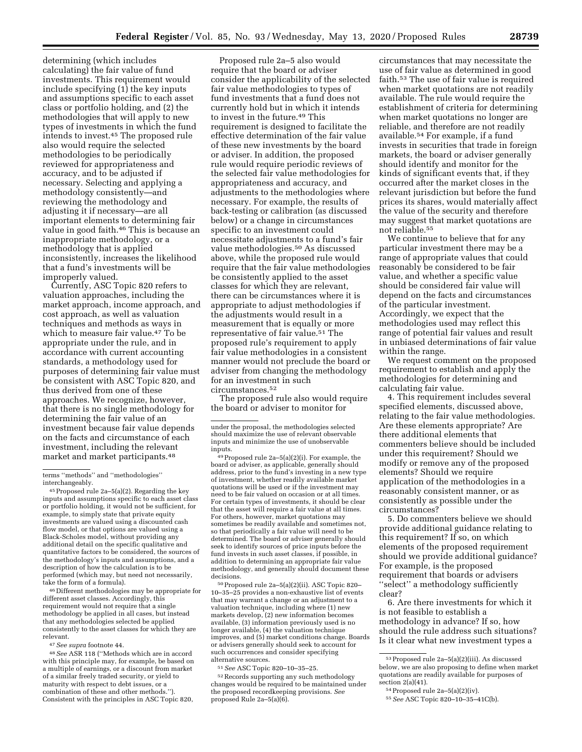determining (which includes calculating) the fair value of fund investments. This requirement would include specifying (1) the key inputs and assumptions specific to each asset class or portfolio holding, and (2) the methodologies that will apply to new types of investments in which the fund intends to invest.[45] The proposed rule also would require the selected methodologies to be periodically reviewed for appropriateness and accuracy, and to be adjusted if necessary. Selecting and applying a methodology consistently—and reviewing the methodology and adjusting it if necessary—are all important elements to determining fair value in good faith.[46] This is because an inappropriate methodology, or a methodology that is applied inconsistently, increases the likelihood that a fund's investments will be improperly valued.

Currently, ASC Topic 820 refers to valuation approaches, including the market approach, income approach, and cost approach, as well as valuation techniques and methods as ways in which to measure fair value.[47] To be appropriate under the rule, and in accordance with current accounting standards, a methodology used for purposes of determining fair value must be consistent with ASC Topic 820, and thus derived from one of these approaches. We recognize, however, that there is no single methodology for determining the fair value of an investment because fair value depends on the facts and circumstance of each investment, including the relevant market and market participants.[48]

Proposed rule 2a–5 also would require that the board or adviser consider the applicability of the selected fair value methodologies to types of fund investments that a fund does not currently hold but in which it intends to invest in the future.[49] This requirement is designed to facilitate the effective determination of the fair value of these new investments by the board or adviser. In addition, the proposed rule would require periodic reviews of the selected fair value methodologies for appropriateness and accuracy, and adjustments to the methodologies where necessary. For example, the results of back-testing or calibration (as discussed below) or a change in circumstances specific to an investment could necessitate adjustments to a fund's fair value methodologies.[50] As discussed above, while the proposed rule would require that the fair value methodologies be consistently applied to the asset classes for which they are relevant, there can be circumstances where it is appropriate to adjust methodologies if the adjustments would result in a measurement that is equally or more representative of fair value.[51] The proposed rule's requirement to apply fair value methodologies in a consistent manner would not preclude the board or adviser from changing the methodology for an investment in such circumstances.[52]

The proposed rule also would require the board or adviser to monitor for circumstances that may necessitate the use of fair value as determined in good faith.[53] The use of fair value is required when market quotations are not readily available. The rule would require the establishment of criteria for determining when market quotations no longer are reliable, and therefore are not readily available.[54] For example, if a fund invests in securities that trade in foreign markets, the board or adviser generally should identify and monitor for the kinds of significant events that, if they occurred after the market closes in the relevant jurisdiction but before the fund prices its shares, would materially affect the value of the security and therefore may suggest that market quotations are not reliable.[55]

We continue to believe that for any particular investment there may be a range of appropriate values that could reasonably be considered to be fair value, and whether a specific value should be considered fair value will depend on the facts and circumstances of the particular investment. Accordingly, we expect that the methodologies used may reflect this range of potential fair values and result in unbiased determinations of fair value within the range.

We request comment on the proposed requirement to establish and apply the methodologies for determining and calculating fair value.

4. This requirement includes several specified elements, discussed above, relating to the fair value methodologies. Are these elements appropriate? Are there additional elements that commenters believe should be included under this requirement? Should we modify or remove any of the proposed elements? Should we require application of the methodologies in a reasonably consistent manner, or as consistently as possible under the circumstances?

5. Do commenters believe we should provide additional guidance relating to this requirement? If so, on which elements of the proposed requirement should we provide additional guidance? For example, is the proposed requirement that boards or advisers "select" a methodology sufficiently clear?

6. Are there investments for which it is not feasible to establish a methodology in advance? If so, how should the rule address such situations? Is it clear what new investment types a

---

terms "methods" and "methodologies" interchangeably.

[45] Proposed rule 2a–5(a)(2). Regarding the key inputs and assumptions specific to each asset class or portfolio holding, it would not be sufficient, for example, to simply state that private equity investments are valued using a discounted cash flow model, or that options are valued using a Black-Scholes model, without providing any additional detail on the specific qualitative and quantitative factors to be considered, the sources of the methodology's inputs and assumptions, and a description of how the calculation is to be performed (which may, but need not necessarily, take the form of a formula).

[46] Different methodologies may be appropriate for different asset classes. Accordingly, this requirement would not require that a single methodology be applied in all cases, but instead that any methodologies selected be applied consistently to the asset classes for which they are relevant.

[47] *See supra* footnote 44.

[48] *See* ASR 118 ("Methods which are in accord with this principle may, for example, be based on a multiple of earnings, or a discount from market of a similar freely traded security, or yield to maturity with respect to debt issues, or a combination of these and other methods."). Consistent with the principles in ASC Topic 820, under the proposal, the methodologies selected should maximize the use of relevant observable inputs and minimize the use of unobservable inputs.

[49] Proposed rule 2a–5(a)(2)(i). For example, the board or adviser, as applicable, generally should address, prior to the fund's investing in a new type of investment, whether readily available market quotations will be used or if the investment may need to be fair valued on occasion or at all times. For certain types of investments, it should be clear that the asset will require a fair value at all times. For others, however, market quotations may sometimes be readily available and sometimes not, so that periodically a fair value will need to be determined. The board or adviser generally should seek to identify sources of price inputs before the fund invests in such asset classes, if possible, in addition to determining an appropriate fair value methodology, and generally should document these decisions.

[50] Proposed rule 2a–5(a)(2)(ii). ASC Topic 820–10–35–25 provides a non-exhaustive list of events that may warrant a change or an adjustment to a valuation technique, including where (1) new markets develop, (2) new information becomes available, (3) information previously used is no longer available, (4) the valuation technique improves, and (5) market conditions change. Boards or advisers generally should seek to account for such occurrences and consider specifying alternative sources.

[51] *See* ASC Topic 820–10–35–25.

[52] Records supporting any such methodology changes would be required to be maintained under the proposed recordkeeping provisions. *See* proposed Rule 2a–5(a)(6).

[53] Proposed rule 2a–5(a)(2)(iii). As discussed below, we are also proposing to define when market quotations are readily available for purposes of section 2(a)(41).

[54] Proposed rule 2a–5(a)(2)(iv).

[55] *See* ASC Topic 820–10–35–41C(b).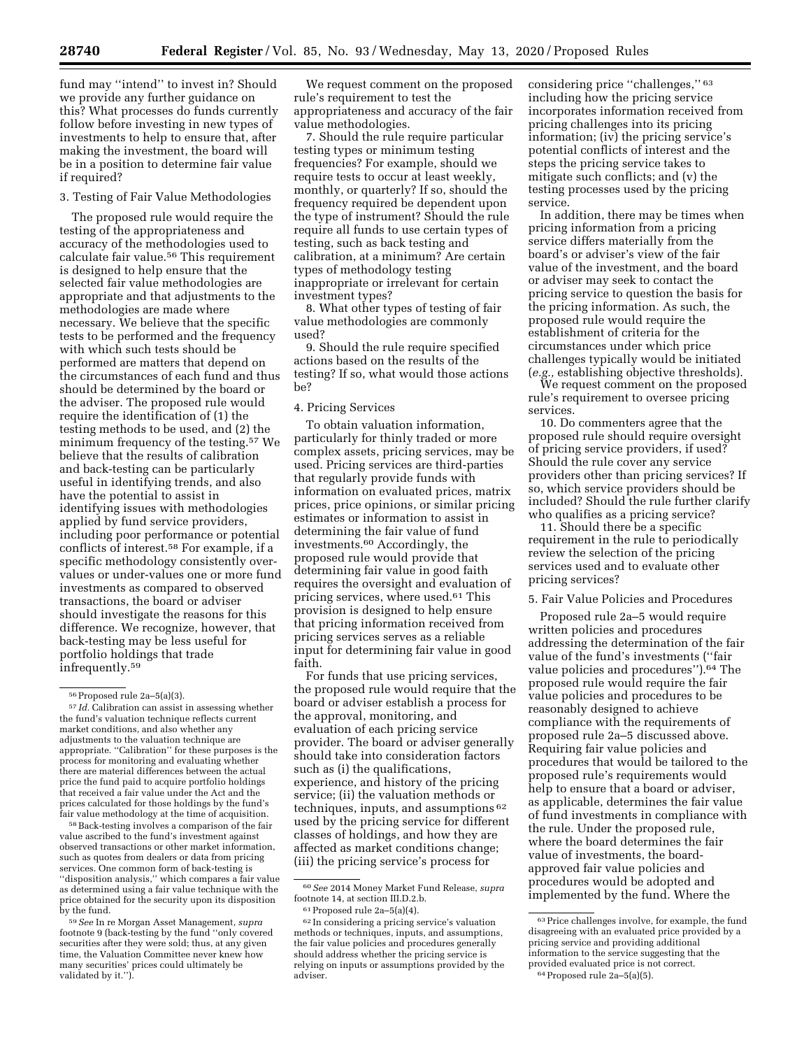fund may ''intend'' to invest in? Should we provide any further guidance on this? What processes do funds currently follow before investing in new types of investments to help to ensure that, after making the investment, the board will be in a position to determine fair value if required?

### 3. Testing of Fair Value Methodologies

The proposed rule would require the testing of the appropriateness and accuracy of the methodologies used to calculate fair value.[56] This requirement is designed to help ensure that the selected fair value methodologies are appropriate and that adjustments to the methodologies are made where necessary. We believe that the specific tests to be performed and the frequency with which such tests should be performed are matters that depend on the circumstances of each fund and thus should be determined by the board or the adviser. The proposed rule would require the identification of (1) the testing methods to be used, and (2) the minimum frequency of the testing.[57] We believe that the results of calibration and back-testing can be particularly useful in identifying trends, and also have the potential to assist in identifying issues with methodologies applied by fund service providers, including poor performance or potential conflicts of interest.[58] For example, if a specific methodology consistently over-values or under-values one or more fund investments as compared to observed transactions, the board or adviser should investigate the reasons for this difference. We recognize, however, that back-testing may be less useful for portfolio holdings that trade infrequently.[59]

We request comment on the proposed rule's requirement to test the appropriateness and accuracy of the fair value methodologies.

7. Should the rule require particular testing types or minimum testing frequencies? For example, should we require tests to occur at least weekly, monthly, or quarterly? If so, should the frequency required be dependent upon the type of instrument? Should the rule require all funds to use certain types of testing, such as back testing and calibration, at a minimum? Are certain types of methodology testing inappropriate or irrelevant for certain investment types?

8. What other types of testing of fair value methodologies are commonly used?

9. Should the rule require specified actions based on the results of the testing? If so, what would those actions be?

### 4. Pricing Services

To obtain valuation information, particularly for thinly traded or more complex assets, pricing services, may be used. Pricing services are third-parties that regularly provide funds with information on evaluated prices, matrix prices, price opinions, or similar pricing estimates or information to assist in determining the fair value of fund investments.[60] Accordingly, the proposed rule would provide that determining fair value in good faith requires the oversight and evaluation of pricing services, where used.[61] This provision is designed to help ensure that pricing information received from pricing services serves as a reliable input for determining fair value in good faith.

For funds that use pricing services, the proposed rule would require that the board or adviser establish a process for the approval, monitoring, and evaluation of each pricing service provider. The board or adviser generally should take into consideration factors such as (i) the qualifications, experience, and history of the pricing service; (ii) the valuation methods or techniques, inputs, and assumptions[62] used by the pricing service for different classes of holdings, and how they are affected as market conditions change; (iii) the pricing service's process for considering price ''challenges,''[63] including how the pricing service incorporates information received from pricing challenges into its pricing information; (iv) the pricing service's potential conflicts of interest and the steps the pricing service takes to mitigate such conflicts; and (v) the testing processes used by the pricing service.

In addition, there may be times when pricing information from a pricing service differs materially from the board's or adviser's view of the fair value of the investment, and the board or adviser may seek to contact the pricing service to question the basis for the pricing information. As such, the proposed rule would require the establishment of criteria for the circumstances under which price challenges typically would be initiated (*e.g.,* establishing objective thresholds).

We request comment on the proposed rule's requirement to oversee pricing services.

10. Do commenters agree that the proposed rule should require oversight of pricing service providers, if used? Should the rule cover any service providers other than pricing services? If so, which service providers should be included? Should the rule further clarify who qualifies as a pricing service?

11. Should there be a specific requirement in the rule to periodically review the selection of the pricing services used and to evaluate other pricing services?

### 5. Fair Value Policies and Procedures

Proposed rule 2a–5 would require written policies and procedures addressing the determination of the fair value of the fund's investments (''fair value policies and procedures'').[64] The proposed rule would require the fair value policies and procedures to be reasonably designed to achieve compliance with the requirements of proposed rule 2a–5 discussed above. Requiring fair value policies and procedures that would be tailored to the proposed rule's requirements would help to ensure that a board or adviser, as applicable, determines the fair value of fund investments in compliance with the rule. Under the proposed rule, where the board determines the fair value of investments, the board-approved fair value policies and procedures would be adopted and implemented by the fund. Where the

---

[56] Proposed rule 2a–5(a)(3).

[57] *Id.* Calibration can assist in assessing whether the fund's valuation technique reflects current market conditions, and also whether any adjustments to the valuation technique are appropriate. ''Calibration'' for these purposes is the process for monitoring and evaluating whether there are material differences between the actual price the fund paid to acquire portfolio holdings that received a fair value under the Act and the prices calculated for those holdings by the fund's fair value methodology at the time of acquisition.

[58] Back-testing involves a comparison of the fair value ascribed to the fund's investment against observed transactions or other market information, such as quotes from dealers or data from pricing services. One common form of back-testing is ''disposition analysis,'' which compares a fair value as determined using a fair value technique with the price obtained for the security upon its disposition by the fund.

[59] *See* In re Morgan Asset Management, *supra* footnote 9 (back-testing by the fund ''only covered securities after they were sold; thus, at any given time, the Valuation Committee never knew how many securities' prices could ultimately be validated by it.'').

[60] *See* 2014 Money Market Fund Release, *supra* footnote 14, at section III.D.2.b.

[61] Proposed rule 2a–5(a)(4).

[62] In considering a pricing service's valuation methods or techniques, inputs, and assumptions, the fair value policies and procedures generally should address whether the pricing service is relying on inputs or assumptions provided by the adviser.

[63] Price challenges involve, for example, the fund disagreeing with an evaluated price provided by a pricing service and providing additional information to the service suggesting that the provided evaluated price is not correct.

[64] Proposed rule 2a–5(a)(5).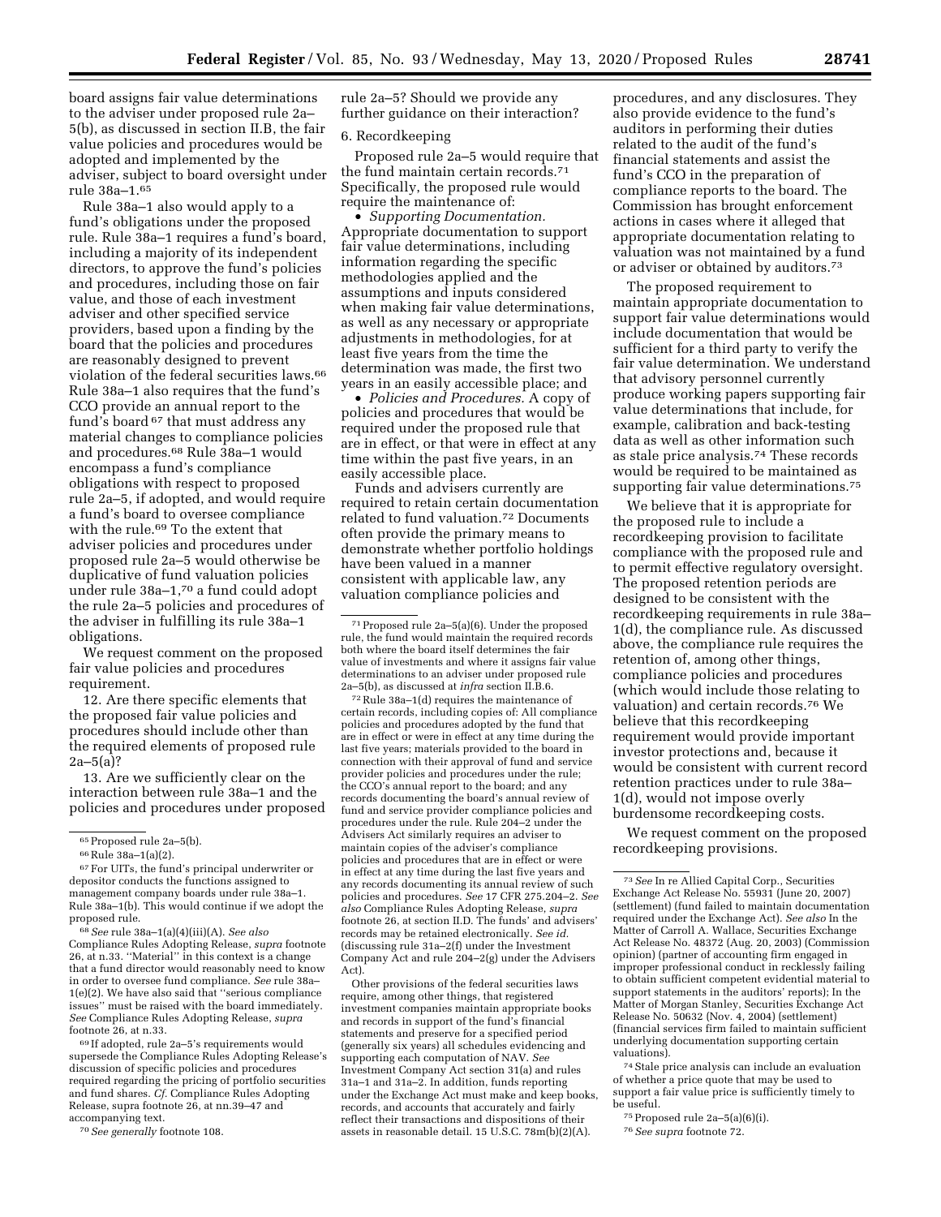board assigns fair value determinations to the adviser under proposed rule 2a–5(b), as discussed in section II.B, the fair value policies and procedures would be adopted and implemented by the adviser, subject to board oversight under rule 38a–1.[65]

Rule 38a–1 also would apply to a fund's obligations under the proposed rule. Rule 38a–1 requires a fund's board, including a majority of its independent directors, to approve the fund's policies and procedures, including those on fair value, and those of each investment adviser and other specified service providers, based upon a finding by the board that the policies and procedures are reasonably designed to prevent violation of the federal securities laws.[66] Rule 38a–1 also requires that the fund's CCO provide an annual report to the fund's board[67] that must address any material changes to compliance policies and procedures.[68] Rule 38a–1 would encompass a fund's compliance obligations with respect to proposed rule 2a–5, if adopted, and would require a fund's board to oversee compliance with the rule.[69] To the extent that adviser policies and procedures under proposed rule 2a–5 would otherwise be duplicative of fund valuation policies under rule 38a–1,[70] a fund could adopt the rule 2a–5 policies and procedures of the adviser in fulfilling its rule 38a–1 obligations.

We request comment on the proposed fair value policies and procedures requirement.

12. Are there specific elements that the proposed fair value policies and procedures should include other than the required elements of proposed rule 2a–5(a)?

13. Are we sufficiently clear on the interaction between rule 38a–1 and the policies and procedures under proposed rule 2a–5? Should we provide any further guidance on their interaction?

6. Recordkeeping

Proposed rule 2a–5 would require that the fund maintain certain records.[71] Specifically, the proposed rule would require the maintenance of:

- *Supporting Documentation.* Appropriate documentation to support fair value determinations, including information regarding the specific methodologies applied and the assumptions and inputs considered when making fair value determinations, as well as any necessary or appropriate adjustments in methodologies, for at least five years from the time the determination was made, the first two years in an easily accessible place; and
- *Policies and Procedures.* A copy of policies and procedures that would be required under the proposed rule that are in effect, or that were in effect at any time within the past five years, in an easily accessible place.

Funds and advisers currently are required to retain certain documentation related to fund valuation.[72] Documents often provide the primary means to demonstrate whether portfolio holdings have been valued in a manner consistent with applicable law, any valuation compliance policies and procedures, and any disclosures. They also provide evidence to the fund's auditors in performing their duties related to the audit of the fund's financial statements and assist the fund's CCO in the preparation of compliance reports to the board. The Commission has brought enforcement actions in cases where it alleged that appropriate documentation relating to valuation was not maintained by a fund or adviser or obtained by auditors.[73]

The proposed requirement to maintain appropriate documentation to support fair value determinations would include documentation that would be sufficient for a third party to verify the fair value determination. We understand that advisory personnel currently produce working papers supporting fair value determinations that include, for example, calibration and back-testing data as well as other information such as stale price analysis.[74] These records would be required to be maintained as supporting fair value determinations.[75]

We believe that it is appropriate for the proposed rule to include a recordkeeping provision to facilitate compliance with the proposed rule and to permit effective regulatory oversight. The proposed retention periods are designed to be consistent with the recordkeeping requirements in rule 38a–1(d), the compliance rule. As discussed above, the compliance rule requires the retention of, among other things, compliance policies and procedures (which would include those relating to valuation) and certain records.[76] We believe that this recordkeeping requirement would provide important investor protections and, because it would be consistent with current record retention practices under to rule 38a–1(d), would not impose overly burdensome recordkeeping costs.

We request comment on the proposed recordkeeping provisions.

---

[65] Proposed rule 2a–5(b).

[66] Rule 38a–1(a)(2).

[67] For UITs, the fund's principal underwriter or depositor conducts the functions assigned to management company boards under rule 38a–1. Rule 38a–1(b). This would continue if we adopt the proposed rule.

[68] *See* rule 38a–1(a)(4)(iii)(A). *See also* Compliance Rules Adopting Release, *supra* footnote 26, at n.33. ''Material'' in this context is a change that a fund director would reasonably need to know in order to oversee fund compliance. *See* rule 38a–1(e)(2). We have also said that ''serious compliance issues'' must be raised with the board immediately. *See* Compliance Rules Adopting Release, *supra* footnote 26, at n.33.

[69] If adopted, rule 2a–5's requirements would supersede the Compliance Rules Adopting Release's discussion of specific policies and procedures required regarding the pricing of portfolio securities and fund shares. *Cf.* Compliance Rules Adopting Release, supra footnote 26, at nn.39–47 and accompanying text.

[70] *See generally* footnote 108.

[71] Proposed rule 2a–5(a)(6). Under the proposed rule, the fund would maintain the required records both where the board itself determines the fair value of investments and where it assigns fair value determinations to an adviser under proposed rule 2a–5(b), as discussed at *infra* section II.B.6.

[72] Rule 38a–1(d) requires the maintenance of certain records, including copies of: All compliance policies and procedures adopted by the fund that are in effect or were in effect at any time during the last five years; materials provided to the board in connection with their approval of fund and service provider policies and procedures under the rule; the CCO's annual report to the board; and any records documenting the board's annual review of fund and service provider compliance policies and procedures under the rule. Rule 204–2 under the Advisers Act similarly requires an adviser to maintain copies of the adviser's compliance policies and procedures that are in effect or were in effect at any time during the last five years and any records documenting its annual review of such policies and procedures. *See* 17 CFR 275.204–2. *See also* Compliance Rules Adopting Release, *supra* footnote 26, at section II.D. The funds' and advisers' records may be retained electronically. *See id.* (discussing rule 31a–2(f) under the Investment Company Act and rule 204–2(g) under the Advisers Act).

Other provisions of the federal securities laws require, among other things, that registered investment companies maintain appropriate books and records in support of the fund's financial statements and preserve for a specified period (generally six years) all schedules evidencing and supporting each computation of NAV. *See* Investment Company Act section 31(a) and rules 31a–1 and 31a–2. In addition, funds reporting under the Exchange Act must make and keep books, records, and accounts that accurately and fairly reflect their transactions and dispositions of their assets in reasonable detail. 15 U.S.C. 78m(b)(2)(A).

[73] *See* In re Allied Capital Corp., Securities Exchange Act Release No. 55931 (June 20, 2007) (settlement) (fund failed to maintain documentation required under the Exchange Act). *See also* In the Matter of Carroll A. Wallace, Securities Exchange Act Release No. 48372 (Aug. 20, 2003) (Commission opinion) (partner of accounting firm engaged in improper professional conduct in recklessly failing to obtain sufficient competent evidential material to support statements in the auditors' reports); In the Matter of Morgan Stanley, Securities Exchange Act Release No. 50632 (Nov. 4, 2004) (settlement) (financial services firm failed to maintain sufficient underlying documentation supporting certain valuations).

[74] Stale price analysis can include an evaluation of whether a price quote that may be used to support a fair value price is sufficiently timely to be useful.

[75] Proposed rule 2a–5(a)(6)(i).

[76] *See supra* footnote 72.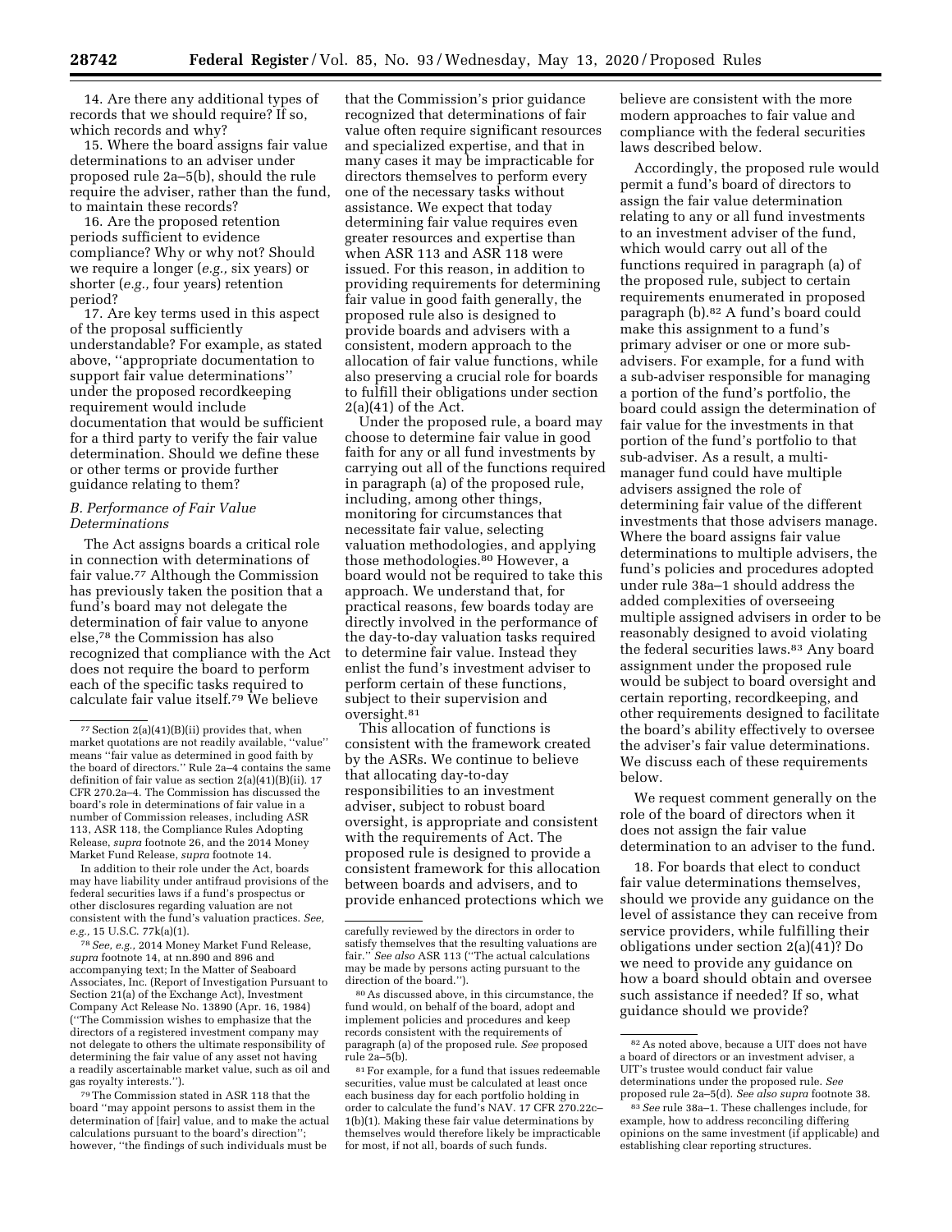14. Are there any additional types of records that we should require? If so, which records and why?

15. Where the board assigns fair value determinations to an adviser under proposed rule 2a–5(b), should the rule require the adviser, rather than the fund, to maintain these records?

16. Are the proposed retention periods sufficient to evidence compliance? Why or why not? Should we require a longer (*e.g.,* six years) or shorter (*e.g.,* four years) retention period?

17. Are key terms used in this aspect of the proposal sufficiently understandable? For example, as stated above, ''appropriate documentation to support fair value determinations'' under the proposed recordkeeping requirement would include documentation that would be sufficient for a third party to verify the fair value determination. Should we define these or other terms or provide further guidance relating to them?

### *B. Performance of Fair Value Determinations*

The Act assigns boards a critical role in connection with determinations of fair value.[77] Although the Commission has previously taken the position that a fund's board may not delegate the determination of fair value to anyone else,[78] the Commission has also recognized that compliance with the Act does not require the board to perform each of the specific tasks required to calculate fair value itself.[79] We believe that the Commission's prior guidance recognized that determinations of fair value often require significant resources and specialized expertise, and that in many cases it may be impracticable for directors themselves to perform every one of the necessary tasks without assistance. We expect that today determining fair value requires even greater resources and expertise than when ASR 113 and ASR 118 were issued. For this reason, in addition to providing requirements for determining fair value in good faith generally, the proposed rule also is designed to provide boards and advisers with a consistent, modern approach to the allocation of fair value functions, while also preserving a crucial role for boards to fulfill their obligations under section 2(a)(41) of the Act.

Under the proposed rule, a board may choose to determine fair value in good faith for any or all fund investments by carrying out all of the functions required in paragraph (a) of the proposed rule, including, among other things, monitoring for circumstances that necessitate fair value, selecting valuation methodologies, and applying those methodologies.[80] However, a board would not be required to take this approach. We understand that, for practical reasons, few boards today are directly involved in the performance of the day-to-day valuation tasks required to determine fair value. Instead they enlist the fund's investment adviser to perform certain of these functions, subject to their supervision and oversight.[81]

This allocation of functions is consistent with the framework created by the ASRs. We continue to believe that allocating day-to-day responsibilities to an investment adviser, subject to robust board oversight, is appropriate and consistent with the requirements of Act. The proposed rule is designed to provide a consistent framework for this allocation between boards and advisers, and to provide enhanced protections which we believe are consistent with the more modern approaches to fair value and compliance with the federal securities laws described below.

Accordingly, the proposed rule would permit a fund's board of directors to assign the fair value determination relating to any or all fund investments to an investment adviser of the fund, which would carry out all of the functions required in paragraph (a) of the proposed rule, subject to certain requirements enumerated in proposed paragraph (b).[82] A fund's board could make this assignment to a fund's primary adviser or one or more sub-advisers. For example, for a fund with a sub-adviser responsible for managing a portion of the fund's portfolio, the board could assign the determination of fair value for the investments in that portion of the fund's portfolio to that sub-adviser. As a result, a multi-manager fund could have multiple advisers assigned the role of determining fair value of the different investments that those advisers manage. Where the board assigns fair value determinations to multiple advisers, the fund's policies and procedures adopted under rule 38a–1 should address the added complexities of overseeing multiple assigned advisers in order to be reasonably designed to avoid violating the federal securities laws.[83] Any board assignment under the proposed rule would be subject to board oversight and certain reporting, recordkeeping, and other requirements designed to facilitate the board's ability effectively to oversee the adviser's fair value determinations. We discuss each of these requirements below.

We request comment generally on the role of the board of directors when it does not assign the fair value determination to an adviser to the fund.

18. For boards that elect to conduct fair value determinations themselves, should we provide any guidance on the level of assistance they can receive from service providers, while fulfilling their obligations under section 2(a)(41)? Do we need to provide any guidance on how a board should obtain and oversee such assistance if needed? If so, what guidance should we provide?

---

[77] Section 2(a)(41)(B)(ii) provides that, when market quotations are not readily available, ''value'' means ''fair value as determined in good faith by the board of directors.'' Rule 2a–4 contains the same definition of fair value as section 2(a)(41)(B)(ii). 17 CFR 270.2a–4. The Commission has discussed the board's role in determinations of fair value in a number of Commission releases, including ASR 113, ASR 118, the Compliance Rules Adopting Release, *supra* footnote 26, and the 2014 Money Market Fund Release, *supra* footnote 14.

In addition to their role under the Act, boards may have liability under antifraud provisions of the federal securities laws if a fund's prospectus or other disclosures regarding valuation are not consistent with the fund's valuation practices. *See, e.g.,* 15 U.S.C. 77k(a)(1).

[78] *See, e.g.,* 2014 Money Market Fund Release, *supra* footnote 14, at nn.890 and 896 and accompanying text; In the Matter of Seaboard Associates, Inc. (Report of Investigation Pursuant to Section 21(a) of the Exchange Act), Investment Company Act Release No. 13890 (Apr. 16, 1984) (''The Commission wishes to emphasize that the directors of a registered investment company may not delegate to others the ultimate responsibility of determining the fair value of any asset not having a readily ascertainable market value, such as oil and gas royalty interests.'').

[79] The Commission stated in ASR 118 that the board ''may appoint persons to assist them in the determination of [fair] value, and to make the actual calculations pursuant to the board's direction''; however, ''the findings of such individuals must be carefully reviewed by the directors in order to satisfy themselves that the resulting valuations are fair.'' *See also* ASR 113 (''The actual calculations may be made by persons acting pursuant to the direction of the board.'').

[80] As discussed above, in this circumstance, the fund would, on behalf of the board, adopt and implement policies and procedures and keep records consistent with the requirements of paragraph (a) of the proposed rule. *See* proposed rule 2a–5(b).

[81] For example, for a fund that issues redeemable securities, value must be calculated at least once each business day for each portfolio holding in order to calculate the fund's NAV. 17 CFR 270.22c–1(b)(1). Making these fair value determinations by themselves would therefore likely be impracticable for most, if not all, boards of such funds.

[82] As noted above, because a UIT does not have a board of directors or an investment adviser, a UIT's trustee would conduct fair value determinations under the proposed rule. *See* proposed rule 2a–5(d). *See also supra* footnote 38.

[83] *See* rule 38a–1. These challenges include, for example, how to address reconciling differing opinions on the same investment (if applicable) and establishing clear reporting structures.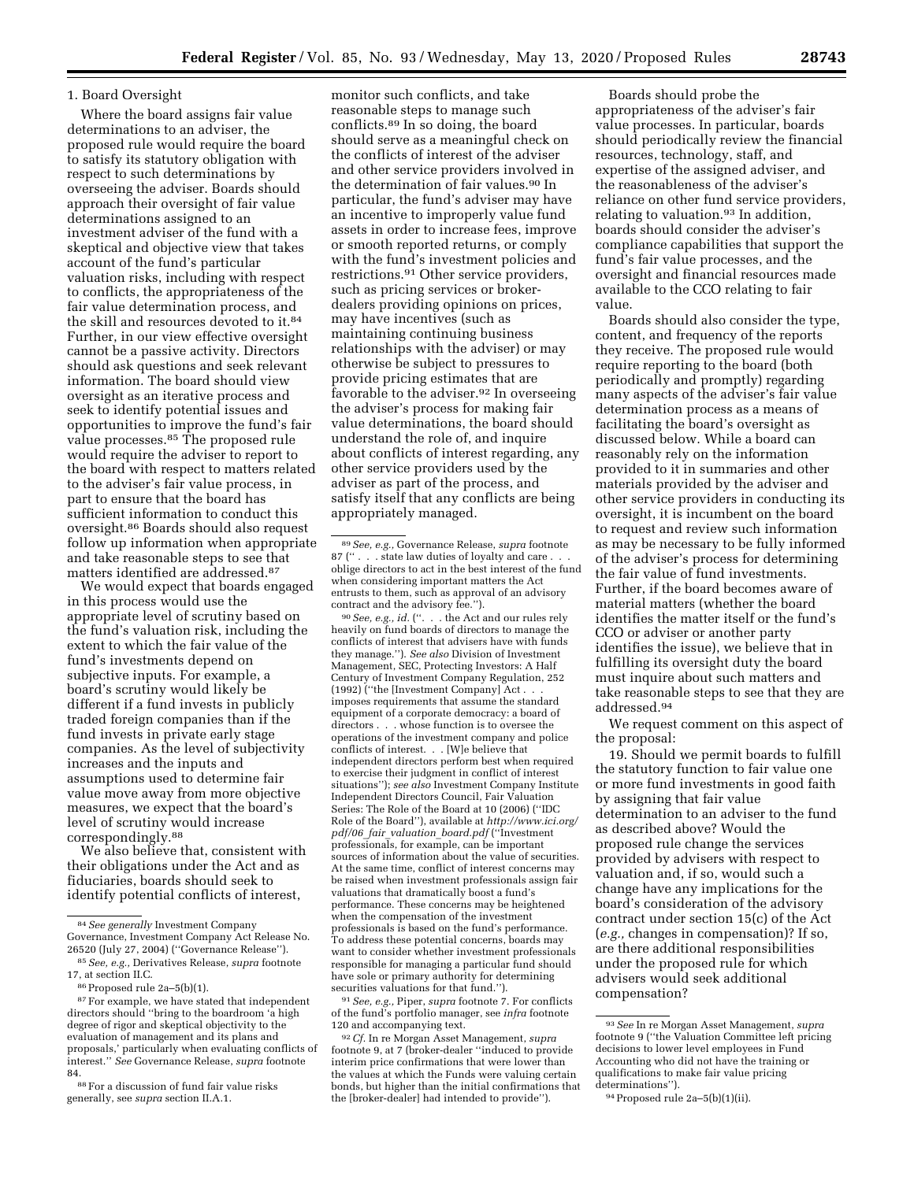### 1. Board Oversight

Where the board assigns fair value determinations to an adviser, the proposed rule would require the board to satisfy its statutory obligation with respect to such determinations by overseeing the adviser. Boards should approach their oversight of fair value determinations assigned to an investment adviser of the fund with a skeptical and objective view that takes account of the fund's particular valuation risks, including with respect to conflicts, the appropriateness of the fair value determination process, and the skill and resources devoted to it.[84] Further, in our view effective oversight cannot be a passive activity. Directors should ask questions and seek relevant information. The board should view oversight as an iterative process and seek to identify potential issues and opportunities to improve the fund's fair value processes.[85] The proposed rule would require the adviser to report to the board with respect to matters related to the adviser's fair value process, in part to ensure that the board has sufficient information to conduct this oversight.[86] Boards should also request follow up information when appropriate and take reasonable steps to see that matters identified are addressed.[87]

We would expect that boards engaged in this process would use the appropriate level of scrutiny based on the fund's valuation risk, including the extent to which the fair value of the fund's investments depend on subjective inputs. For example, a board's scrutiny would likely be different if a fund invests in publicly traded foreign companies than if the fund invests in private early stage companies. As the level of subjectivity increases and the inputs and assumptions used to determine fair value move away from more objective measures, we expect that the board's level of scrutiny would increase correspondingly.[88]

We also believe that, consistent with their obligations under the Act and as fiduciaries, boards should seek to identify potential conflicts of interest, monitor such conflicts, and take reasonable steps to manage such conflicts.[89] In so doing, the board should serve as a meaningful check on the conflicts of interest of the adviser and other service providers involved in the determination of fair values.[90] In particular, the fund's adviser may have an incentive to improperly value fund assets in order to increase fees, improve or smooth reported returns, or comply with the fund's investment policies and restrictions.[91] Other service providers, such as pricing services or broker-dealers providing opinions on prices, may have incentives (such as maintaining continuing business relationships with the adviser) or may otherwise be subject to pressures to provide pricing estimates that are favorable to the adviser.[92] In overseeing the adviser's process for making fair value determinations, the board should understand the role of, and inquire about conflicts of interest regarding, any other service providers used by the adviser as part of the process, and satisfy itself that any conflicts are being appropriately managed.

Boards should probe the appropriateness of the adviser's fair value processes. In particular, boards should periodically review the financial resources, technology, staff, and expertise of the assigned adviser, and the reasonableness of the adviser's reliance on other fund service providers, relating to valuation.[93] In addition, boards should consider the adviser's compliance capabilities that support the fund's fair value processes, and the oversight and financial resources made available to the CCO relating to fair value.

Boards should also consider the type, content, and frequency of the reports they receive. The proposed rule would require reporting to the board (both periodically and promptly) regarding many aspects of the adviser's fair value determination process as a means of facilitating the board's oversight as discussed below. While a board can reasonably rely on the information provided to it in summaries and other materials provided by the adviser and other service providers in conducting its oversight, it is incumbent on the board to request and review such information as may be necessary to be fully informed of the adviser's process for determining the fair value of fund investments. Further, if the board becomes aware of material matters (whether the board identifies the matter itself or the fund's CCO or adviser or another party identifies the issue), we believe that in fulfilling its oversight duty the board must inquire about such matters and take reasonable steps to see that they are addressed.[94]

We request comment on this aspect of the proposal:

19. Should we permit boards to fulfill the statutory function to fair value one or more fund investments in good faith by assigning that fair value determination to an adviser to the fund as described above? Would the proposed rule change the services provided by advisers with respect to valuation and, if so, would such a change have any implications for the board's consideration of the advisory contract under section 15(c) of the Act (*e.g.,* changes in compensation)? If so, are there additional responsibilities under the proposed rule for which advisers would seek additional compensation?

---

[84] *See generally* Investment Company Governance, Investment Company Act Release No. 26520 (July 27, 2004) ("Governance Release").

[85] *See, e.g.,* Derivatives Release, *supra* footnote 17, at section II.C.

[86] Proposed rule 2a–5(b)(1).

[87] For example, we have stated that independent directors should "bring to the boardroom 'a high degree of rigor and skeptical objectivity to the evaluation of management and its plans and proposals,' particularly when evaluating conflicts of interest." *See* Governance Release, *supra* footnote 84.

[88] For a discussion of fund fair value risks generally, see *supra* section II.A.1.

[89] *See, e.g.,* Governance Release, *supra* footnote 87 (". . . state law duties of loyalty and care . . . oblige directors to act in the best interest of the fund when considering important matters the Act entrusts to them, such as approval of an advisory contract and the advisory fee.").

[90] *See, e.g., id.* (". . . the Act and our rules rely heavily on fund boards of directors to manage the conflicts of interest that advisers have with funds they manage."). *See also* Division of Investment Management, SEC, Protecting Investors: A Half Century of Investment Company Regulation, 252 (1992) ("the [Investment Company] Act . . . imposes requirements that assume the standard equipment of a corporate democracy: a board of directors . . . whose function is to oversee the operations of the investment company and police conflicts of interest. . . [W]e believe that independent directors perform best when required to exercise their judgment in conflict of interest situations"); *see also* Investment Company Institute Independent Directors Council, Fair Valuation Series: The Role of the Board at 10 (2006) ("IDC Role of the Board"), available at *http://www.ici.org/pdf/06_fair_valuation_board.pdf* ("Investment professionals, for example, can be important sources of information about the value of securities. At the same time, conflict of interest concerns may be raised when investment professionals assign fair valuations that dramatically boost a fund's performance. These concerns may be heightened when the compensation of the investment professionals is based on the fund's performance. To address these potential concerns, boards may want to consider whether investment professionals responsible for managing a particular fund should have sole or primary authority for determining securities valuations for that fund.").

[91] *See, e.g.,* Piper, *supra* footnote 7. For conflicts of the fund's portfolio manager, see *infra* footnote 120 and accompanying text.

[92] *Cf.* In re Morgan Asset Management, *supra* footnote 9, at 7 (broker-dealer "induced to provide interim price confirmations that were lower than the values at which the Funds were valuing certain bonds, but higher than the initial confirmations that the [broker-dealer] had intended to provide").

[93] *See* In re Morgan Asset Management, *supra* footnote 9 ("the Valuation Committee left pricing decisions to lower level employees in Fund Accounting who did not have the training or qualifications to make fair value pricing determinations").

[94] Proposed rule 2a–5(b)(1)(ii).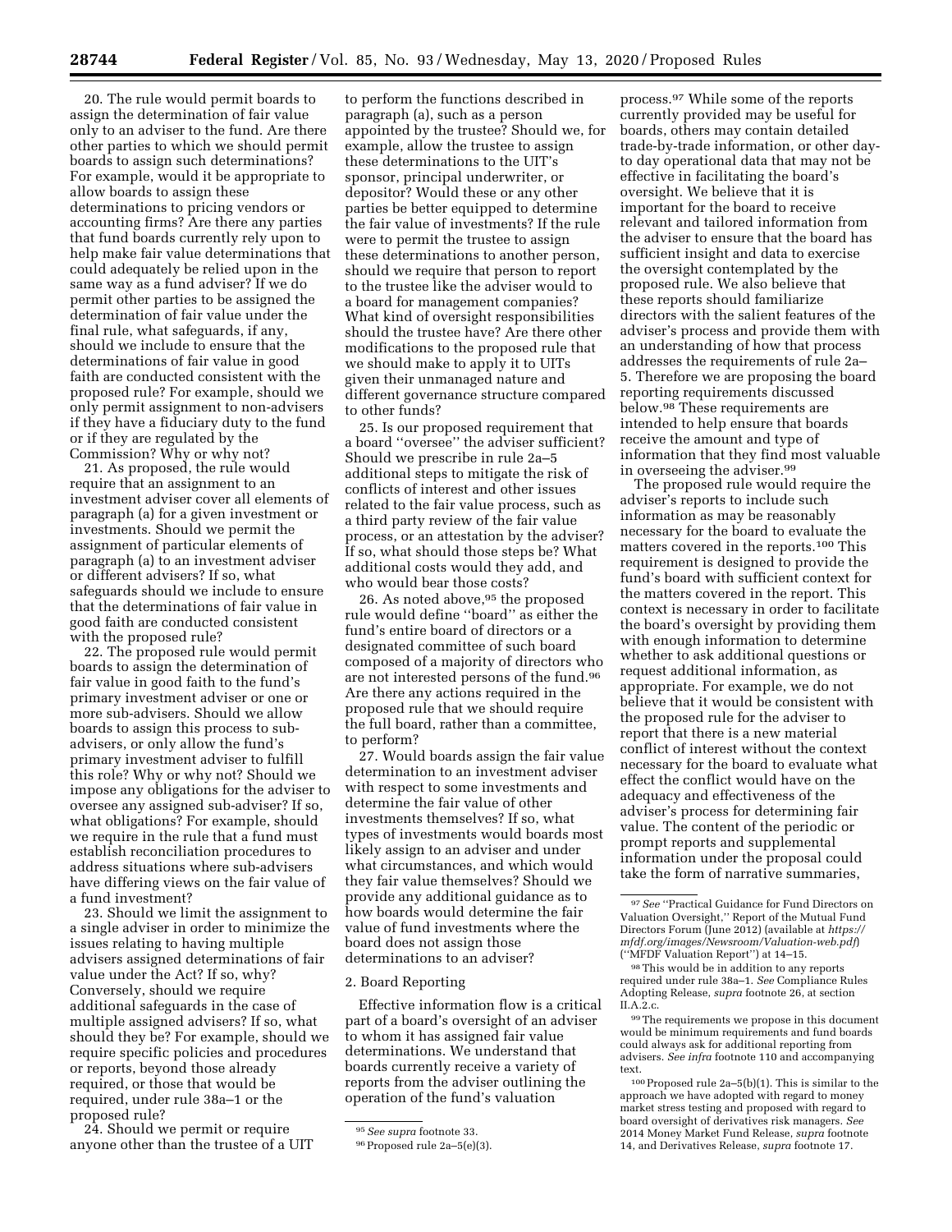20. The rule would permit boards to assign the determination of fair value only to an adviser to the fund. Are there other parties to which we should permit boards to assign such determinations? For example, would it be appropriate to allow boards to assign these determinations to pricing vendors or accounting firms? Are there any parties that fund boards currently rely upon to help make fair value determinations that could adequately be relied upon in the same way as a fund adviser? If we do permit other parties to be assigned the determination of fair value under the final rule, what safeguards, if any, should we include to ensure that the determinations of fair value in good faith are conducted consistent with the proposed rule? For example, should we only permit assignment to non-advisers if they have a fiduciary duty to the fund or if they are regulated by the Commission? Why or why not?

21. As proposed, the rule would require that an assignment to an investment adviser cover all elements of paragraph (a) for a given investment or investments. Should we permit the assignment of particular elements of paragraph (a) to an investment adviser or different advisers? If so, what safeguards should we include to ensure that the determinations of fair value in good faith are conducted consistent with the proposed rule?

22. The proposed rule would permit boards to assign the determination of fair value in good faith to the fund's primary investment adviser or one or more sub-advisers. Should we allow boards to assign this process to sub-advisers, or only allow the fund's primary investment adviser to fulfill this role? Why or why not? Should we impose any obligations for the adviser to oversee any assigned sub-adviser? If so, what obligations? For example, should we require in the rule that a fund must establish reconciliation procedures to address situations where sub-advisers have differing views on the fair value of a fund investment?

23. Should we limit the assignment to a single adviser in order to minimize the issues relating to having multiple advisers assigned determinations of fair value under the Act? If so, why? Conversely, should we require additional safeguards in the case of multiple assigned advisers? If so, what should they be? For example, should we require specific policies and procedures or reports, beyond those already required, or those that would be required, under rule 38a–1 or the proposed rule?

24. Should we permit or require anyone other than the trustee of a UIT to perform the functions described in paragraph (a), such as a person appointed by the trustee? Should we, for example, allow the trustee to assign these determinations to the UIT's sponsor, principal underwriter, or depositor? Would these or any other parties be better equipped to determine the fair value of investments? If the rule were to permit the trustee to assign these determinations to another person, should we require that person to report to the trustee like the adviser would to a board for management companies? What kind of oversight responsibilities should the trustee have? Are there other modifications to the proposed rule that we should make to apply it to UITs given their unmanaged nature and different governance structure compared to other funds?

25. Is our proposed requirement that a board "oversee" the adviser sufficient? Should we prescribe in rule 2a–5 additional steps to mitigate the risk of conflicts of interest and other issues related to the fair value process, such as a third party review of the fair value process, or an attestation by the adviser? If so, what should those steps be? What additional costs would they add, and who would bear those costs?

26. As noted above,[95] the proposed rule would define "board" as either the fund's entire board of directors or a designated committee of such board composed of a majority of directors who are not interested persons of the fund.[96] Are there any actions required in the proposed rule that we should require the full board, rather than a committee, to perform?

27. Would boards assign the fair value determination to an investment adviser with respect to some investments and determine the fair value of other investments themselves? If so, what types of investments would boards most likely assign to an adviser and under what circumstances, and which would they fair value themselves? Should we provide any additional guidance as to how boards would determine the fair value of fund investments where the board does not assign those determinations to an adviser?

### 2. Board Reporting

Effective information flow is a critical part of a board's oversight of an adviser to whom it has assigned fair value determinations. We understand that boards currently receive a variety of reports from the adviser outlining the operation of the fund's valuation process.[97] While some of the reports currently provided may be useful for boards, others may contain detailed trade-by-trade information, or other day-to day operational data that may not be effective in facilitating the board's oversight. We believe that it is important for the board to receive relevant and tailored information from the adviser to ensure that the board has sufficient insight and data to exercise the oversight contemplated by the proposed rule. We also believe that these reports should familiarize directors with the salient features of the adviser's process and provide them with an understanding of how that process addresses the requirements of rule 2a–5. Therefore we are proposing the board reporting requirements discussed below.[98] These requirements are intended to help ensure that boards receive the amount and type of information that they find most valuable in overseeing the adviser.[99]

The proposed rule would require the adviser's reports to include such information as may be reasonably necessary for the board to evaluate the matters covered in the reports.[100] This requirement is designed to provide the fund's board with sufficient context for the matters covered in the report. This context is necessary in order to facilitate the board's oversight by providing them with enough information to determine whether to ask additional questions or request additional information, as appropriate. For example, we do not believe that it would be consistent with the proposed rule for the adviser to report that there is a new material conflict of interest without the context necessary for the board to evaluate what effect the conflict would have on the adequacy and effectiveness of the adviser's process for determining fair value. The content of the periodic or prompt reports and supplemental information under the proposal could take the form of narrative summaries,

---

[95] *See supra* footnote 33.

[96] Proposed rule 2a–5(e)(3).

[97] *See* "Practical Guidance for Fund Directors on Valuation Oversight," Report of the Mutual Fund Directors Forum (June 2012) (available at *https://mfdf.org/images/Newsroom/Valuation-web.pdf*) ("MFDF Valuation Report") at 14–15.

[98] This would be in addition to any reports required under rule 38a–1. *See* Compliance Rules Adopting Release, *supra* footnote 26, at section II.A.2.c.

[99] The requirements we propose in this document would be minimum requirements and fund boards could always ask for additional reporting from advisers. *See infra* footnote 110 and accompanying text.

[100] Proposed rule 2a–5(b)(1). This is similar to the approach we have adopted with regard to money market stress testing and proposed with regard to board oversight of derivatives risk managers. *See* 2014 Money Market Fund Release, *supra* footnote 14, and Derivatives Release, *supra* footnote 17.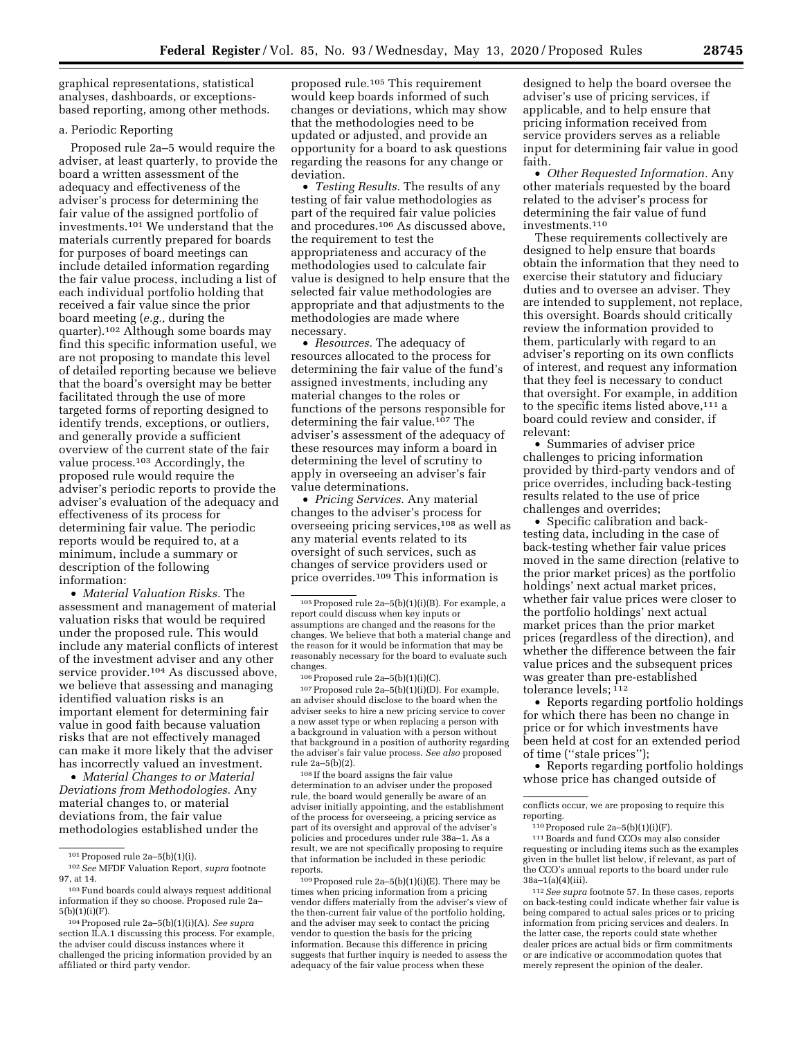graphical representations, statistical analyses, dashboards, or exceptions-based reporting, among other methods.

a. Periodic Reporting

Proposed rule 2a–5 would require the adviser, at least quarterly, to provide the board a written assessment of the adequacy and effectiveness of the adviser's process for determining the fair value of the assigned portfolio of investments.[101] We understand that the materials currently prepared for boards for purposes of board meetings can include detailed information regarding the fair value process, including a list of each individual portfolio holding that received a fair value since the prior board meeting (*e.g.,* during the quarter).[102] Although some boards may find this specific information useful, we are not proposing to mandate this level of detailed reporting because we believe that the board's oversight may be better facilitated through the use of more targeted forms of reporting designed to identify trends, exceptions, or outliers, and generally provide a sufficient overview of the current state of the fair value process.[103] Accordingly, the proposed rule would require the adviser's periodic reports to provide the adviser's evaluation of the adequacy and effectiveness of its process for determining fair value. The periodic reports would be required to, at a minimum, include a summary or description of the following information:

• *Material Valuation Risks.* The assessment and management of material valuation risks that would be required under the proposed rule. This would include any material conflicts of interest of the investment adviser and any other service provider.[104] As discussed above, we believe that assessing and managing identified valuation risks is an important element for determining fair value in good faith because valuation risks that are not effectively managed can make it more likely that the adviser has incorrectly valued an investment.

• *Material Changes to or Material Deviations from Methodologies.* Any material changes to, or material deviations from, the fair value methodologies established under the proposed rule.[105] This requirement would keep boards informed of such changes or deviations, which may show that the methodologies need to be updated or adjusted, and provide an opportunity for a board to ask questions regarding the reasons for any change or deviation.

• *Testing Results.* The results of any testing of fair value methodologies as part of the required fair value policies and procedures.[106] As discussed above, the requirement to test the appropriateness and accuracy of the methodologies used to calculate fair value is designed to help ensure that the selected fair value methodologies are appropriate and that adjustments to the methodologies are made where necessary.

• *Resources.* The adequacy of resources allocated to the process for determining the fair value of the fund's assigned investments, including any material changes to the roles or functions of the persons responsible for determining the fair value.[107] The adviser's assessment of the adequacy of these resources may inform a board in determining the level of scrutiny to apply in overseeing an adviser's fair value determinations.

• *Pricing Services.* Any material changes to the adviser's process for overseeing pricing services,[108] as well as any material events related to its oversight of such services, such as changes of service providers used or price overrides.[109] This information is designed to help the board oversee the adviser's use of pricing services, if applicable, and to help ensure that pricing information received from service providers serves as a reliable input for determining fair value in good faith.

• *Other Requested Information.* Any other materials requested by the board related to the adviser's process for determining the fair value of fund investments.[110]

These requirements collectively are designed to help ensure that boards obtain the information that they need to exercise their statutory and fiduciary duties and to oversee an adviser. They are intended to supplement, not replace, this oversight. Boards should critically review the information provided to them, particularly with regard to an adviser's reporting on its own conflicts of interest, and request any information that they feel is necessary to conduct that oversight. For example, in addition to the specific items listed above,[111] a board could review and consider, if relevant:

• Summaries of adviser price challenges to pricing information provided by third-party vendors and of price overrides, including back-testing results related to the use of price challenges and overrides;

• Specific calibration and back-testing data, including in the case of back-testing whether fair value prices moved in the same direction (relative to the prior market prices) as the portfolio holdings' next actual market prices, whether fair value prices were closer to the portfolio holdings' next actual market prices than the prior market prices (regardless of the direction), and whether the difference between the fair value prices and the subsequent prices was greater than pre-established tolerance levels;[112]

• Reports regarding portfolio holdings for which there has been no change in price or for which investments have been held at cost for an extended period of time (''stale prices'');

• Reports regarding portfolio holdings whose price has changed outside of

---

[101] Proposed rule 2a–5(b)(1)(i).

[102] *See* MFDF Valuation Report, *supra* footnote 97, at 14.

[103] Fund boards could always request additional information if they so choose. Proposed rule 2a–5(b)(1)(i)(F).

[104] Proposed rule 2a–5(b)(1)(i)(A). *See supra* section II.A.1 discussing this process. For example, the adviser could discuss instances where it challenged the pricing information provided by an affiliated or third party vendor.

[105] Proposed rule 2a–5(b)(1)(i)(B). For example, a report could discuss when key inputs or assumptions are changed and the reasons for the changes. We believe that both a material change and the reason for it would be information that may be reasonably necessary for the board to evaluate such changes.

[106] Proposed rule 2a–5(b)(1)(i)(C).

[107] Proposed rule 2a–5(b)(1)(i)(D). For example, an adviser should disclose to the board when the adviser seeks to hire a new pricing service to cover a new asset type or when replacing a person with a background in valuation with a person without that background in a position of authority regarding the adviser's fair value process. *See also* proposed rule 2a–5(b)(2).

[108] If the board assigns the fair value determination to an adviser under the proposed rule, the board would generally be aware of an adviser initially appointing, and the establishment of the process for overseeing, a pricing service as part of its oversight and approval of the adviser's policies and procedures under rule 38a–1. As a result, we are not specifically proposing to require that information be included in these periodic reports.

[109] Proposed rule 2a–5(b)(1)(i)(E). There may be times when pricing information from a pricing vendor differs materially from the adviser's view of the then-current fair value of the portfolio holding, and the adviser may seek to contact the pricing vendor to question the basis for the pricing information. Because this difference in pricing suggests that further inquiry is needed to assess the adequacy of the fair value process when these conflicts occur, we are proposing to require this reporting.

[110] Proposed rule 2a–5(b)(1)(i)(F).

[111] Boards and fund CCOs may also consider requesting or including items such as the examples given in the bullet list below, if relevant, as part of the CCO's annual reports to the board under rule 38a–1(a)(4)(iii).

[112] *See supra* footnote 57. In these cases, reports on back-testing could indicate whether fair value is being compared to actual sales prices or to pricing information from pricing services and dealers. In the latter case, the reports could state whether dealer prices are actual bids or firm commitments or are indicative or accommodation quotes that merely represent the opinion of the dealer.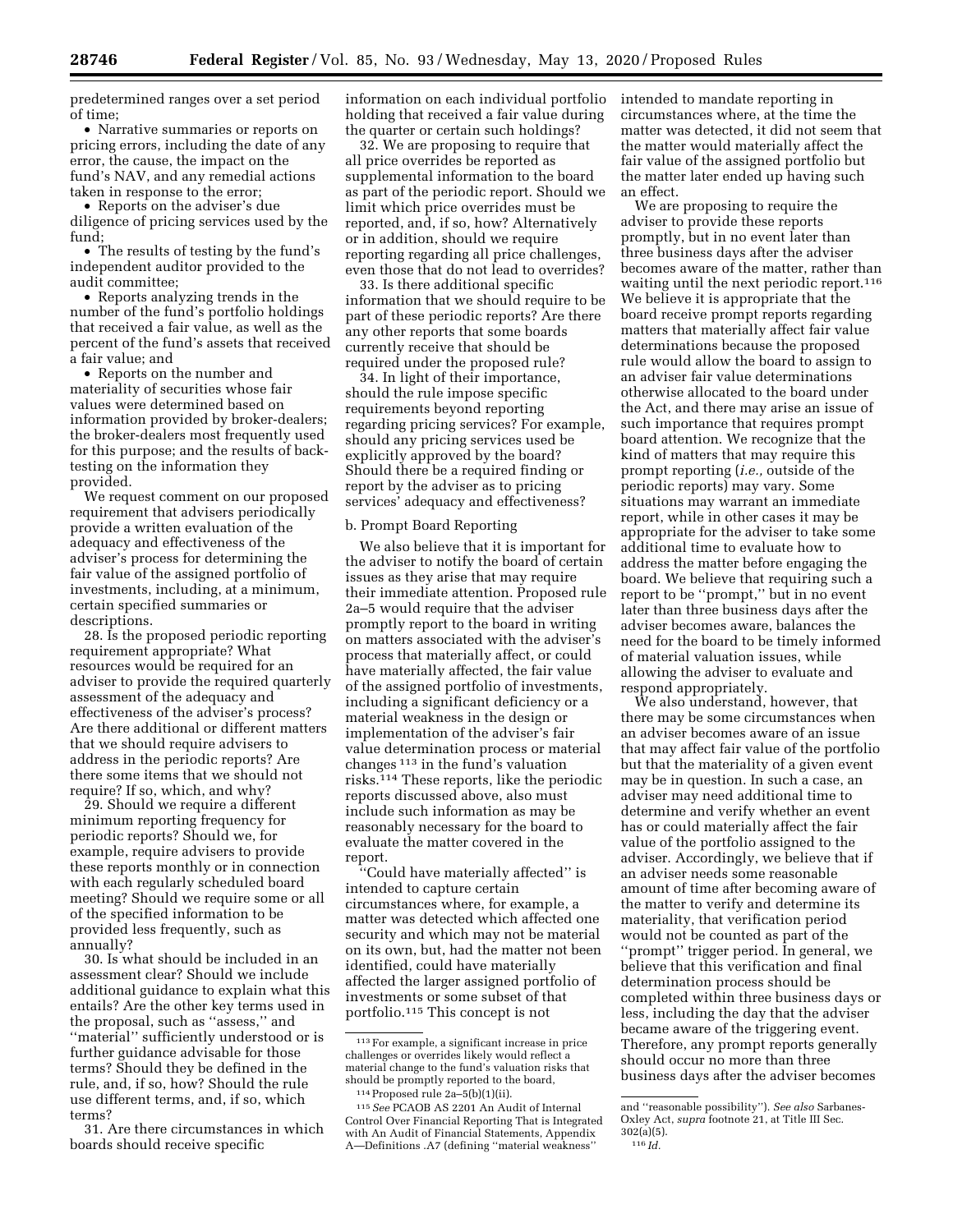predetermined ranges over a set period of time;

- Narrative summaries or reports on pricing errors, including the date of any error, the cause, the impact on the fund's NAV, and any remedial actions taken in response to the error;
- Reports on the adviser's due diligence of pricing services used by the fund;
- The results of testing by the fund's independent auditor provided to the audit committee;
- Reports analyzing trends in the number of the fund's portfolio holdings that received a fair value, as well as the percent of the fund's assets that received a fair value; and
- Reports on the number and materiality of securities whose fair values were determined based on information provided by broker-dealers; the broker-dealers most frequently used for this purpose; and the results of back-testing on the information they provided.

We request comment on our proposed requirement that advisers periodically provide a written evaluation of the adequacy and effectiveness of the adviser's process for determining the fair value of the assigned portfolio of investments, including, at a minimum, certain specified summaries or descriptions.

28. Is the proposed periodic reporting requirement appropriate? What resources would be required for an adviser to provide the required quarterly assessment of the adequacy and effectiveness of the adviser's process? Are there additional or different matters that we should require advisers to address in the periodic reports? Are there some items that we should not require? If so, which, and why?

29. Should we require a different minimum reporting frequency for periodic reports? Should we, for example, require advisers to provide these reports monthly or in connection with each regularly scheduled board meeting? Should we require some or all of the specified information to be provided less frequently, such as annually?

30. Is what should be included in an assessment clear? Should we include additional guidance to explain what this entails? Are the other key terms used in the proposal, such as ''assess,'' and ''material'' sufficiently understood or is further guidance advisable for those terms? Should they be defined in the rule, and, if so, how? Should the rule use different terms, and, if so, which terms?

31. Are there circumstances in which boards should receive specific information on each individual portfolio holding that received a fair value during the quarter or certain such holdings?

32. We are proposing to require that all price overrides be reported as supplemental information to the board as part of the periodic report. Should we limit which price overrides must be reported, and, if so, how? Alternatively or in addition, should we require reporting regarding all price challenges, even those that do not lead to overrides?

33. Is there additional specific information that we should require to be part of these periodic reports? Are there any other reports that some boards currently receive that should be required under the proposed rule?

34. In light of their importance, should the rule impose specific requirements beyond reporting regarding pricing services? For example, should any pricing services used be explicitly approved by the board? Should there be a required finding or report by the adviser as to pricing services' adequacy and effectiveness?

### b. Prompt Board Reporting

We also believe that it is important for the adviser to notify the board of certain issues as they arise that may require their immediate attention. Proposed rule 2a–5 would require that the adviser promptly report to the board in writing on matters associated with the adviser's process that materially affect, or could have materially affected, the fair value of the assigned portfolio of investments, including a significant deficiency or a material weakness in the design or implementation of the adviser's fair value determination process or material changes[113] in the fund's valuation risks.[114] These reports, like the periodic reports discussed above, also must include such information as may be reasonably necessary for the board to evaluate the matter covered in the report.

''Could have materially affected'' is intended to capture certain circumstances where, for example, a matter was detected which affected one security and which may not be material on its own, but, had the matter not been identified, could have materially affected the larger assigned portfolio of investments or some subset of that portfolio.[115] This concept is not intended to mandate reporting in circumstances where, at the time the matter was detected, it did not seem that the matter would materially affect the fair value of the assigned portfolio but the matter later ended up having such an effect.

We are proposing to require the adviser to provide these reports promptly, but in no event later than three business days after the adviser becomes aware of the matter, rather than waiting until the next periodic report.[116] We believe it is appropriate that the board receive prompt reports regarding matters that materially affect fair value determinations because the proposed rule would allow the board to assign to an adviser fair value determinations otherwise allocated to the board under the Act, and there may arise an issue of such importance that requires prompt board attention. We recognize that the kind of matters that may require this prompt reporting (*i.e.,* outside of the periodic reports) may vary. Some situations may warrant an immediate report, while in other cases it may be appropriate for the adviser to take some additional time to evaluate how to address the matter before engaging the board. We believe that requiring such a report to be ''prompt,'' but in no event later than three business days after the adviser becomes aware, balances the need for the board to be timely informed of material valuation issues, while allowing the adviser to evaluate and respond appropriately.

We also understand, however, that there may be some circumstances when an adviser becomes aware of an issue that may affect fair value of the portfolio but that the materiality of a given event may be in question. In such a case, an adviser may need additional time to determine and verify whether an event has or could materially affect the fair value of the portfolio assigned to the adviser. Accordingly, we believe that if an adviser needs some reasonable amount of time after becoming aware of the matter to verify and determine its materiality, that verification period would not be counted as part of the ''prompt'' trigger period. In general, we believe that this verification and final determination process should be completed within three business days or less, including the day that the adviser became aware of the triggering event. Therefore, any prompt reports generally should occur no more than three business days after the adviser becomes

---

[113] For example, a significant increase in price challenges or overrides likely would reflect a material change to the fund's valuation risks that should be promptly reported to the board,

[114] Proposed rule 2a–5(b)(1)(ii).

[115] *See* PCAOB AS 2201 An Audit of Internal Control Over Financial Reporting That is Integrated with An Audit of Financial Statements, Appendix A—Definitions .A7 (defining ''material weakness'' and ''reasonable possibility''). *See also* Sarbanes-Oxley Act, *supra* footnote 21, at Title III Sec. 302(a)(5).

[116] *Id.*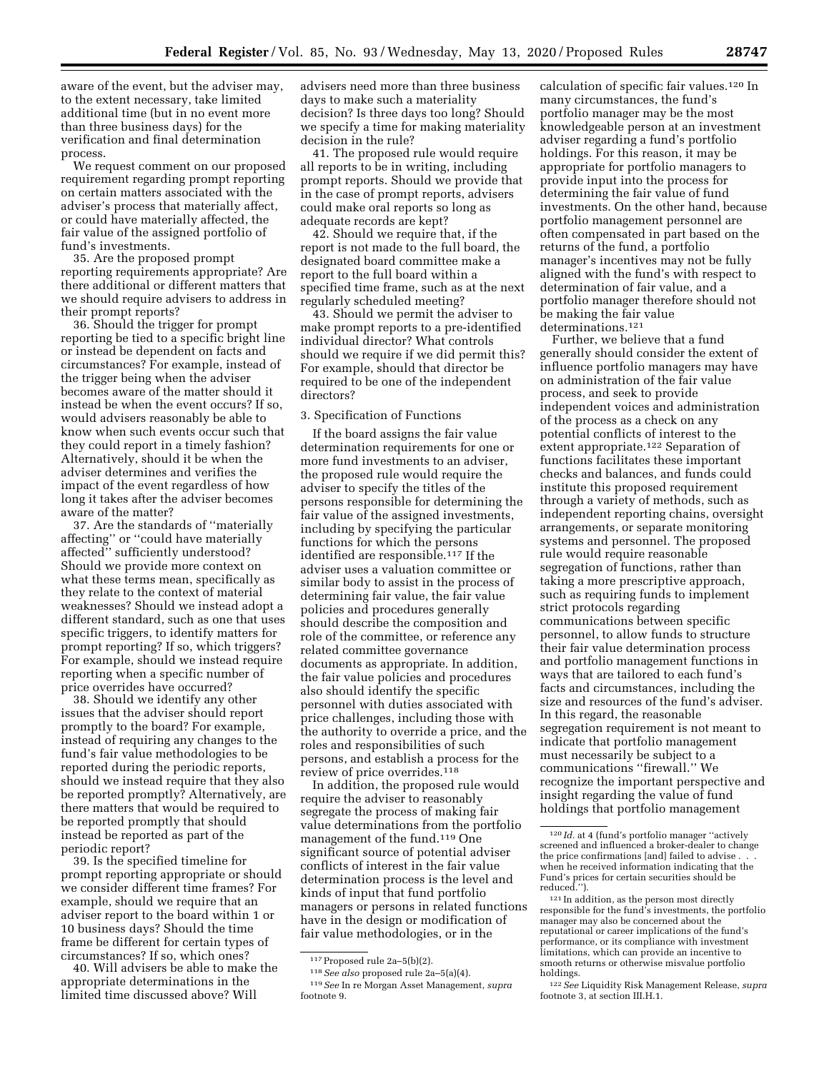aware of the event, but the adviser may, to the extent necessary, take limited additional time (but in no event more than three business days) for the verification and final determination process.

We request comment on our proposed requirement regarding prompt reporting on certain matters associated with the adviser's process that materially affect, or could have materially affected, the fair value of the assigned portfolio of fund's investments.

35. Are the proposed prompt reporting requirements appropriate? Are there additional or different matters that we should require advisers to address in their prompt reports?

36. Should the trigger for prompt reporting be tied to a specific bright line or instead be dependent on facts and circumstances? For example, instead of the trigger being when the adviser becomes aware of the matter should it instead be when the event occurs? If so, would advisers reasonably be able to know when such events occur such that they could report in a timely fashion? Alternatively, should it be when the adviser determines and verifies the impact of the event regardless of how long it takes after the adviser becomes aware of the matter?

37. Are the standards of ''materially affecting'' or ''could have materially affected'' sufficiently understood? Should we provide more context on what these terms mean, specifically as they relate to the context of material weaknesses? Should we instead adopt a different standard, such as one that uses specific triggers, to identify matters for prompt reporting? If so, which triggers? For example, should we instead require reporting when a specific number of price overrides have occurred?

38. Should we identify any other issues that the adviser should report promptly to the board? For example, instead of requiring any changes to the fund's fair value methodologies to be reported during the periodic reports, should we instead require that they also be reported promptly? Alternatively, are there matters that would be required to be reported promptly that should instead be reported as part of the periodic report?

39. Is the specified timeline for prompt reporting appropriate or should we consider different time frames? For example, should we require that an adviser report to the board within 1 or 10 business days? Should the time frame be different for certain types of circumstances? If so, which ones?

40. Will advisers be able to make the appropriate determinations in the limited time discussed above? Will advisers need more than three business days to make such a materiality decision? Is three days too long? Should we specify a time for making materiality decision in the rule?

41. The proposed rule would require all reports to be in writing, including prompt reports. Should we provide that in the case of prompt reports, advisers could make oral reports so long as adequate records are kept?

42. Should we require that, if the report is not made to the full board, the designated board committee make a report to the full board within a specified time frame, such as at the next regularly scheduled meeting?

43. Should we permit the adviser to make prompt reports to a pre-identified individual director? What controls should we require if we did permit this? For example, should that director be required to be one of the independent directors?

3. Specification of Functions

If the board assigns the fair value determination requirements for one or more fund investments to an adviser, the proposed rule would require the adviser to specify the titles of the persons responsible for determining the fair value of the assigned investments, including by specifying the particular functions for which the persons identified are responsible.[117] If the adviser uses a valuation committee or similar body to assist in the process of determining fair value, the fair value policies and procedures generally should describe the composition and role of the committee, or reference any related committee governance documents as appropriate. In addition, the fair value policies and procedures also should identify the specific personnel with duties associated with price challenges, including those with the authority to override a price, and the roles and responsibilities of such persons, and establish a process for the review of price overrides.[118]

In addition, the proposed rule would require the adviser to reasonably segregate the process of making fair value determinations from the portfolio management of the fund.[119] One significant source of potential adviser conflicts of interest in the fair value determination process is the level and kinds of input that fund portfolio managers or persons in related functions have in the design or modification of fair value methodologies, or in the calculation of specific fair values.[120] In many circumstances, the fund's portfolio manager may be the most knowledgeable person at an investment adviser regarding a fund's portfolio holdings. For this reason, it may be appropriate for portfolio managers to provide input into the process for determining the fair value of fund investments. On the other hand, because portfolio management personnel are often compensated in part based on the returns of the fund, a portfolio manager's incentives may not be fully aligned with the fund's with respect to determination of fair value, and a portfolio manager therefore should not be making the fair value determinations.[121]

Further, we believe that a fund generally should consider the extent of influence portfolio managers may have on administration of the fair value process, and seek to provide independent voices and administration of the process as a check on any potential conflicts of interest to the extent appropriate.[122] Separation of functions facilitates these important checks and balances, and funds could institute this proposed requirement through a variety of methods, such as independent reporting chains, oversight arrangements, or separate monitoring systems and personnel. The proposed rule would require reasonable segregation of functions, rather than taking a more prescriptive approach, such as requiring funds to implement strict protocols regarding communications between specific personnel, to allow funds to structure their fair value determination process and portfolio management functions in ways that are tailored to each fund's facts and circumstances, including the size and resources of the fund's adviser. In this regard, the reasonable segregation requirement is not meant to indicate that portfolio management must necessarily be subject to a communications ''firewall.'' We recognize the important perspective and insight regarding the value of fund holdings that portfolio management

---

[117] Proposed rule 2a–5(b)(2).

[118] *See also* proposed rule 2a–5(a)(4).

[119] *See* In re Morgan Asset Management, *supra* footnote 9.

[120] *Id.* at 4 (fund's portfolio manager ''actively screened and influenced a broker-dealer to change the price confirmations [and] failed to advise . . . when he received information indicating that the Fund's prices for certain securities should be reduced.'').

[121] In addition, as the person most directly responsible for the fund's investments, the portfolio manager may also be concerned about the reputational or career implications of the fund's performance, or its compliance with investment limitations, which can provide an incentive to smooth returns or otherwise misvalue portfolio holdings.

[122] *See* Liquidity Risk Management Release, *supra* footnote 3, at section III.H.1.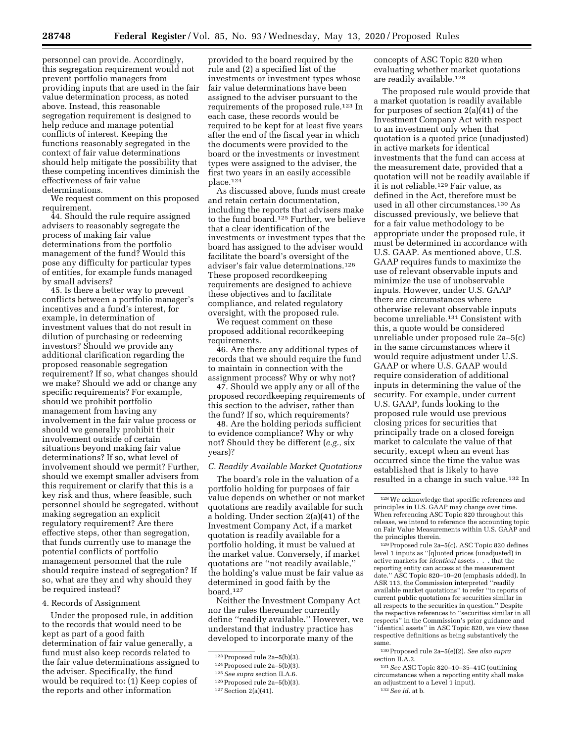personnel can provide. Accordingly, this segregation requirement would not prevent portfolio managers from providing inputs that are used in the fair value determination process, as noted above. Instead, this reasonable segregation requirement is designed to help reduce and manage potential conflicts of interest. Keeping the functions reasonably segregated in the context of fair value determinations should help mitigate the possibility that these competing incentives diminish the effectiveness of fair value determinations.

We request comment on this proposed requirement.

44. Should the rule require assigned advisers to reasonably segregate the process of making fair value determinations from the portfolio management of the fund? Would this pose any difficulty for particular types of entities, for example funds managed by small advisers?

45. Is there a better way to prevent conflicts between a portfolio manager's incentives and a fund's interest, for example, in determination of investment values that do not result in dilution of purchasing or redeeming investors? Should we provide any additional clarification regarding the proposed reasonable segregation requirement? If so, what changes should we make? Should we add or change any specific requirements? For example, should we prohibit portfolio management from having any involvement in the fair value process or should we generally prohibit their involvement outside of certain situations beyond making fair value determinations? If so, what level of involvement should we permit? Further, should we exempt smaller advisers from this requirement or clarify that this is a key risk and thus, where feasible, such personnel should be segregated, without making segregation an explicit regulatory requirement? Are there effective steps, other than segregation, that funds currently use to manage the potential conflicts of portfolio management personnel that the rule should require instead of segregation? If so, what are they and why should they be required instead?

#### 4. Records of Assignment

Under the proposed rule, in addition to the records that would need to be kept as part of a good faith determination of fair value generally, a fund must also keep records related to the fair value determinations assigned to the adviser. Specifically, the fund would be required to: (1) Keep copies of the reports and other information provided to the board required by the rule and (2) a specified list of the investments or investment types whose fair value determinations have been assigned to the adviser pursuant to the requirements of the proposed rule.[123] In each case, these records would be required to be kept for at least five years after the end of the fiscal year in which the documents were provided to the board or the investments or investment types were assigned to the adviser, the first two years in an easily accessible place.[124]

As discussed above, funds must create and retain certain documentation, including the reports that advisers make to the fund board.[125] Further, we believe that a clear identification of the investments or investment types that the board has assigned to the adviser would facilitate the board's oversight of the adviser's fair value determinations.[126] These proposed recordkeeping requirements are designed to achieve these objectives and to facilitate compliance, and related regulatory oversight, with the proposed rule.

We request comment on these proposed additional recordkeeping requirements.

46. Are there any additional types of records that we should require the fund to maintain in connection with the assignment process? Why or why not?

47. Should we apply any or all of the proposed recordkeeping requirements of this section to the adviser, rather than the fund? If so, which requirements?

48. Are the holding periods sufficient to evidence compliance? Why or why not? Should they be different (*e.g.,* six years)?

### C. Readily Available Market Quotations

The board's role in the valuation of a portfolio holding for purposes of fair value depends on whether or not market quotations are readily available for such a holding. Under section 2(a)(41) of the Investment Company Act, if a market quotation is readily available for a portfolio holding, it must be valued at the market value. Conversely, if market quotations are "not readily available," the holding's value must be fair value as determined in good faith by the board.[127]

Neither the Investment Company Act nor the rules thereunder currently define "readily available." However, we understand that industry practice has developed to incorporate many of the concepts of ASC Topic 820 when evaluating whether market quotations are readily available.[128]

The proposed rule would provide that a market quotation is readily available for purposes of section 2(a)(41) of the Investment Company Act with respect to an investment only when that quotation is a quoted price (unadjusted) in active markets for identical investments that the fund can access at the measurement date, provided that a quotation will not be readily available if it is not reliable.[129] Fair value, as defined in the Act, therefore must be used in all other circumstances.[130] As discussed previously, we believe that for a fair value methodology to be appropriate under the proposed rule, it must be determined in accordance with U.S. GAAP. As mentioned above, U.S. GAAP requires funds to maximize the use of relevant observable inputs and minimize the use of unobservable inputs. However, under U.S. GAAP there are circumstances where otherwise relevant observable inputs become unreliable.[131] Consistent with this, a quote would be considered unreliable under proposed rule 2a–5(c) in the same circumstances where it would require adjustment under U.S. GAAP or where U.S. GAAP would require consideration of additional inputs in determining the value of the security. For example, under current U.S. GAAP, funds looking to the proposed rule would use previous closing prices for securities that principally trade on a closed foreign market to calculate the value of that security, except when an event has occurred since the time the value was established that is likely to have resulted in a change in such value.[132] In

---

[123] Proposed rule 2a–5(b)(3).

[124] Proposed rule 2a–5(b)(3).

[125] *See supra* section II.A.6.

[126] Proposed rule 2a–5(b)(3).

[127] Section 2(a)(41).

[128] We acknowledge that specific references and principles in U.S. GAAP may change over time. When referencing ASC Topic 820 throughout this release, we intend to reference the accounting topic on Fair Value Measurements within U.S. GAAP and the principles therein.

[129] Proposed rule 2a–5(c). ASC Topic 820 defines level 1 inputs as "[q]uoted prices (unadjusted) in active markets for *identical* assets . . . that the reporting entity can access at the measurement date." ASC Topic 820–10–20 (emphasis added). In ASR 113, the Commission interpreted "readily available market quotations" to refer "to reports of current public quotations for securities similar in all respects to the securities in question." Despite the respective references to "securities similar in all respects" in the Commission's prior guidance and "identical assets" in ASC Topic 820, we view these respective definitions as being substantively the same.

[130] Proposed rule 2a–5(e)(2). *See also supra* section II.A.2.

[131] *See* ASC Topic 820–10–35–41C (outlining circumstances when a reporting entity shall make an adjustment to a Level 1 input).

[132] *See id.* at b.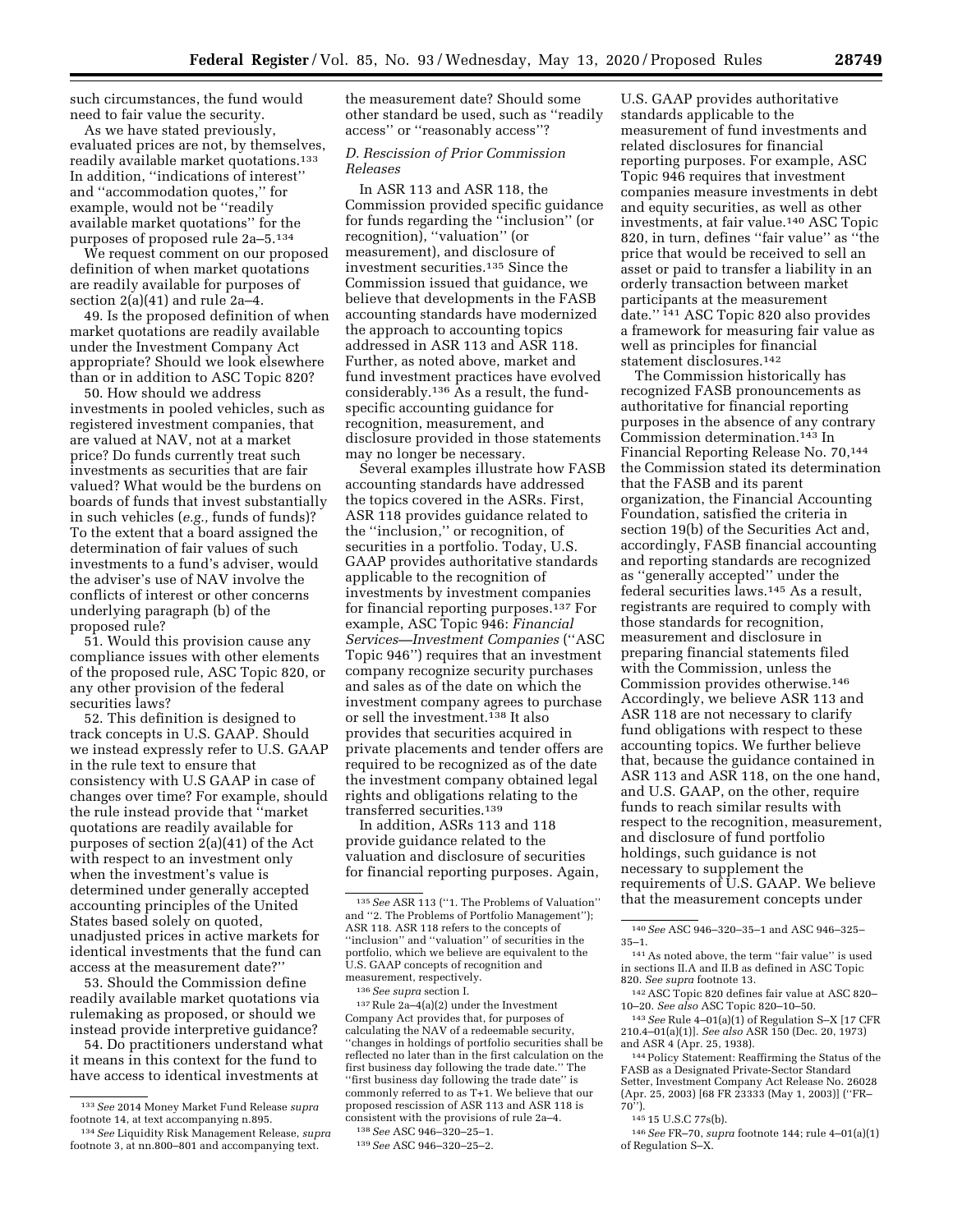such circumstances, the fund would need to fair value the security.

As we have stated previously, evaluated prices are not, by themselves, readily available market quotations.[133] In addition, ''indications of interest'' and ''accommodation quotes,'' for example, would not be ''readily available market quotations'' for the purposes of proposed rule 2a–5.[134]

We request comment on our proposed definition of when market quotations are readily available for purposes of section 2(a)(41) and rule 2a–4.

49. Is the proposed definition of when market quotations are readily available under the Investment Company Act appropriate? Should we look elsewhere than or in addition to ASC Topic 820?

50. How should we address investments in pooled vehicles, such as registered investment companies, that are valued at NAV, not at a market price? Do funds currently treat such investments as securities that are fair valued? What would be the burdens on boards of funds that invest substantially in such vehicles (*e.g.,* funds of funds)? To the extent that a board assigned the determination of fair values of such investments to a fund's adviser, would the adviser's use of NAV involve the conflicts of interest or other concerns underlying paragraph (b) of the proposed rule?

51. Would this provision cause any compliance issues with other elements of the proposed rule, ASC Topic 820, or any other provision of the federal securities laws?

52. This definition is designed to track concepts in U.S. GAAP. Should we instead expressly refer to U.S. GAAP in the rule text to ensure that consistency with U.S GAAP in case of changes over time? For example, should the rule instead provide that ''market quotations are readily available for purposes of section 2(a)(41) of the Act with respect to an investment only when the investment's value is determined under generally accepted accounting principles of the United States based solely on quoted, unadjusted prices in active markets for identical investments that the fund can access at the measurement date?''

53. Should the Commission define readily available market quotations via rulemaking as proposed, or should we instead provide interpretive guidance?

54. Do practitioners understand what it means in this context for the fund to have access to identical investments at the measurement date? Should some other standard be used, such as ''readily access'' or ''reasonably access''?

### *D. Rescission of Prior Commission Releases*

In ASR 113 and ASR 118, the Commission provided specific guidance for funds regarding the ''inclusion'' (or recognition), ''valuation'' (or measurement), and disclosure of investment securities.[135] Since the Commission issued that guidance, we believe that developments in the FASB accounting standards have modernized the approach to accounting topics addressed in ASR 113 and ASR 118. Further, as noted above, market and fund investment practices have evolved considerably.[136] As a result, the fund-specific accounting guidance for recognition, measurement, and disclosure provided in those statements may no longer be necessary.

Several examples illustrate how FASB accounting standards have addressed the topics covered in the ASRs. First, ASR 118 provides guidance related to the ''inclusion,'' or recognition, of securities in a portfolio. Today, U.S. GAAP provides authoritative standards applicable to the recognition of investments by investment companies for financial reporting purposes.[137] For example, ASC Topic 946: *Financial Services—Investment Companies* (''ASC Topic 946'') requires that an investment company recognize security purchases and sales as of the date on which the investment company agrees to purchase or sell the investment.[138] It also provides that securities acquired in private placements and tender offers are required to be recognized as of the date the investment company obtained legal rights and obligations relating to the transferred securities.[139]

In addition, ASRs 113 and 118 provide guidance related to the valuation and disclosure of securities for financial reporting purposes. Again, U.S. GAAP provides authoritative standards applicable to the measurement of fund investments and related disclosures for financial reporting purposes. For example, ASC Topic 946 requires that investment companies measure investments in debt and equity securities, as well as other investments, at fair value.[140] ASC Topic 820, in turn, defines ''fair value'' as ''the price that would be received to sell an asset or paid to transfer a liability in an orderly transaction between market participants at the measurement date.''[141] ASC Topic 820 also provides a framework for measuring fair value as well as principles for financial statement disclosures.[142]

The Commission historically has recognized FASB pronouncements as authoritative for financial reporting purposes in the absence of any contrary Commission determination.[143] In Financial Reporting Release No. 70,[144] the Commission stated its determination that the FASB and its parent organization, the Financial Accounting Foundation, satisfied the criteria in section 19(b) of the Securities Act and, accordingly, FASB financial accounting and reporting standards are recognized as ''generally accepted'' under the federal securities laws.[145] As a result, registrants are required to comply with those standards for recognition, measurement and disclosure in preparing financial statements filed with the Commission, unless the Commission provides otherwise.[146] Accordingly, we believe ASR 113 and ASR 118 are not necessary to clarify fund obligations with respect to these accounting topics. We further believe that, because the guidance contained in ASR 113 and ASR 118, on the one hand, and U.S. GAAP, on the other, require funds to reach similar results with respect to the recognition, measurement, and disclosure of fund portfolio holdings, such guidance is not necessary to supplement the requirements of U.S. GAAP. We believe that the measurement concepts under

---

[133] *See* 2014 Money Market Fund Release *supra* footnote 14, at text accompanying n.895.

[134] *See* Liquidity Risk Management Release, *supra* footnote 3, at nn.800–801 and accompanying text.

[135] *See* ASR 113 (''1. The Problems of Valuation'' and ''2. The Problems of Portfolio Management''); ASR 118. ASR 118 refers to the concepts of ''inclusion'' and ''valuation'' of securities in the portfolio, which we believe are equivalent to the U.S. GAAP concepts of recognition and measurement, respectively.

[136] *See supra* section I.

[137] Rule 2a–4(a)(2) under the Investment Company Act provides that, for purposes of calculating the NAV of a redeemable security, ''changes in holdings of portfolio securities shall be reflected no later than in the first calculation on the first business day following the trade date.'' The ''first business day following the trade date'' is commonly referred to as T+1. We believe that our proposed rescission of ASR 113 and ASR 118 is consistent with the provisions of rule 2a–4.

[138] *See* ASC 946–320–25–1.

[139] *See* ASC 946–320–25–2.

[140] *See* ASC 946–320–35–1 and ASC 946–325–35–1.

[141] As noted above, the term ''fair value'' is used in sections II.A and II.B as defined in ASC Topic 820. *See supra* footnote 13.

[142] ASC Topic 820 defines fair value at ASC 820–10–20. *See also* ASC Topic 820–10–50.

[143] *See* Rule 4–01(a)(1) of Regulation S–X [17 CFR 210.4–01(a)(1)]. *See also* ASR 150 (Dec. 20, 1973) and ASR 4 (Apr. 25, 1938).

[144] Policy Statement: Reaffirming the Status of the FASB as a Designated Private-Sector Standard Setter, Investment Company Act Release No. 26028 (Apr. 25, 2003) [68 FR 23333 (May 1, 2003)] (''FR–70'').

[145] 15 U.S.C 77s(b).

[146] *See* FR–70, *supra* footnote 144; rule 4–01(a)(1) of Regulation S–X.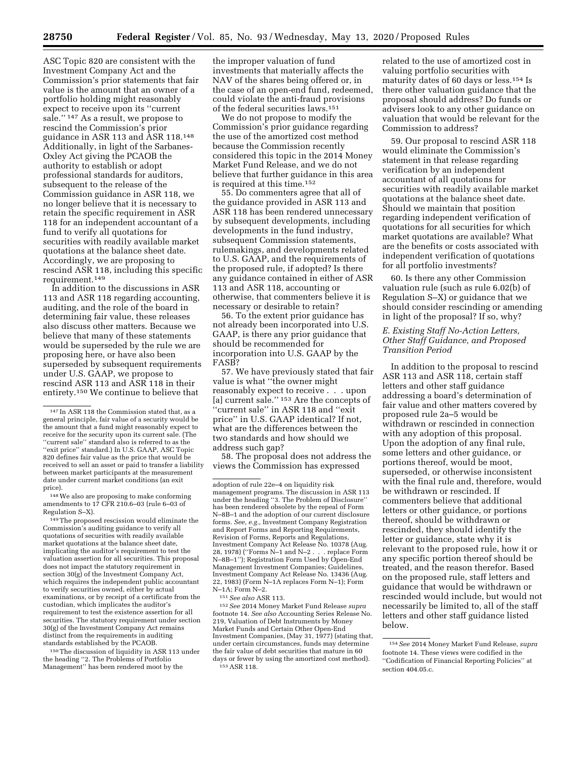ASC Topic 820 are consistent with the Investment Company Act and the Commission's prior statements that fair value is the amount that an owner of a portfolio holding might reasonably expect to receive upon its "current sale." [147] As a result, we propose to rescind the Commission's prior guidance in ASR 113 and ASR 118.[148] Additionally, in light of the Sarbanes-Oxley Act giving the PCAOB the authority to establish or adopt professional standards for auditors, subsequent to the release of the Commission guidance in ASR 118, we no longer believe that it is necessary to retain the specific requirement in ASR 118 for an independent accountant of a fund to verify all quotations for securities with readily available market quotations at the balance sheet date. Accordingly, we are proposing to rescind ASR 118, including this specific requirement.[149]

In addition to the discussions in ASR 113 and ASR 118 regarding accounting, auditing, and the role of the board in determining fair value, these releases also discuss other matters. Because we believe that many of these statements would be superseded by the rule we are proposing here, or have also been superseded by subsequent requirements under U.S. GAAP, we propose to rescind ASR 113 and ASR 118 in their entirety.[150] We continue to believe that the improper valuation of fund investments that materially affects the NAV of the shares being offered or, in the case of an open-end fund, redeemed, could violate the anti-fraud provisions of the federal securities laws.[151]

We do not propose to modify the Commission's prior guidance regarding the use of the amortized cost method because the Commission recently considered this topic in the 2014 Money Market Fund Release, and we do not believe that further guidance in this area is required at this time.[152]

55. Do commenters agree that all of the guidance provided in ASR 113 and ASR 118 has been rendered unnecessary by subsequent developments, including developments in the fund industry, subsequent Commission statements, rulemakings, and developments related to U.S. GAAP, and the requirements of the proposed rule, if adopted? Is there any guidance contained in either of ASR 113 and ASR 118, accounting or otherwise, that commenters believe it is necessary or desirable to retain?

56. To the extent prior guidance has not already been incorporated into U.S. GAAP, is there any prior guidance that should be recommended for incorporation into U.S. GAAP by the FASB?

57. We have previously stated that fair value is what "the owner might reasonably expect to receive . . . upon [a] current sale." [153] Are the concepts of "current sale" in ASR 118 and "exit price" in U.S. GAAP identical? If not, what are the differences between the two standards and how should we address such gap?

58. The proposal does not address the views the Commission has expressed related to the use of amortized cost in valuing portfolio securities with maturity dates of 60 days or less.[154] Is there other valuation guidance that the proposal should address? Do funds or advisers look to any other guidance on valuation that would be relevant for the Commission to address?

59. Our proposal to rescind ASR 118 would eliminate the Commission's statement in that release regarding verification by an independent accountant of all quotations for securities with readily available market quotations at the balance sheet date. Should we maintain that position regarding independent verification of quotations for all securities for which market quotations are available? What are the benefits or costs associated with independent verification of quotations for all portfolio investments?

60. Is there any other Commission valuation rule (such as rule 6.02(b) of Regulation S–X) or guidance that we should consider rescinding or amending in light of the proposal? If so, why?

### *E. Existing Staff No-Action Letters, Other Staff Guidance, and Proposed Transition Period*

In addition to the proposal to rescind ASR 113 and ASR 118, certain staff letters and other staff guidance addressing a board's determination of fair value and other matters covered by proposed rule 2a–5 would be withdrawn or rescinded in connection with any adoption of this proposal. Upon the adoption of any final rule, some letters and other guidance, or portions thereof, would be moot, superseded, or otherwise inconsistent with the final rule and, therefore, would be withdrawn or rescinded. If commenters believe that additional letters or other guidance, or portions thereof, should be withdrawn or rescinded, they should identify the letter or guidance, state why it is relevant to the proposed rule, how it or any specific portion thereof should be treated, and the reason therefor. Based on the proposed rule, staff letters and guidance that would be withdrawn or rescinded would include, but would not necessarily be limited to, all of the staff letters and other staff guidance listed below.

---

[147] In ASR 118 the Commission stated that, as a general principle, fair value of a security would be the amount that a fund might reasonably expect to receive for the security upon its current sale. (The "current sale" standard also is referred to as the "exit price" standard.) In U.S. GAAP, ASC Topic 820 defines fair value as the price that would be received to sell an asset or paid to transfer a liability between market participants at the measurement date under current market conditions (an exit price).

[148] We also are proposing to make conforming amendments to 17 CFR 210.6–03 (rule 6–03 of Regulation S–X).

[149] The proposed rescission would eliminate the Commission's auditing guidance to verify all quotations of securities with readily available market quotations at the balance sheet date, implicating the auditor's requirement to test the valuation assertion for all securities. This proposal does not impact the statutory requirement in section 30(g) of the Investment Company Act, which requires the independent public accountant to verify securities owned, either by actual examinations, or by receipt of a certificate from the custodian, which implicates the auditor's requirement to test the existence assertion for all securities. The statutory requirement under section 30(g) of the Investment Company Act remains distinct from the requirements in auditing standards established by the PCAOB.

[150] The discussion of liquidity in ASR 113 under the heading "2. The Problems of Portfolio Management" has been rendered moot by the adoption of rule 22e–4 on liquidity risk management programs. The discussion in ASR 113 under the heading "3. The Problem of Disclosure" has been rendered obsolete by the repeal of Form N–8B–1 and the adoption of our current disclosure forms. *See, e.g.,* Investment Company Registration and Report Forms and Reporting Requirements, Revision of Forms, Reports and Regulations, Investment Company Act Release No. 10378 (Aug. 28, 1978) ("Forms N–1 and N–2 . . . replace Form N–8B–1"); Registration Form Used by Open-End Management Investment Companies; Guidelines, Investment Company Act Release No. 13436 (Aug. 22, 1983) (Form N–1A replaces Form N–1); Form N–1A; Form N–2.

[151] *See also* ASR 113.

[152] *See* 2014 Money Market Fund Release *supra* footnote 14. *See also* Accounting Series Release No. 219, Valuation of Debt Instruments by Money Market Funds and Certain Other Open-End Investment Companies, (May 31, 1977) (stating that, under certain circumstances, funds may determine the fair value of debt securities that mature in 60 days or fewer by using the amortized cost method).

[153] ASR 118.

[154] *See* 2014 Money Market Fund Release, *supra* footnote 14. These views were codified in the "Codification of Financial Reporting Policies" at section 404.05.c.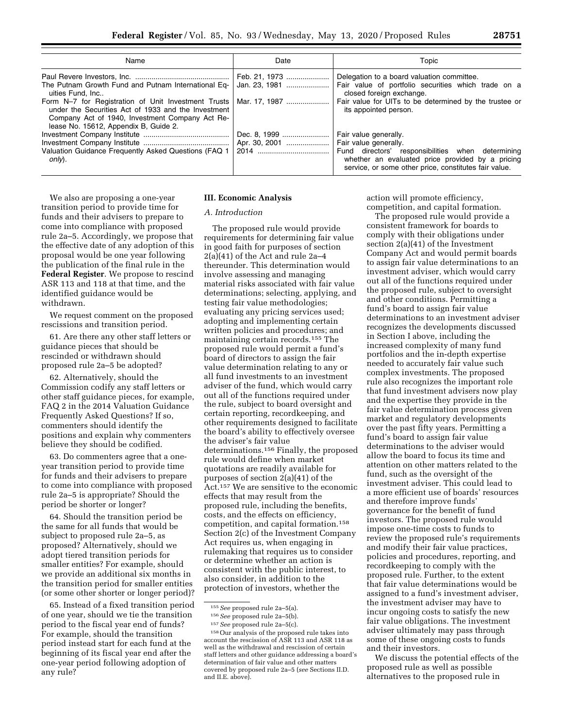| Name | Date | Topic |
| --- | --- | --- |
| Paul Revere Investors, Inc. | Feb. 21, 1973 | Delegation to a board valuation committee. |
| The Putnam Growth Fund and Putnam International Equities Fund, Inc.. | Jan. 23, 1981 | Fair value of portfolio securities which trade on a closed foreign exchange. |
| Form N–7 for Registration of Unit Investment Trusts under the Securities Act of 1933 and the Investment Company Act of 1940, Investment Company Act Release No. 15612, Appendix B, Guide 2. | Mar. 17, 1987 | Fair value for UITs to be determined by the trustee or its appointed person. |
| Investment Company Institute | Dec. 8, 1999 | Fair value generally. |
| Investment Company Institute | Apr. 30, 2001 | Fair value generally. |
| Valuation Guidance Frequently Asked Questions (FAQ 1 *only*). | 2014 | Fund directors' responsibilities when determining whether an evaluated price provided by a pricing service, or some other price, constitutes fair value. |

We also are proposing a one-year transition period to provide time for funds and their advisers to prepare to come into compliance with proposed rule 2a–5. Accordingly, we propose that the effective date of any adoption of this proposal would be one year following the publication of the final rule in the **Federal Register**. We propose to rescind ASR 113 and 118 at that time, and the identified guidance would be withdrawn.

We request comment on the proposed rescissions and transition period.

61. Are there any other staff letters or guidance pieces that should be rescinded or withdrawn should proposed rule 2a–5 be adopted?

62. Alternatively, should the Commission codify any staff letters or other staff guidance pieces, for example, FAQ 2 in the 2014 Valuation Guidance Frequently Asked Questions? If so, commenters should identify the positions and explain why commenters believe they should be codified.

63. Do commenters agree that a one-year transition period to provide time for funds and their advisers to prepare to come into compliance with proposed rule 2a–5 is appropriate? Should the period be shorter or longer?

64. Should the transition period be the same for all funds that would be subject to proposed rule 2a–5, as proposed? Alternatively, should we adopt tiered transition periods for smaller entities? For example, should we provide an additional six months in the transition period for smaller entities (or some other shorter or longer period)?

65. Instead of a fixed transition period of one year, should we tie the transition period to the fiscal year end of funds? For example, should the transition period instead start for each fund at the beginning of its fiscal year end after the one-year period following adoption of any rule?

## III. Economic Analysis

### A. Introduction

The proposed rule would provide requirements for determining fair value in good faith for purposes of section 2(a)(41) of the Act and rule 2a–4 thereunder. This determination would involve assessing and managing material risks associated with fair value determinations; selecting, applying, and testing fair value methodologies; evaluating any pricing services used; adopting and implementing certain written policies and procedures; and maintaining certain records.[155] The proposed rule would permit a fund's board of directors to assign the fair value determination relating to any or all fund investments to an investment adviser of the fund, which would carry out all of the functions required under the rule, subject to board oversight and certain reporting, recordkeeping, and other requirements designed to facilitate the board's ability to effectively oversee the adviser's fair value determinations.[156] Finally, the proposed rule would define when market quotations are readily available for purposes of section 2(a)(41) of the Act.[157] We are sensitive to the economic effects that may result from the proposed rule, including the benefits, costs, and the effects on efficiency, competition, and capital formation.[158] Section 2(c) of the Investment Company Act requires us, when engaging in rulemaking that requires us to consider or determine whether an action is consistent with the public interest, to also consider, in addition to the protection of investors, whether the action will promote efficiency, competition, and capital formation.

The proposed rule would provide a consistent framework for boards to comply with their obligations under section 2(a)(41) of the Investment Company Act and would permit boards to assign fair value determinations to an investment adviser, which would carry out all of the functions required under the proposed rule, subject to oversight and other conditions. Permitting a fund's board to assign fair value determinations to an investment adviser recognizes the developments discussed in Section I above, including the increased complexity of many fund portfolios and the in-depth expertise needed to accurately fair value such complex investments. The proposed rule also recognizes the important role that fund investment advisers now play and the expertise they provide in the fair value determination process given market and regulatory developments over the past fifty years. Permitting a fund's board to assign fair value determinations to the adviser would allow the board to focus its time and attention on other matters related to the fund, such as the oversight of the investment adviser. This could lead to a more efficient use of boards' resources and therefore improve funds' governance for the benefit of fund investors. The proposed rule would impose one-time costs to funds to review the proposed rule's requirements and modify their fair value practices, policies and procedures, reporting, and recordkeeping to comply with the proposed rule. Further, to the extent that fair value determinations would be assigned to a fund's investment adviser, the investment adviser may have to incur ongoing costs to satisfy the new fair value obligations. The investment adviser ultimately may pass through some of these ongoing costs to funds and their investors.

We discuss the potential effects of the proposed rule as well as possible alternatives to the proposed rule in

[155] *See* proposed rule 2a–5(a).

[156] *See* proposed rule 2a–5(b).

[157] *See* proposed rule 2a–5(c).

[158] Our analysis of the proposed rule takes into account the rescission of ASR 113 and ASR 118 as well as the withdrawal and rescission of certain staff letters and other guidance addressing a board's determination of fair value and other matters covered by proposed rule 2a–5 (*see* Sections II.D. and II.E. above).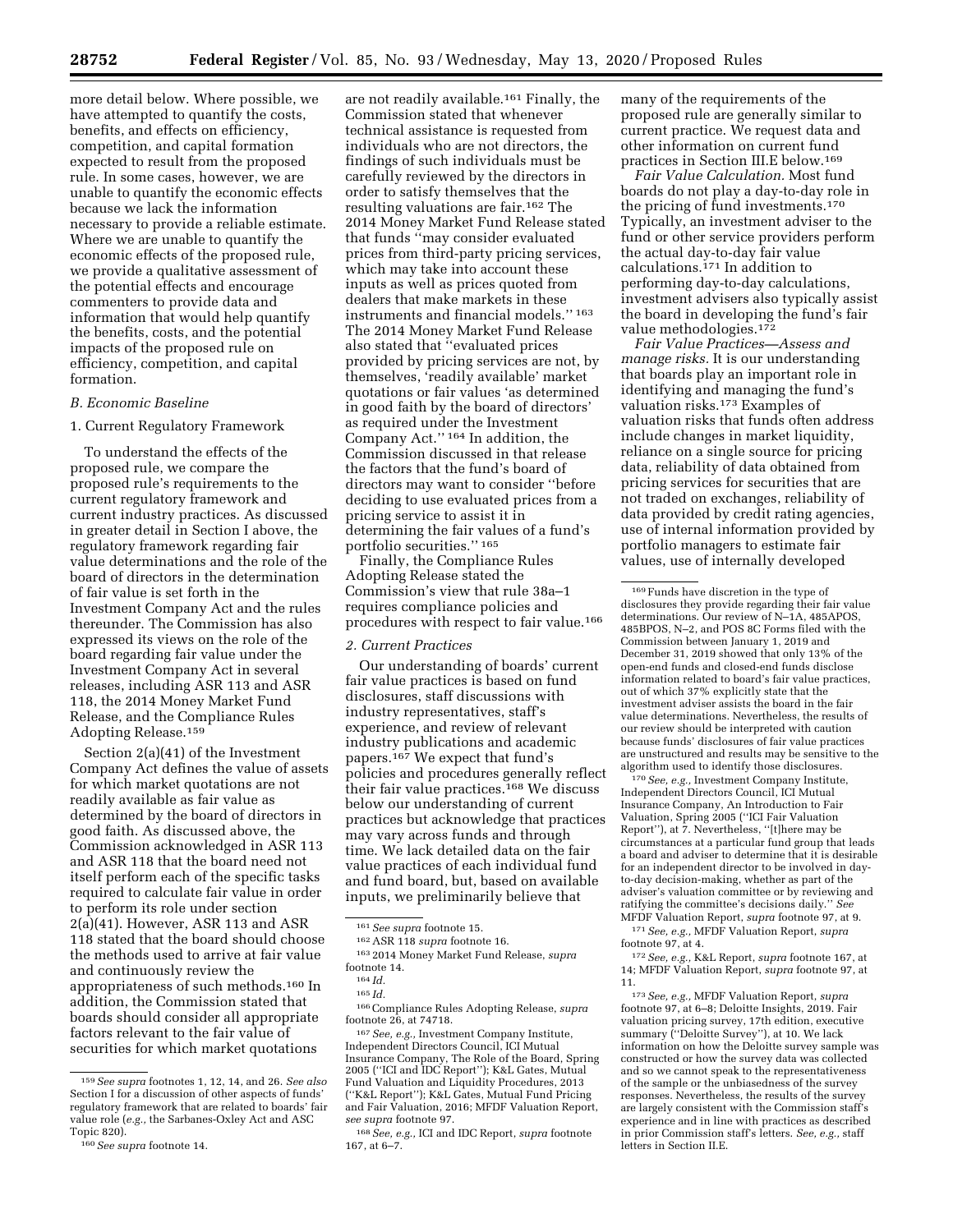more detail below. Where possible, we have attempted to quantify the costs, benefits, and effects on efficiency, competition, and capital formation expected to result from the proposed rule. In some cases, however, we are unable to quantify the economic effects because we lack the information necessary to provide a reliable estimate. Where we are unable to quantify the economic effects of the proposed rule, we provide a qualitative assessment of the potential effects and encourage commenters to provide data and information that would help quantify the benefits, costs, and the potential impacts of the proposed rule on efficiency, competition, and capital formation.

### *B. Economic Baseline*

#### 1. Current Regulatory Framework

To understand the effects of the proposed rule, we compare the proposed rule's requirements to the current regulatory framework and current industry practices. As discussed in greater detail in Section I above, the regulatory framework regarding fair value determinations and the role of the board of directors in the determination of fair value is set forth in the Investment Company Act and the rules thereunder. The Commission has also expressed its views on the role of the board regarding fair value under the Investment Company Act in several releases, including ASR 113 and ASR 118, the 2014 Money Market Fund Release, and the Compliance Rules Adopting Release.[159]

Section 2(a)(41) of the Investment Company Act defines the value of assets for which market quotations are not readily available as fair value as determined by the board of directors in good faith. As discussed above, the Commission acknowledged in ASR 113 and ASR 118 that the board need not itself perform each of the specific tasks required to calculate fair value in order to perform its role under section 2(a)(41). However, ASR 113 and ASR 118 stated that the board should choose the methods used to arrive at fair value and continuously review the appropriateness of such methods.[160] In addition, the Commission stated that boards should consider all appropriate factors relevant to the fair value of securities for which market quotations are not readily available.[161] Finally, the Commission stated that whenever technical assistance is requested from individuals who are not directors, the findings of such individuals must be carefully reviewed by the directors in order to satisfy themselves that the resulting valuations are fair.[162] The 2014 Money Market Fund Release stated that funds "may consider evaluated prices from third-party pricing services, which may take into account these inputs as well as prices quoted from dealers that make markets in these instruments and financial models." [163] The 2014 Money Market Fund Release also stated that "evaluated prices provided by pricing services are not, by themselves, 'readily available' market quotations or fair values 'as determined in good faith by the board of directors' as required under the Investment Company Act." [164] In addition, the Commission discussed in that release the factors that the fund's board of directors may want to consider "before deciding to use evaluated prices from a pricing service to assist it in determining the fair values of a fund's portfolio securities." [165]

Finally, the Compliance Rules Adopting Release stated the Commission's view that rule 38a–1 requires compliance policies and procedures with respect to fair value.[166]

#### *2. Current Practices*

Our understanding of boards' current fair value practices is based on fund disclosures, staff discussions with industry representatives, staff's experience, and review of relevant industry publications and academic papers.[167] We expect that fund's policies and procedures generally reflect their fair value practices.[168] We discuss below our understanding of current practices but acknowledge that practices may vary across funds and through time. We lack detailed data on the fair value practices of each individual fund and fund board, but, based on available inputs, we preliminarily believe that many of the requirements of the proposed rule are generally similar to current practice. We request data and other information on current fund practices in Section III.E below.[169]

*Fair Value Calculation.* Most fund boards do not play a day-to-day role in the pricing of fund investments.[170] Typically, an investment adviser to the fund or other service providers perform the actual day-to-day fair value calculations.[171] In addition to performing day-to-day calculations, investment advisers also typically assist the board in developing the fund's fair value methodologies.[172]

*Fair Value Practices—Assess and manage risks.* It is our understanding that boards play an important role in identifying and managing the fund's valuation risks.[173] Examples of valuation risks that funds often address include changes in market liquidity, reliance on a single source for pricing data, reliability of data obtained from pricing services for securities that are not traded on exchanges, reliability of data provided by credit rating agencies, use of internal information provided by portfolio managers to estimate fair values, use of internally developed

---

[159] *See supra* footnotes 1, 12, 14, and 26. *See also* Section I for a discussion of other aspects of funds' regulatory framework that are related to boards' fair value role (*e.g.,* the Sarbanes-Oxley Act and ASC Topic 820).

[160] *See supra* footnote 14.

[161] *See supra* footnote 15.

[162] ASR 118 *supra* footnote 16.

[163] 2014 Money Market Fund Release, *supra* footnote 14.

[164] *Id.*

[165] *Id.*

[166] Compliance Rules Adopting Release, *supra* footnote 26, at 74718.

[167] *See, e.g.,* Investment Company Institute, Independent Directors Council, ICI Mutual Insurance Company, The Role of the Board, Spring 2005 ("ICI and IDC Report"); K&L Gates, Mutual Fund Valuation and Liquidity Procedures, 2013 ("K&L Report"); K&L Gates, Mutual Fund Pricing and Fair Valuation, 2016; MFDF Valuation Report, *see supra* footnote 97.

[168] *See, e.g.,* ICI and IDC Report, *supra* footnote 167, at 6–7.

[169] Funds have discretion in the type of disclosures they provide regarding their fair value determinations. Our review of N–1A, 485APOS, 485BPOS, N–2, and POS 8C Forms filed with the Commission between January 1, 2019 and December 31, 2019 showed that only 13% of the open-end funds and closed-end funds disclose information related to board's fair value practices, out of which 37% explicitly state that the investment adviser assists the board in the fair value determinations. Nevertheless, the results of our review should be interpreted with caution because funds' disclosures of fair value practices are unstructured and results may be sensitive to the algorithm used to identify those disclosures.

[170] *See, e.g.,* Investment Company Institute, Independent Directors Council, ICI Mutual Insurance Company, An Introduction to Fair Valuation, Spring 2005 ("ICI Fair Valuation Report"), at 7. Nevertheless, "[t]here may be circumstances at a particular fund group that leads a board and adviser to determine that it is desirable for an independent director to be involved in day-to-day decision-making, whether as part of the adviser's valuation committee or by reviewing and ratifying the committee's decisions daily." *See* MFDF Valuation Report, *supra* footnote 97, at 9.

[171] *See, e.g.,* MFDF Valuation Report, *supra* footnote 97, at 4.

[172] *See, e.g.,* K&L Report, *supra* footnote 167, at 14; MFDF Valuation Report, *supra* footnote 97, at 11.

[173] *See, e.g.,* MFDF Valuation Report, *supra* footnote 97, at 6–8; Deloitte Insights, 2019. Fair valuation pricing survey, 17th edition, executive summary ("Deloitte Survey"), at 10. We lack information on how the Deloitte survey sample was constructed or how the survey data was collected and so we cannot speak to the representativeness of the sample or the unbiasedness of the survey responses. Nevertheless, the results of the survey are largely consistent with the Commission staff's experience and in line with practices as described in prior Commission staff's letters. *See, e.g.,* staff letters in Section II.E.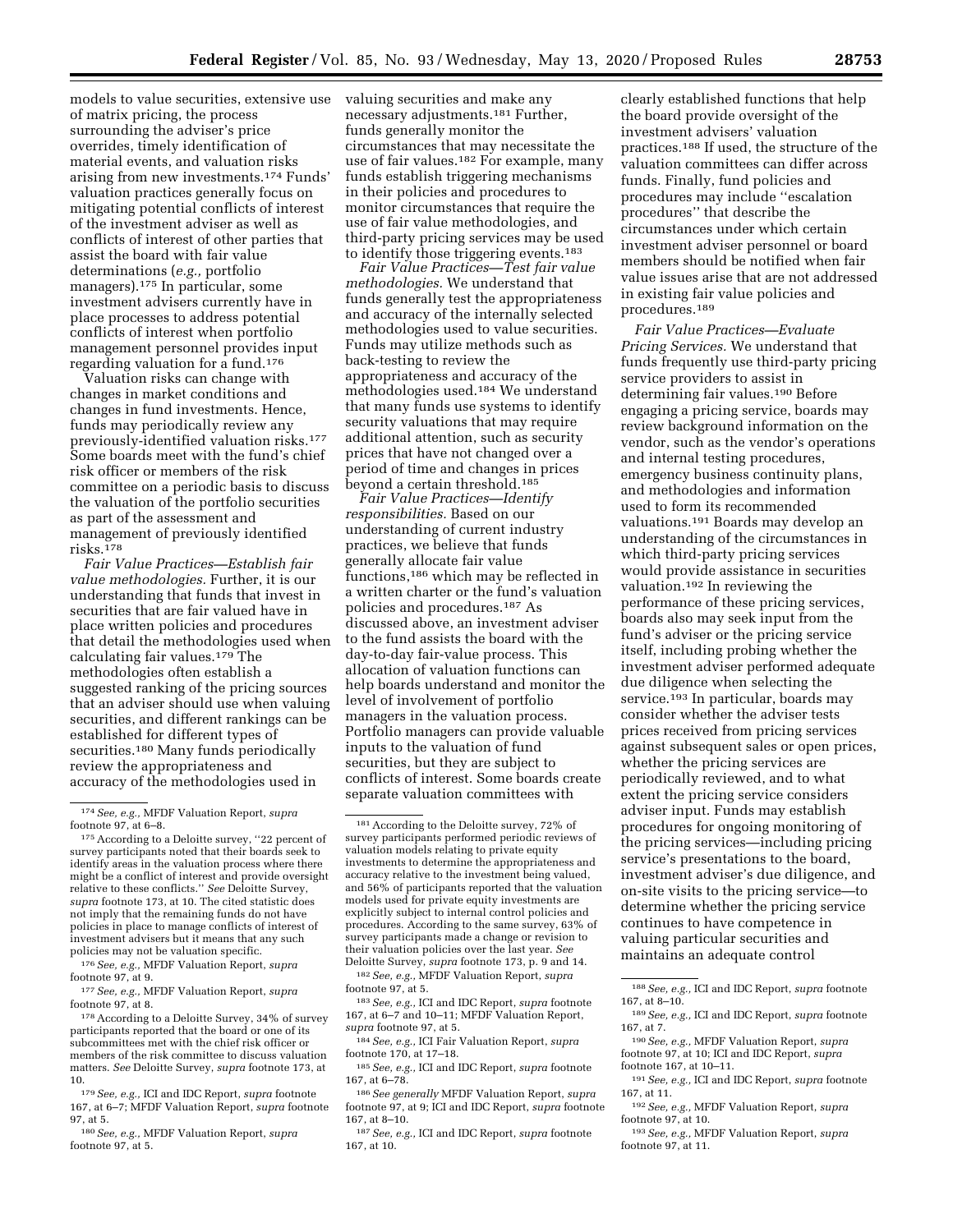models to value securities, extensive use of matrix pricing, the process surrounding the adviser's price overrides, timely identification of material events, and valuation risks arising from new investments.[174] Funds' valuation practices generally focus on mitigating potential conflicts of interest of the investment adviser as well as conflicts of interest of other parties that assist the board with fair value determinations (*e.g.,* portfolio managers).[175] In particular, some investment advisers currently have in place processes to address potential conflicts of interest when portfolio management personnel provides input regarding valuation for a fund.[176]

Valuation risks can change with changes in market conditions and changes in fund investments. Hence, funds may periodically review any previously-identified valuation risks.[177] Some boards meet with the fund's chief risk officer or members of the risk committee on a periodic basis to discuss the valuation of the portfolio securities as part of the assessment and management of previously identified risks.[178]

*Fair Value Practices—Establish fair value methodologies.* Further, it is our understanding that funds that invest in securities that are fair valued have in place written policies and procedures that detail the methodologies used when calculating fair values.[179] The methodologies often establish a suggested ranking of the pricing sources that an adviser should use when valuing securities, and different rankings can be established for different types of securities.[180] Many funds periodically review the appropriateness and accuracy of the methodologies used in valuing securities and make any necessary adjustments.[181] Further, funds generally monitor the circumstances that may necessitate the use of fair values.[182] For example, many funds establish triggering mechanisms in their policies and procedures to monitor circumstances that require the use of fair value methodologies, and third-party pricing services may be used to identify those triggering events.[183]

*Fair Value Practices—Test fair value methodologies.* We understand that funds generally test the appropriateness and accuracy of the internally selected methodologies used to value securities. Funds may utilize methods such as back-testing to review the appropriateness and accuracy of the methodologies used.[184] We understand that many funds use systems to identify security valuations that may require additional attention, such as security prices that have not changed over a period of time and changes in prices beyond a certain threshold.[185]

*Fair Value Practices—Identify responsibilities.* Based on our understanding of current industry practices, we believe that funds generally allocate fair value functions,[186] which may be reflected in a written charter or the fund's valuation policies and procedures.[187] As discussed above, an investment adviser to the fund assists the board with the day-to-day fair-value process. This allocation of valuation functions can help boards understand and monitor the level of involvement of portfolio managers in the valuation process. Portfolio managers can provide valuable inputs to the valuation of fund securities, but they are subject to conflicts of interest. Some boards create separate valuation committees with clearly established functions that help the board provide oversight of the investment advisers' valuation practices.[188] If used, the structure of the valuation committees can differ across funds. Finally, fund policies and procedures may include "escalation procedures" that describe the circumstances under which certain investment adviser personnel or board members should be notified when fair value issues arise that are not addressed in existing fair value policies and procedures.[189]

*Fair Value Practices—Evaluate Pricing Services.* We understand that funds frequently use third-party pricing service providers to assist in determining fair values.[190] Before engaging a pricing service, boards may review background information on the vendor, such as the vendor's operations and internal testing procedures, emergency business continuity plans, and methodologies and information used to form its recommended valuations.[191] Boards may develop an understanding of the circumstances in which third-party pricing services would provide assistance in securities valuation.[192] In reviewing the performance of these pricing services, boards also may seek input from the fund's adviser or the pricing service itself, including probing whether the investment adviser performed adequate due diligence when selecting the service.[193] In particular, boards may consider whether the adviser tests prices received from pricing services against subsequent sales or open prices, whether the pricing services are periodically reviewed, and to what extent the pricing service considers adviser input. Funds may establish procedures for ongoing monitoring of the pricing services—including pricing service's presentations to the board, investment adviser's due diligence, and on-site visits to the pricing service—to determine whether the pricing service continues to have competence in valuing particular securities and maintains an adequate control

---

[174] *See, e.g.,* MFDF Valuation Report, *supra* footnote 97, at 6–8.

[175] According to a Deloitte survey, "22 percent of survey participants noted that their boards seek to identify areas in the valuation process where there might be a conflict of interest and provide oversight relative to these conflicts." *See* Deloitte Survey, *supra* footnote 173, at 10. The cited statistic does not imply that the remaining funds do not have policies in place to manage conflicts of interest of investment advisers but it means that any such policies may not be valuation specific.

[176] *See, e.g.,* MFDF Valuation Report, *supra* footnote 97, at 9.

[177] *See, e.g.,* MFDF Valuation Report, *supra* footnote 97, at 8.

[178] According to a Deloitte Survey, 34% of survey participants reported that the board or one of its subcommittees met with the chief risk officer or members of the risk committee to discuss valuation matters. *See* Deloitte Survey, *supra* footnote 173, at 10.

[179] *See, e.g.,* ICI and IDC Report, *supra* footnote 167, at 6–7; MFDF Valuation Report, *supra* footnote 97, at 5.

[180] *See, e.g.,* MFDF Valuation Report, *supra* footnote 97, at 5.

[181] According to the Deloitte survey, 72% of survey participants performed periodic reviews of valuation models relating to private equity investments to determine the appropriateness and accuracy relative to the investment being valued, and 56% of participants reported that the valuation models used for private equity investments are explicitly subject to internal control policies and procedures. According to the same survey, 63% of survey participants made a change or revision to their valuation policies over the last year. *See* Deloitte Survey, *supra* footnote 173, p. 9 and 14.

[182] *See, e.g.,* MFDF Valuation Report, *supra* footnote 97, at 5.

[183] *See, e.g.,* ICI and IDC Report, *supra* footnote 167, at 6–7 and 10–11; MFDF Valuation Report, *supra* footnote 97, at 5.

[184] *See, e.g.,* ICI Fair Valuation Report, *supra* footnote 170, at 17–18.

[185] *See, e.g.,* ICI and IDC Report, *supra* footnote 167, at 6–78.

[186] *See generally* MFDF Valuation Report, *supra* footnote 97, at 9; ICI and IDC Report, *supra* footnote 167, at 8–10.

[187] *See, e.g.,* ICI and IDC Report, *supra* footnote 167, at 10.

[188] *See, e.g.,* ICI and IDC Report, *supra* footnote 167, at 8–10.

[189] *See, e.g.,* ICI and IDC Report, *supra* footnote 167, at 7.

[190] *See, e.g.,* MFDF Valuation Report, *supra* footnote 97, at 10; ICI and IDC Report, *supra* footnote 167, at 10–11.

[191] *See, e.g.,* ICI and IDC Report, *supra* footnote 167, at 11.

[192] *See, e.g.,* MFDF Valuation Report, *supra* footnote 97, at 10.

[193] *See, e.g.,* MFDF Valuation Report, *supra* footnote 97, at 11.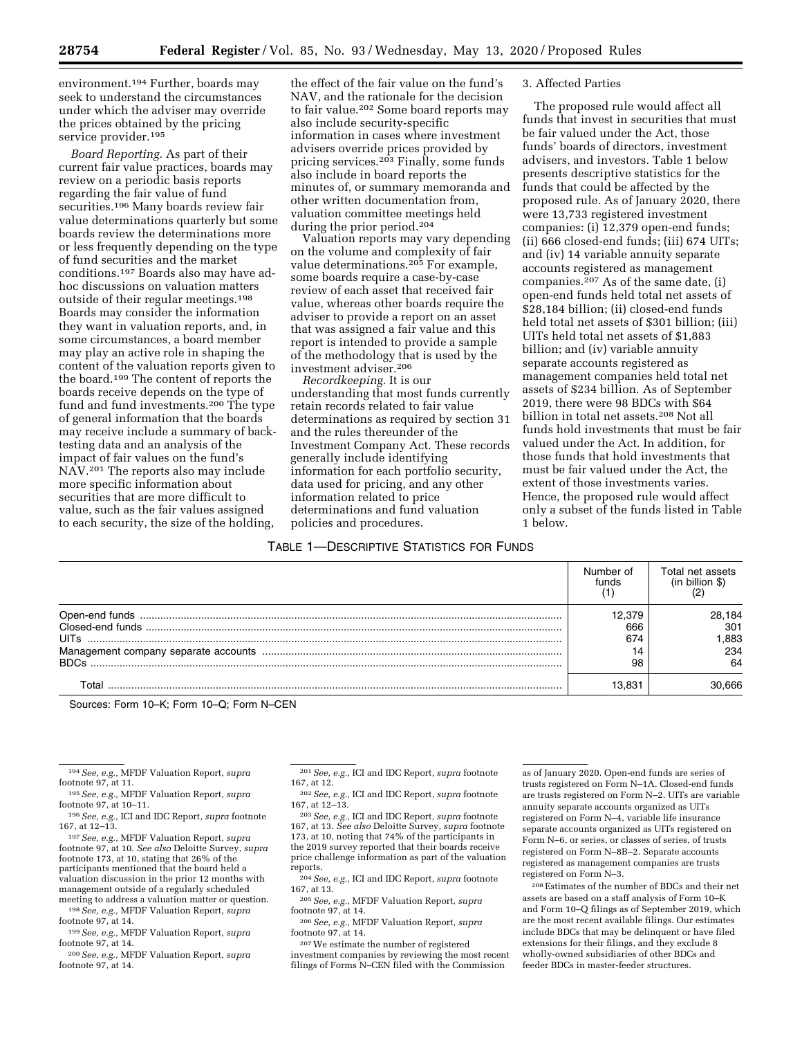environment.[194] Further, boards may seek to understand the circumstances under which the adviser may override the prices obtained by the pricing service provider.[195]

*Board Reporting.* As part of their current fair value practices, boards may review on a periodic basis reports regarding the fair value of fund securities.[196] Many boards review fair value determinations quarterly but some boards review the determinations more or less frequently depending on the type of fund securities and the market conditions.[197] Boards also may have ad-hoc discussions on valuation matters outside of their regular meetings.[198] Boards may consider the information they want in valuation reports, and, in some circumstances, a board member may play an active role in shaping the content of the valuation reports given to the board.[199] The content of reports the boards receive depends on the type of fund and fund investments.[200] The type of general information that the boards may receive include a summary of back-testing data and an analysis of the impact of fair values on the fund's NAV.[201] The reports also may include more specific information about securities that are more difficult to value, such as the fair values assigned to each security, the size of the holding, the effect of the fair value on the fund's NAV, and the rationale for the decision to fair value.[202] Some board reports may also include security-specific information in cases where investment advisers override prices provided by pricing services.[203] Finally, some funds also include in board reports the minutes of, or summary memoranda and other written documentation from, valuation committee meetings held during the prior period.[204]

Valuation reports may vary depending on the volume and complexity of fair value determinations.[205] For example, some boards require a case-by-case review of each asset that received fair value, whereas other boards require the adviser to provide a report on an asset that was assigned a fair value and this report is intended to provide a sample of the methodology that is used by the investment adviser.[206]

*Recordkeeping.* It is our understanding that most funds currently retain records related to fair value determinations as required by section 31 and the rules thereunder of the Investment Company Act. These records generally include identifying information for each portfolio security, data used for pricing, and any other information related to price determinations and fund valuation policies and procedures.

3. Affected Parties

The proposed rule would affect all funds that invest in securities that must be fair valued under the Act, those funds' boards of directors, investment advisers, and investors. Table 1 below presents descriptive statistics for the funds that could be affected by the proposed rule. As of January 2020, there were 13,733 registered investment companies: (i) 12,379 open-end funds; (ii) 666 closed-end funds; (iii) 674 UITs; and (iv) 14 variable annuity separate accounts registered as management companies.[207] As of the same date, (i) open-end funds held total net assets of $28,184 billion; (ii) closed-end funds held total net assets of $301 billion; (iii) UITs held total net assets of $1,883 billion; and (iv) variable annuity separate accounts registered as management companies held total net assets of $234 billion. As of September 2019, there were 98 BDCs with $64 billion in total net assets.[208] Not all funds hold investments that must be fair valued under the Act. In addition, for those funds that hold investments that must be fair valued under the Act, the extent of those investments varies. Hence, the proposed rule would affect only a subset of the funds listed in Table 1 below.

TABLE 1—DESCRIPTIVE STATISTICS FOR FUNDS

| | Number of funds (1) | Total net assets (in billion $) (2) |
|---|---|---|
| Open-end funds | 12,379 | 28,184 |
| Closed-end funds | 666 | 301 |
| UITs | 674 | 1,883 |
| Management company separate accounts | 14 | 234 |
| BDCs | 98 | 64 |
| Total | 13,831 | 30,666 |

Sources: Form 10–K; Form 10–Q; Form N–CEN

[194] *See, e.g.,* MFDF Valuation Report, *supra* footnote 97, at 11.

[195] *See, e.g.,* MFDF Valuation Report, *supra* footnote 97, at 10–11.

[196] *See, e.g.,* ICI and IDC Report, *supra* footnote 167, at 12–13.

[197] *See, e.g.,* MFDF Valuation Report, *supra* footnote 97, at 10. *See also* Deloitte Survey, *supra* footnote 173, at 10, stating that 26% of the participants mentioned that the board held a valuation discussion in the prior 12 months with management outside of a regularly scheduled meeting to address a valuation matter or question.

[198] *See, e.g.,* MFDF Valuation Report, *supra* footnote 97, at 14.

[199] *See, e.g.,* MFDF Valuation Report, *supra* footnote 97, at 14.

[200] *See, e.g.,* MFDF Valuation Report, *supra* footnote 97, at 14.

[201] *See, e.g.,* ICI and IDC Report, *supra* footnote 167, at 12.

[202] *See, e.g.,* ICI and IDC Report, *supra* footnote 167, at 12–13.

[203] *See, e.g.,* ICI and IDC Report, *supra* footnote 167, at 13. *See also* Deloitte Survey, *supra* footnote 173, at 10, noting that 74% of the participants in the 2019 survey reported that their boards receive price challenge information as part of the valuation reports.

[204] *See, e.g.,* ICI and IDC Report, *supra* footnote 167, at 13.

[205] *See, e.g.,* MFDF Valuation Report, *supra* footnote 97, at 14.

[206] *See, e.g.,* MFDF Valuation Report, *supra* footnote 97, at 14.

[207] We estimate the number of registered investment companies by reviewing the most recent filings of Forms N–CEN filed with the Commission as of January 2020. Open-end funds are series of trusts registered on Form N–1A. Closed-end funds are trusts registered on Form N–2. UITs are variable annuity separate accounts organized as UITs registered on Form N–4, variable life insurance separate accounts organized as UITs registered on Form N–6, or series, or classes of series, of trusts registered on Form N–8B–2. Separate accounts registered as management companies are trusts registered on Form N–3.

[208] Estimates of the number of BDCs and their net assets are based on a staff analysis of Form 10–K and Form 10–Q filings as of September 2019, which are the most recent available filings. Our estimates include BDCs that may be delinquent or have filed extensions for their filings, and they exclude 8 wholly-owned subsidiaries of other BDCs and feeder BDCs in master-feeder structures.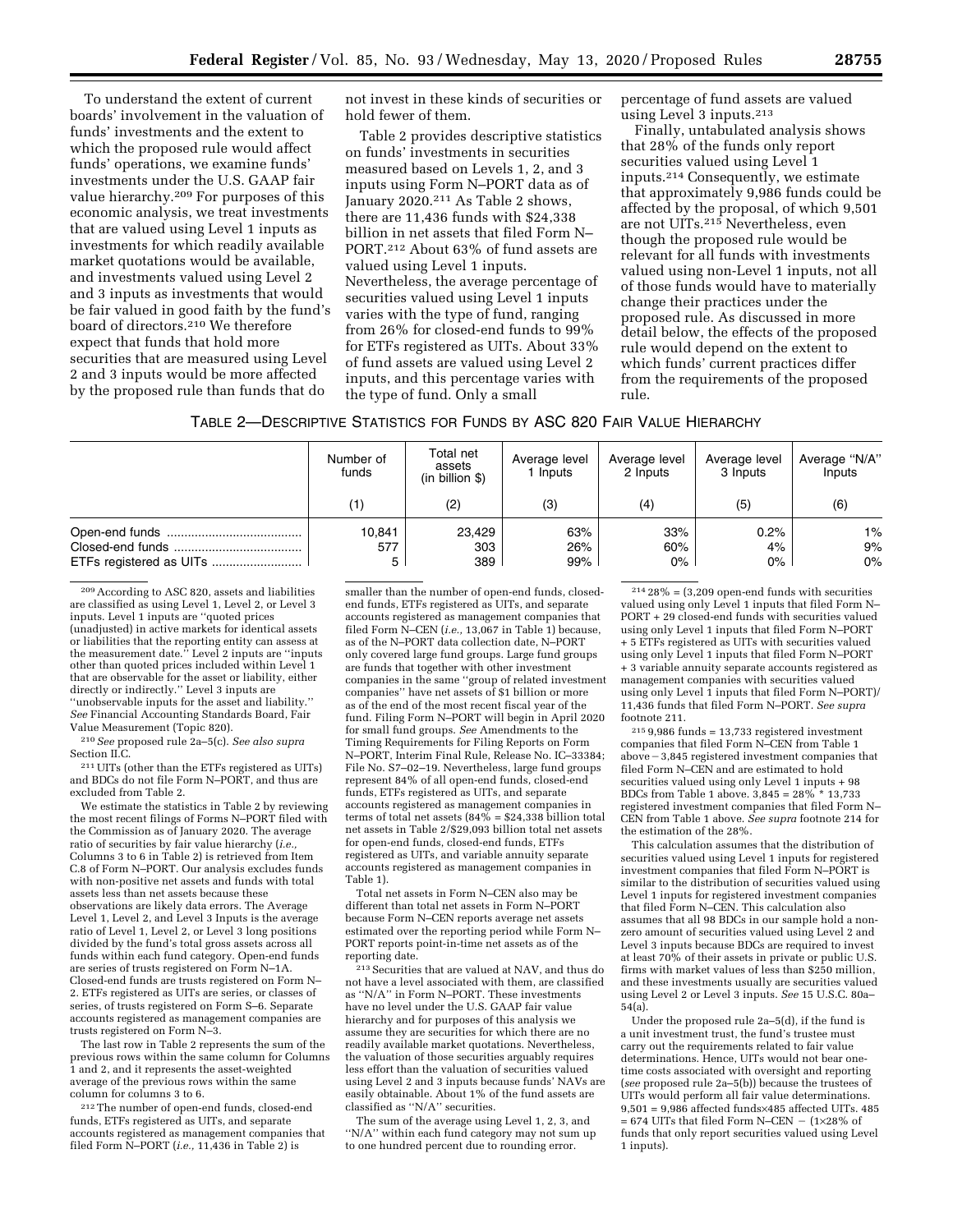To understand the extent of current boards' involvement in the valuation of funds' investments and the extent to which the proposed rule would affect funds' operations, we examine funds' investments under the U.S. GAAP fair value hierarchy.[209] For purposes of this economic analysis, we treat investments that are valued using Level 1 inputs as investments for which readily available market quotations would be available, and investments valued using Level 2 and 3 inputs as investments that would be fair valued in good faith by the fund's board of directors.[210] We therefore expect that funds that hold more securities that are measured using Level 2 and 3 inputs would be more affected by the proposed rule than funds that do not invest in these kinds of securities or hold fewer of them.

Table 2 provides descriptive statistics on funds' investments in securities measured based on Levels 1, 2, and 3 inputs using Form N–PORT data as of January 2020.[211] As Table 2 shows, there are 11,436 funds with $24,338 billion in net assets that filed Form N–PORT.[212] About 63% of fund assets are valued using Level 1 inputs. Nevertheless, the average percentage of securities valued using Level 1 inputs varies with the type of fund, ranging from 26% for closed-end funds to 99% for ETFs registered as UITs. About 33% of fund assets are valued using Level 2 inputs, and this percentage varies with the type of fund. Only a small percentage of fund assets are valued using Level 3 inputs.[213]

Finally, untabulated analysis shows that 28% of the funds only report securities valued using Level 1 inputs.[214] Consequently, we estimate that approximately 9,986 funds could be affected by the proposal, of which 9,501 are not UITs.[215] Nevertheless, even though the proposed rule would be relevant for all funds with investments valued using non-Level 1 inputs, not all of those funds would have to materially change their practices under the proposed rule. As discussed in more detail below, the effects of the proposed rule would depend on the extent to which funds' current practices differ from the requirements of the proposed rule.

TABLE 2—DESCRIPTIVE STATISTICS FOR FUNDS BY ASC 820 FAIR VALUE HIERARCHY

| | Number of funds | Total net assets (in billion $) | Average level 1 Inputs | Average level 2 Inputs | Average level 3 Inputs | Average "N/A" Inputs |
|---|---|---|---|---|---|---|
| | (1) | (2) | (3) | (4) | (5) | (6) |
| Open-end funds | 10,841 | 23,429 | 63% | 33% | 0.2% | 1% |
| Closed-end funds | 577 | 303 | 26% | 60% | 4% | 9% |
| ETFs registered as UITs | 5 | 389 | 99% | 0% | 0% | 0% |

[209] According to ASC 820, assets and liabilities are classified as using Level 1, Level 2, or Level 3 inputs. Level 1 inputs are "quoted prices (unadjusted) in active markets for identical assets or liabilities that the reporting entity can access at the measurement date." Level 2 inputs are "inputs other than quoted prices included within Level 1 that are observable for the asset or liability, either directly or indirectly." Level 3 inputs are "unobservable inputs for the asset and liability." *See* Financial Accounting Standards Board, Fair Value Measurement (Topic 820).

[210] *See* proposed rule 2a–5(c). *See also supra* Section II.C.

[211] UITs (other than the ETFs registered as UITs) and BDCs do not file Form N–PORT, and thus are excluded from Table 2.

We estimate the statistics in Table 2 by reviewing the most recent filings of Forms N–PORT filed with the Commission as of January 2020. The average ratio of securities by fair value hierarchy (*i.e.,* Columns 3 to 6 in Table 2) is retrieved from Item C.8 of Form N–PORT. Our analysis excludes funds with non-positive net assets and funds with total assets less than net assets because these observations are likely data errors. The Average Level 1, Level 2, and Level 3 Inputs is the average ratio of Level 1, Level 2, or Level 3 long positions divided by the fund's total gross assets across all funds within each fund category. Open-end funds are series of trusts registered on Form N–1A. Closed-end funds are trusts registered on Form N–2. ETFs registered as UITs are series, or classes of series, of trusts registered on Form S–6. Separate accounts registered as management companies are trusts registered on Form N–3.

The last row in Table 2 represents the sum of the previous rows within the same column for Columns 1 and 2, and it represents the asset-weighted average of the previous rows within the same column for columns 3 to 6.

[212] The number of open-end funds, closed-end funds, ETFs registered as UITs, and separate accounts registered as management companies that filed Form N–PORT (*i.e.,* 11,436 in Table 2) is smaller than the number of open-end funds, closed-end funds, ETFs registered as UITs, and separate accounts registered as management companies that filed Form N–CEN (*i.e.,* 13,067 in Table 1) because, as of the N–PORT data collection date, N–PORT only covered large fund groups. Large fund groups are funds that together with other investment companies in the same "group of related investment companies" have net assets of $1 billion or more as of the end of the most recent fiscal year of the fund. Filing Form N–PORT will begin in April 2020 for small fund groups. *See* Amendments to the Timing Requirements for Filing Reports on Form N–PORT, Interim Final Rule, Release No. IC–33384; File No. S7–02–19. Nevertheless, large fund groups represent 84% of all open-end funds, closed-end funds, ETFs registered as UITs, and separate accounts registered as management companies in terms of total net assets (84% = $24,338 billion total net assets in Table 2/$29,093 billion total net assets for open-end funds, closed-end funds, ETFs registered as UITs, and variable annuity separate accounts registered as management companies in Table 1).

Total net assets in Form N–CEN also may be different than total net assets in Form N–PORT because Form N–CEN reports average net assets estimated over the reporting period while Form N–PORT reports point-in-time net assets as of the reporting date.

[213] Securities that are valued at NAV, and thus do not have a level associated with them, are classified as "N/A" in Form N–PORT. These investments have no level under the U.S. GAAP fair value hierarchy and for purposes of this analysis we assume they are securities for which there are no readily available market quotations. Nevertheless, the valuation of those securities arguably requires less effort than the valuation of securities valued using Level 2 and 3 inputs because funds' NAVs are easily obtainable. About 1% of the fund assets are classified as "N/A" securities.

The sum of the average using Level 1, 2, 3, and "N/A" within each fund category may not sum up to one hundred percent due to rounding error.

[214] 28% = (3,209 open-end funds with securities valued using only Level 1 inputs that filed Form N–PORT + 29 closed-end funds with securities valued using only Level 1 inputs that filed Form N–PORT + 5 ETFs registered as UITs with securities valued using only Level 1 inputs that filed Form N–PORT + 3 variable annuity separate accounts registered as management companies with securities valued using only Level 1 inputs that filed Form N–PORT)/ 11,436 funds that filed Form N–PORT. *See supra* footnote 211.

[215] 9,986 funds = 13,733 registered investment companies that filed Form N–CEN from Table 1 above − 3,845 registered investment companies that filed Form N–CEN and are estimated to hold securities valued using only Level 1 inputs + 98 BDCs from Table 1 above. 3,845 = 28% * 13,733 registered investment companies that filed Form N–CEN from Table 1 above. *See supra* footnote 214 for the estimation of the 28%.

This calculation assumes that the distribution of securities valued using Level 1 inputs for registered investment companies that filed Form N–PORT is similar to the distribution of securities valued using Level 1 inputs for registered investment companies that filed Form N–CEN. This calculation also assumes that all 98 BDCs in our sample hold a non-zero amount of securities valued using Level 2 and Level 3 inputs because BDCs are required to invest at least 70% of their assets in private or public U.S. firms with market values of less than $250 million, and these investments usually are securities valued using Level 2 or Level 3 inputs. *See* 15 U.S.C. 80a–54(a).

Under the proposed rule 2a–5(d), if the fund is a unit investment trust, the fund's trustee must carry out the requirements related to fair value determinations. Hence, UITs would not bear one-time costs associated with oversight and reporting (*see* proposed rule 2a–5(b)) because the trustees of UITs would perform all fair value determinations. 9,501 = 9,986 affected funds×485 affected UITs. 485 = 674 UITs that filed Form N–CEN − (1×28% of funds that only report securities valued using Level 1 inputs).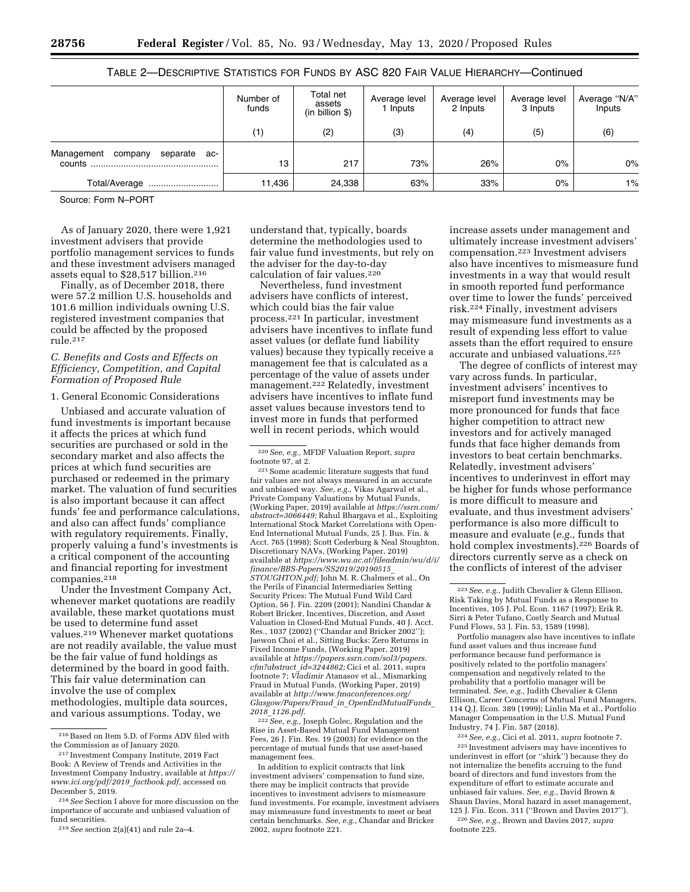TABLE 2—DESCRIPTIVE STATISTICS FOR FUNDS BY ASC 820 FAIR VALUE HIERARCHY—Continued

| | Number of funds | Total net assets (in billion $) | Average level 1 Inputs | Average level 2 Inputs | Average level 3 Inputs | Average "N/A" Inputs |
|---|---|---|---|---|---|---|
| | (1) | (2) | (3) | (4) | (5) | (6) |
| Management company separate accounts | 13 | 217 | 73% | 26% | 0% | 0% |
| Total/Average | 11,436 | 24,338 | 63% | 33% | 0% | 1% |

Source: Form N–PORT

As of January 2020, there were 1,921 investment advisers that provide portfolio management services to funds and these investment advisers managed assets equal to $28,517 billion.[216]

Finally, as of December 2018, there were 57.2 million U.S. households and 101.6 million individuals owning U.S. registered investment companies that could be affected by the proposed rule.[217]

*C. Benefits and Costs and Effects on Efficiency, Competition, and Capital Formation of Proposed Rule*

1. General Economic Considerations

Unbiased and accurate valuation of fund investments is important because it affects the prices at which fund securities are purchased or sold in the secondary market and also affects the prices at which fund securities are purchased or redeemed in the primary market. The valuation of fund securities is also important because it can affect funds' fee and performance calculations, and also can affect funds' compliance with regulatory requirements. Finally, properly valuing a fund's investments is a critical component of the accounting and financial reporting for investment companies.[218]

Under the Investment Company Act, whenever market quotations are readily available, these market quotations must be used to determine fund asset values.[219] Whenever market quotations are not readily available, the value must be the fair value of fund holdings as determined by the board in good faith. This fair value determination can involve the use of complex methodologies, multiple data sources, and various assumptions. Today, we understand that, typically, boards determine the methodologies used to fair value fund investments, but rely on the adviser for the day-to-day calculation of fair values.[220]

Nevertheless, fund investment advisers have conflicts of interest, which could bias the fair value process.[221] In particular, investment advisers have incentives to inflate fund asset values (or deflate fund liability values) because they typically receive a management fee that is calculated as a percentage of the value of assets under management.[222] Relatedly, investment advisers have incentives to inflate fund asset values because investors tend to invest more in funds that performed well in recent periods, which would increase assets under management and ultimately increase investment advisers' compensation.[223] Investment advisers also have incentives to mismeasure fund investments in a way that would result in smooth reported fund performance over time to lower the funds' perceived risk.[224] Finally, investment advisers may mismeasure fund investments as a result of expending less effort to value assets than the effort required to ensure accurate and unbiased valuations.[225]

The degree of conflicts of interest may vary across funds. In particular, investment advisers' incentives to misreport fund investments may be more pronounced for funds that face higher competition to attract new investors and for actively managed funds that face higher demands from investors to beat certain benchmarks. Relatedly, investment advisers' incentives to underinvest in effort may be higher for funds whose performance is more difficult to measure and evaluate, and thus investment advisers' performance is also more difficult to measure and evaluate (*e.g.*, funds that hold complex investments).[226] Boards of directors currently serve as a check on the conflicts of interest of the adviser

[216] Based on Item 5.D. of Forms ADV filed with the Commission as of January 2020.

[217] Investment Company Institute, 2019 Fact Book: A Review of Trends and Activities in the Investment Company Industry, available at *https://www.ici.org/pdf/2019_factbook.pdf,* accessed on December 5, 2019.

[218] *See* Section I above for more discussion on the importance of accurate and unbiased valuation of fund securities.

[219] *See* section 2(a)(41) and rule 2a–4.

[220] *See, e.g.,* MFDF Valuation Report, *supra* footnote 97, at 2.

[221] Some academic literature suggests that fund fair values are not always measured in an accurate and unbiased way. *See, e.g.,* Vikas Agarwal et al., Private Company Valuations by Mutual Funds, (Working Paper, 2019) available at *https://ssrn.com/abstract=3066449;* Rahul Bhargava et al., Exploiting International Stock Market Correlations with Open-End International Mutual Funds, 25 J. Bus. Fin. & Acct. 765 (1998); Scott Cederburg & Neal Stoughton, Discretionary NAVs, (Working Paper, 2019) available at *https://www.wu.ac.at/fileadmin/wu/d/i/finance/BBS-Papers/SS2019/20190515_STOUGHTON.pdf;* John M. R. Chalmers et al., On the Perils of Financial Intermediaries Setting Security Prices: The Mutual Fund Wild Card Option, 56 J. Fin. 2209 (2001); Nandini Chandar & Robert Bricker, Incentives, Discretion, and Asset Valuation in Closed-End Mutual Funds, 40 J. Acct. Res., 1037 (2002) ("Chandar and Bricker 2002"); Jaewon Choi et al., Sitting Bucks: Zero Returns in Fixed Income Funds, (Working Paper, 2019) available at *https://papers.ssrn.com/sol3/papers.cfm?abstract_id=3244862;* Cici et al. 2011, supra footnote 7; Vladimir Atanasov et al., Mismarking Fraud in Mutual Funds, (Working Paper, 2019) available at *http://www.fmaconferences.org/Glasgow/Papers/Fraud_in_OpenEndMutualFunds_2018_1126.pdf.*

[222] *See, e.g.,* Joseph Golec, Regulation and the Rise in Asset-Based Mutual Fund Management Fees, 26 J. Fin. Res. 19 (2003) for evidence on the percentage of mutual funds that use asset-based management fees.

In addition to explicit contracts that link investment advisers' compensation to fund size, there may be implicit contracts that provide incentives to investment advisers to mismeasure fund investments. For example, investment advisers may mismeasure fund investments to meet or beat certain benchmarks. *See, e.g.,* Chandar and Bricker 2002, *supra* footnote 221.

[223] *See, e.g.,* Judith Chevalier & Glenn Ellison, Risk Taking by Mutual Funds as a Response to Incentives, 105 J. Pol. Econ. 1167 (1997); Erik R. Sirri & Peter Tufano, Costly Search and Mutual Fund Flows, 53 J. Fin. 53, 1589 (1998).

Portfolio managers also have incentives to inflate fund asset values and thus increase fund performance because fund performance is positively related to the portfolio managers' compensation and negatively related to the probability that a portfolio manager will be terminated. *See, e.g.,* Judith Chevalier & Glenn Ellison, Career Concerns of Mutual Fund Managers, 114 Q.J. Econ. 389 (1999); Linlin Ma et al., Portfolio Manager Compensation in the U.S. Mutual Fund Industry, 74 J. Fin. 587 (2018).

[224] *See, e.g.,* Cici et al. 2011, *supra* footnote 7.

[225] Investment advisers may have incentives to underinvest in effort (or "shirk") because they do not internalize the benefits accruing to the fund board of directors and fund investors from the expenditure of effort to estimate accurate and unbiased fair values. *See, e.g.,* David Brown & Shaun Davies, Moral hazard in asset management, 125 J. Fin. Econ. 311 ("Brown and Davies 2017").

[226] *See, e.g.,* Brown and Davies 2017, *supra* footnote 225.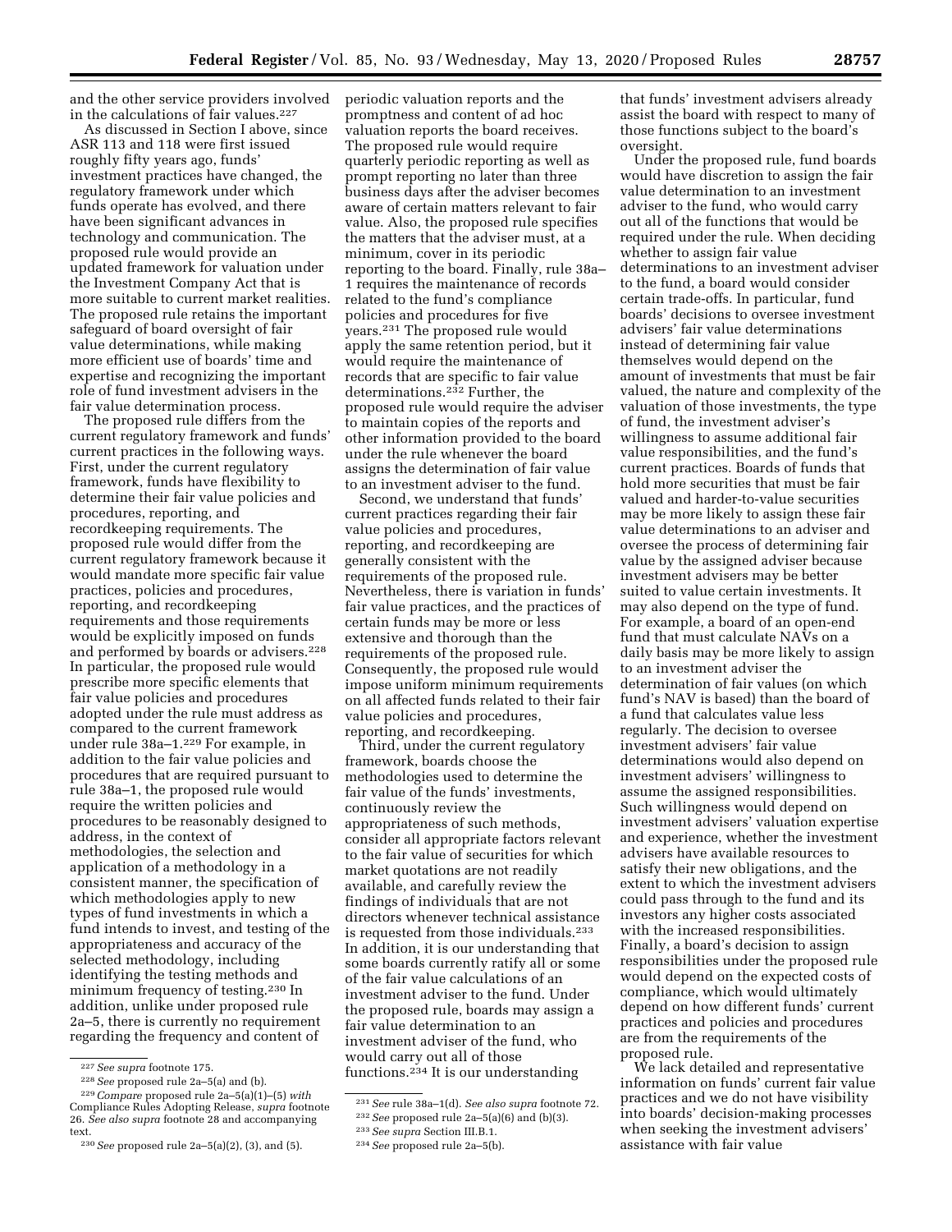and the other service providers involved in the calculations of fair values.[227]

As discussed in Section I above, since ASR 113 and 118 were first issued roughly fifty years ago, funds' investment practices have changed, the regulatory framework under which funds operate has evolved, and there have been significant advances in technology and communication. The proposed rule would provide an updated framework for valuation under the Investment Company Act that is more suitable to current market realities. The proposed rule retains the important safeguard of board oversight of fair value determinations, while making more efficient use of boards' time and expertise and recognizing the important role of fund investment advisers in the fair value determination process.

The proposed rule differs from the current regulatory framework and funds' current practices in the following ways. First, under the current regulatory framework, funds have flexibility to determine their fair value policies and procedures, reporting, and recordkeeping requirements. The proposed rule would differ from the current regulatory framework because it would mandate more specific fair value practices, policies and procedures, reporting, and recordkeeping requirements and those requirements would be explicitly imposed on funds and performed by boards or advisers.[228] In particular, the proposed rule would prescribe more specific elements that fair value policies and procedures adopted under the rule must address as compared to the current framework under rule 38a–1.[229] For example, in addition to the fair value policies and procedures that are required pursuant to rule 38a–1, the proposed rule would require the written policies and procedures to be reasonably designed to address, in the context of methodologies, the selection and application of a methodology in a consistent manner, the specification of which methodologies apply to new types of fund investments in which a fund intends to invest, and testing of the appropriateness and accuracy of the selected methodology, including identifying the testing methods and minimum frequency of testing.[230] In addition, unlike under proposed rule 2a–5, there is currently no requirement regarding the frequency and content of periodic valuation reports and the promptness and content of ad hoc valuation reports the board receives. The proposed rule would require quarterly periodic reporting as well as prompt reporting no later than three business days after the adviser becomes aware of certain matters relevant to fair value. Also, the proposed rule specifies the matters that the adviser must, at a minimum, cover in its periodic reporting to the board. Finally, rule 38a–1 requires the maintenance of records related to the fund's compliance policies and procedures for five years.[231] The proposed rule would apply the same retention period, but it would require the maintenance of records that are specific to fair value determinations.[232] Further, the proposed rule would require the adviser to maintain copies of the reports and other information provided to the board under the rule whenever the board assigns the determination of fair value to an investment adviser to the fund.

Second, we understand that funds' current practices regarding their fair value policies and procedures, reporting, and recordkeeping are generally consistent with the requirements of the proposed rule. Nevertheless, there is variation in funds' fair value practices, and the practices of certain funds may be more or less extensive and thorough than the requirements of the proposed rule. Consequently, the proposed rule would impose uniform minimum requirements on all affected funds related to their fair value policies and procedures, reporting, and recordkeeping.

Third, under the current regulatory framework, boards choose the methodologies used to determine the fair value of the funds' investments, continuously review the appropriateness of such methods, consider all appropriate factors relevant to the fair value of securities for which market quotations are not readily available, and carefully review the findings of individuals that are not directors whenever technical assistance is requested from those individuals.[233] In addition, it is our understanding that some boards currently ratify all or some of the fair value calculations of an investment adviser to the fund. Under the proposed rule, boards may assign a fair value determination to an investment adviser of the fund, who would carry out all of those functions.[234] It is our understanding that funds' investment advisers already assist the board with respect to many of those functions subject to the board's oversight.

Under the proposed rule, fund boards would have discretion to assign the fair value determination to an investment adviser to the fund, who would carry out all of the functions that would be required under the rule. When deciding whether to assign fair value determinations to an investment adviser to the fund, a board would consider certain trade-offs. In particular, fund boards' decisions to oversee investment advisers' fair value determinations instead of determining fair value themselves would depend on the amount of investments that must be fair valued, the nature and complexity of the valuation of those investments, the type of fund, the investment adviser's willingness to assume additional fair value responsibilities, and the fund's current practices. Boards of funds that hold more securities that must be fair valued and harder-to-value securities may be more likely to assign these fair value determinations to an adviser and oversee the process of determining fair value by the assigned adviser because investment advisers may be better suited to value certain investments. It may also depend on the type of fund. For example, a board of an open-end fund that must calculate NAVs on a daily basis may be more likely to assign to an investment adviser the determination of fair values (on which fund's NAV is based) than the board of a fund that calculates value less regularly. The decision to oversee investment advisers' fair value determinations would also depend on investment advisers' willingness to assume the assigned responsibilities. Such willingness would depend on investment advisers' valuation expertise and experience, whether the investment advisers have available resources to satisfy their new obligations, and the extent to which the investment advisers could pass through to the fund and its investors any higher costs associated with the increased responsibilities. Finally, a board's decision to assign responsibilities under the proposed rule would depend on the expected costs of compliance, which would ultimately depend on how different funds' current practices and policies and procedures are from the requirements of the proposed rule.

We lack detailed and representative information on funds' current fair value practices and we do not have visibility into boards' decision-making processes when seeking the investment advisers' assistance with fair value

---

[227] *See supra* footnote 175.

[228] *See* proposed rule 2a–5(a) and (b).

[229] *Compare* proposed rule 2a–5(a)(1)–(5) *with* Compliance Rules Adopting Release, *supra* footnote 26. *See also supra* footnote 28 and accompanying text.

[230] *See* proposed rule 2a–5(a)(2), (3), and (5).

[231] *See* rule 38a–1(d). *See also supra* footnote 72.

[232] *See* proposed rule 2a–5(a)(6) and (b)(3).

[233] *See supra* Section III.B.1.

[234] *See* proposed rule 2a–5(b).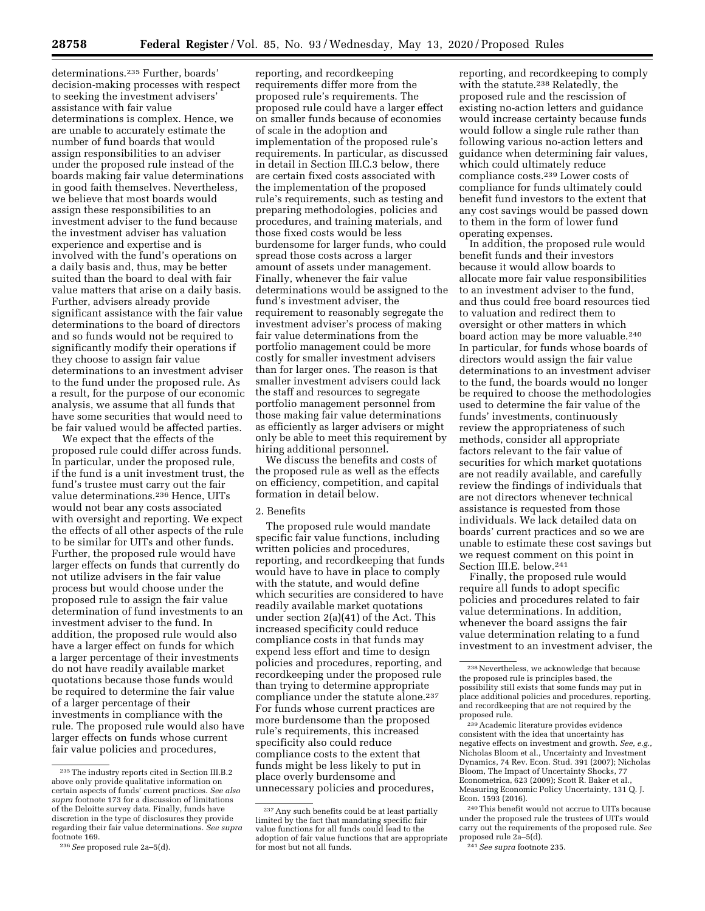determinations.[235] Further, boards' decision-making processes with respect to seeking the investment advisers' assistance with fair value determinations is complex. Hence, we are unable to accurately estimate the number of fund boards that would assign responsibilities to an adviser under the proposed rule instead of the boards making fair value determinations in good faith themselves. Nevertheless, we believe that most boards would assign these responsibilities to an investment adviser to the fund because the investment adviser has valuation experience and expertise and is involved with the fund's operations on a daily basis and, thus, may be better suited than the board to deal with fair value matters that arise on a daily basis. Further, advisers already provide significant assistance with the fair value determinations to the board of directors and so funds would not be required to significantly modify their operations if they choose to assign fair value determinations to an investment adviser to the fund under the proposed rule. As a result, for the purpose of our economic analysis, we assume that all funds that have some securities that would need to be fair valued would be affected parties.

We expect that the effects of the proposed rule could differ across funds. In particular, under the proposed rule, if the fund is a unit investment trust, the fund's trustee must carry out the fair value determinations.[236] Hence, UITs would not bear any costs associated with oversight and reporting. We expect the effects of all other aspects of the rule to be similar for UITs and other funds. Further, the proposed rule would have larger effects on funds that currently do not utilize advisers in the fair value process but would choose under the proposed rule to assign the fair value determination of fund investments to an investment adviser to the fund. In addition, the proposed rule would also have a larger effect on funds for which a larger percentage of their investments do not have readily available market quotations because those funds would be required to determine the fair value of a larger percentage of their investments in compliance with the rule. The proposed rule would also have larger effects on funds whose current fair value policies and procedures, reporting, and recordkeeping requirements differ more from the proposed rule's requirements. The proposed rule could have a larger effect on smaller funds because of economies of scale in the adoption and implementation of the proposed rule's requirements. In particular, as discussed in detail in Section III.C.3 below, there are certain fixed costs associated with the implementation of the proposed rule's requirements, such as testing and preparing methodologies, policies and procedures, and training materials, and those fixed costs would be less burdensome for larger funds, who could spread those costs across a larger amount of assets under management. Finally, whenever the fair value determinations would be assigned to the fund's investment adviser, the requirement to reasonably segregate the investment adviser's process of making fair value determinations from the portfolio management could be more costly for smaller investment advisers than for larger ones. The reason is that smaller investment advisers could lack the staff and resources to segregate portfolio management personnel from those making fair value determinations as efficiently as larger advisers or might only be able to meet this requirement by hiring additional personnel.

We discuss the benefits and costs of the proposed rule as well as the effects on efficiency, competition, and capital formation in detail below.

### 2. Benefits

The proposed rule would mandate specific fair value functions, including written policies and procedures, reporting, and recordkeeping that funds would have to have in place to comply with the statute, and would define which securities are considered to have readily available market quotations under section 2(a)(41) of the Act. This increased specificity could reduce compliance costs in that funds may expend less effort and time to design policies and procedures, reporting, and recordkeeping under the proposed rule than trying to determine appropriate compliance under the statute alone.[237] For funds whose current practices are more burdensome than the proposed rule's requirements, this increased specificity also could reduce compliance costs to the extent that funds might be less likely to put in place overly burdensome and unnecessary policies and procedures, reporting, and recordkeeping to comply with the statute.[238] Relatedly, the proposed rule and the rescission of existing no-action letters and guidance would increase certainty because funds would follow a single rule rather than following various no-action letters and guidance when determining fair values, which could ultimately reduce compliance costs.[239] Lower costs of compliance for funds ultimately could benefit fund investors to the extent that any cost savings would be passed down to them in the form of lower fund operating expenses.

In addition, the proposed rule would benefit funds and their investors because it would allow boards to allocate more fair value responsibilities to an investment adviser to the fund, and thus could free board resources tied to valuation and redirect them to oversight or other matters in which board action may be more valuable.[240] In particular, for funds whose boards of directors would assign the fair value determinations to an investment adviser to the fund, the boards would no longer be required to choose the methodologies used to determine the fair value of the funds' investments, continuously review the appropriateness of such methods, consider all appropriate factors relevant to the fair value of securities for which market quotations are not readily available, and carefully review the findings of individuals that are not directors whenever technical assistance is requested from those individuals. We lack detailed data on boards' current practices and so we are unable to estimate these cost savings but we request comment on this point in Section III.E. below.[241]

Finally, the proposed rule would require all funds to adopt specific policies and procedures related to fair value determinations. In addition, whenever the board assigns the fair value determination relating to a fund investment to an investment adviser, the

---

[235] The industry reports cited in Section III.B.2 above only provide qualitative information on certain aspects of funds' current practices. *See also supra* footnote 173 for a discussion of limitations of the Deloitte survey data. Finally, funds have discretion in the type of disclosures they provide regarding their fair value determinations. *See supra* footnote 169.

[236] *See* proposed rule 2a–5(d).

[237] Any such benefits could be at least partially limited by the fact that mandating specific fair value functions for all funds could lead to the adoption of fair value functions that are appropriate for most but not all funds.

[238] Nevertheless, we acknowledge that because the proposed rule is principles based, the possibility still exists that some funds may put in place additional policies and procedures, reporting, and recordkeeping that are not required by the proposed rule.

[239] Academic literature provides evidence consistent with the idea that uncertainty has negative effects on investment and growth. *See, e.g.,* Nicholas Bloom et al., Uncertainty and Investment Dynamics, 74 Rev. Econ. Stud. 391 (2007); Nicholas Bloom, The Impact of Uncertainty Shocks, 77 Econometrica, 623 (2009); Scott R. Baker et al., Measuring Economic Policy Uncertainty, 131 Q. J. Econ. 1593 (2016).

[240] This benefit would not accrue to UITs because under the proposed rule the trustees of UITs would carry out the requirements of the proposed rule. *See* proposed rule 2a–5(d).

[241] *See supra* footnote 235.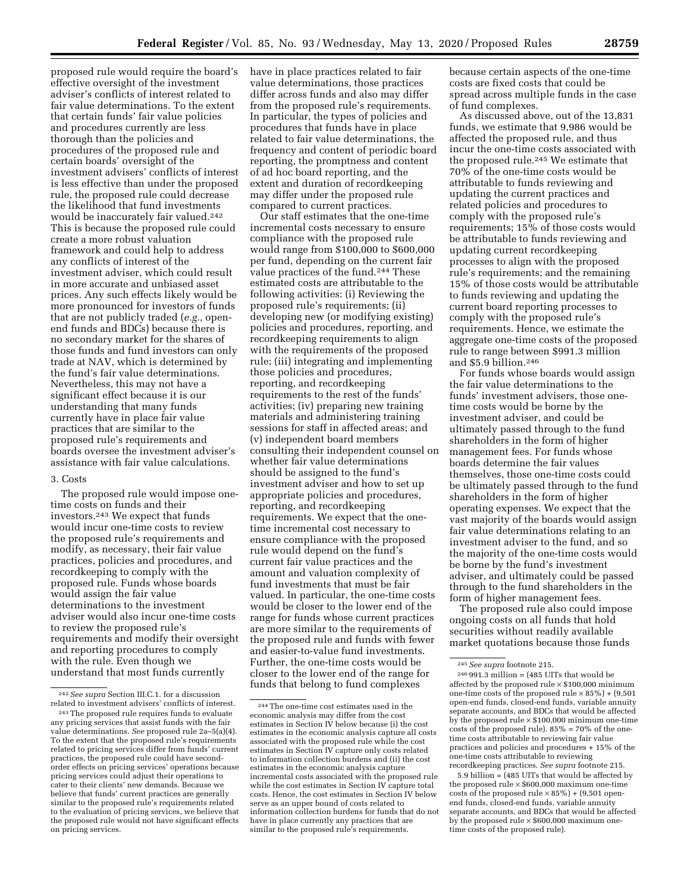proposed rule would require the board's effective oversight of the investment adviser's conflicts of interest related to fair value determinations. To the extent that certain funds' fair value policies and procedures currently are less thorough than the policies and procedures of the proposed rule and certain boards' oversight of the investment advisers' conflicts of interest is less effective than under the proposed rule, the proposed rule could decrease the likelihood that fund investments would be inaccurately fair valued.[242] This is because the proposed rule could create a more robust valuation framework and could help to address any conflicts of interest of the investment adviser, which could result in more accurate and unbiased asset prices. Any such effects likely would be more pronounced for investors of funds that are not publicly traded (*e.g.,* open-end funds and BDCs) because there is no secondary market for the shares of those funds and fund investors can only trade at NAV, which is determined by the fund's fair value determinations. Nevertheless, this may not have a significant effect because it is our understanding that many funds currently have in place fair value practices that are similar to the proposed rule's requirements and boards oversee the investment adviser's assistance with fair value calculations.

3. Costs

The proposed rule would impose one-time costs on funds and their investors.[243] We expect that funds would incur one-time costs to review the proposed rule's requirements and modify, as necessary, their fair value practices, policies and procedures, and recordkeeping to comply with the proposed rule. Funds whose boards would assign the fair value determinations to the investment adviser would also incur one-time costs to review the proposed rule's requirements and modify their oversight and reporting procedures to comply with the rule. Even though we understand that most funds currently have in place practices related to fair value determinations, those practices differ across funds and also may differ from the proposed rule's requirements. In particular, the types of policies and procedures that funds have in place related to fair value determinations, the frequency and content of periodic board reporting, the promptness and content of ad hoc board reporting, and the extent and duration of recordkeeping may differ under the proposed rule compared to current practices.

Our staff estimates that the one-time incremental costs necessary to ensure compliance with the proposed rule would range from $100,000 to $600,000 per fund, depending on the current fair value practices of the fund.[244] These estimated costs are attributable to the following activities: (i) Reviewing the proposed rule's requirements; (ii) developing new (or modifying existing) policies and procedures, reporting, and recordkeeping requirements to align with the requirements of the proposed rule; (iii) integrating and implementing those policies and procedures, reporting, and recordkeeping requirements to the rest of the funds' activities; (iv) preparing new training materials and administering training sessions for staff in affected areas; and (v) independent board members consulting their independent counsel on whether fair value determinations should be assigned to the fund's investment adviser and how to set up appropriate policies and procedures, reporting, and recordkeeping requirements. We expect that the one-time incremental cost necessary to ensure compliance with the proposed rule would depend on the fund's current fair value practices and the amount and valuation complexity of fund investments that must be fair valued. In particular, the one-time costs would be closer to the lower end of the range for funds whose current practices are more similar to the requirements of the proposed rule and funds with fewer and easier-to-value fund investments. Further, the one-time costs would be closer to the lower end of the range for funds that belong to fund complexes because certain aspects of the one-time costs are fixed costs that could be spread across multiple funds in the case of fund complexes.

As discussed above, out of the 13,831 funds, we estimate that 9,986 would be affected the proposed rule, and thus incur the one-time costs associated with the proposed rule.[245] We estimate that 70% of the one-time costs would be attributable to funds reviewing and updating the current practices and related policies and procedures to comply with the proposed rule's requirements; 15% of those costs would be attributable to funds reviewing and updating current recordkeeping processes to align with the proposed rule's requirements; and the remaining 15% of those costs would be attributable to funds reviewing and updating the current board reporting processes to comply with the proposed rule's requirements. Hence, we estimate the aggregate one-time costs of the proposed rule to range between $991.3 million and $5.9 billion.[246]

For funds whose boards would assign the fair value determinations to the funds' investment advisers, those one-time costs would be borne by the investment adviser, and could be ultimately passed through to the fund shareholders in the form of higher management fees. For funds whose boards determine the fair values themselves, those one-time costs could be ultimately passed through to the fund shareholders in the form of higher operating expenses. We expect that the vast majority of the boards would assign fair value determinations relating to an investment adviser to the fund, and so the majority of the one-time costs would be borne by the fund's investment adviser, and ultimately could be passed through to the fund shareholders in the form of higher management fees.

The proposed rule also could impose ongoing costs on all funds that hold securities without readily available market quotations because those funds

---

[242] *See supra* Section III.C.1. for a discussion related to investment advisers' conflicts of interest.

[243] The proposed rule requires funds to evaluate any pricing services that assist funds with the fair value determinations. *See* proposed rule 2a–5(a)(4). To the extent that the proposed rule's requirements related to pricing services differ from funds' current practices, the proposed rule could have second-order effects on pricing services' operations because pricing services could adjust their operations to cater to their clients' new demands. Because we believe that funds' current practices are generally similar to the proposed rule's requirements related to the evaluation of pricing services, we believe that the proposed rule would not have significant effects on pricing services.

[244] The one-time cost estimates used in the economic analysis may differ from the cost estimates in Section IV below because (i) the cost estimates in the economic analysis capture all costs associated with the proposed rule while the cost estimates in Section IV capture only costs related to information collection burdens and (ii) the cost estimates in the economic analysis capture incremental costs associated with the proposed rule while the cost estimates in Section IV capture total costs. Hence, the cost estimates in Section IV below serve as an upper bound of costs related to information collection burdens for funds that do not have in place currently any practices that are similar to the proposed rule's requirements.

[245] *See supra* footnote 215.

[246] 991.3 million = (485 UITs that would be affected by the proposed rule × $100,000 minimum one-time costs of the proposed rule × 85%) + (9,501 open-end funds, closed-end funds, variable annuity separate accounts, and BDCs that would be affected by the proposed rule × $100,000 minimum one-time costs of the proposed rule). 85% = 70% of the one-time costs attributable to reviewing fair value practices and policies and procedures + 15% of the one-time costs attributable to reviewing recordkeeping practices. *See supra* footnote 215.

5.9 billion = (485 UITs that would be affected by the proposed rule × $600,000 maximum one-time costs of the proposed rule × 85%) + (9,501 open-end funds, closed-end funds, variable annuity separate accounts, and BDCs that would be affected by the proposed rule × $600,000 maximum one-time costs of the proposed rule).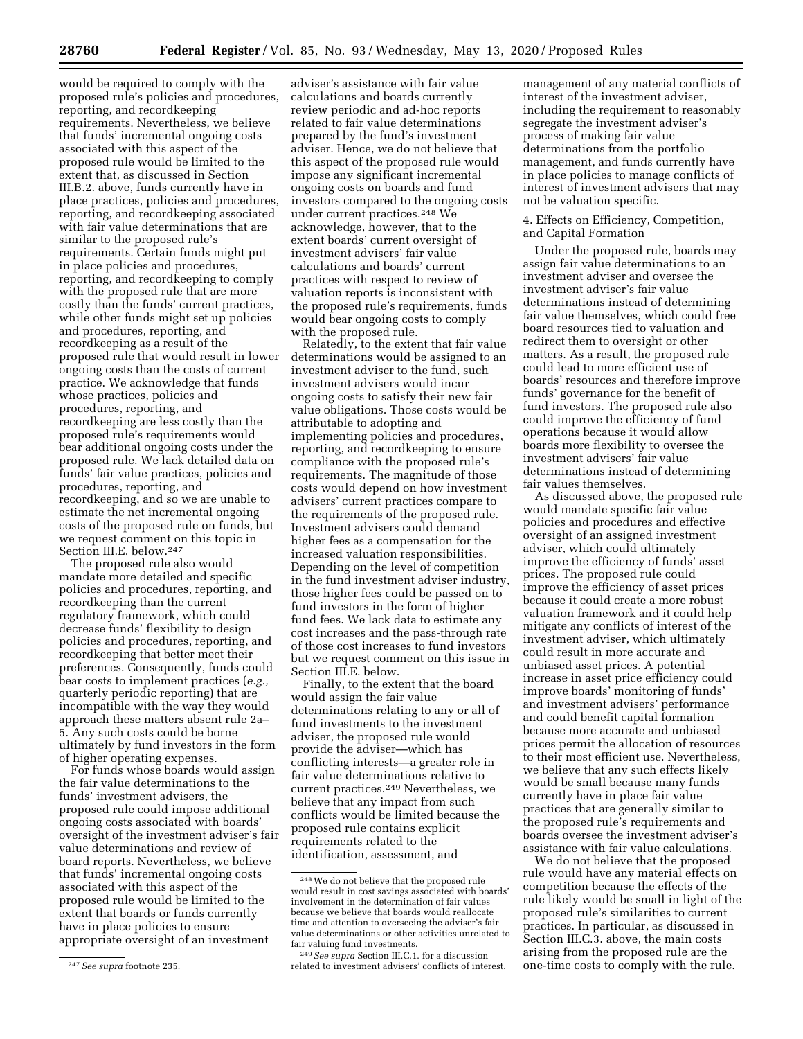would be required to comply with the proposed rule's policies and procedures, reporting, and recordkeeping requirements. Nevertheless, we believe that funds' incremental ongoing costs associated with this aspect of the proposed rule would be limited to the extent that, as discussed in Section III.B.2. above, funds currently have in place practices, policies and procedures, reporting, and recordkeeping associated with fair value determinations that are similar to the proposed rule's requirements. Certain funds might put in place policies and procedures, reporting, and recordkeeping to comply with the proposed rule that are more costly than the funds' current practices, while other funds might set up policies and procedures, reporting, and recordkeeping as a result of the proposed rule that would result in lower ongoing costs than the costs of current practice. We acknowledge that funds whose practices, policies and procedures, reporting, and recordkeeping are less costly than the proposed rule's requirements would bear additional ongoing costs under the proposed rule. We lack detailed data on funds' fair value practices, policies and procedures, reporting, and recordkeeping, and so we are unable to estimate the net incremental ongoing costs of the proposed rule on funds, but we request comment on this topic in Section III.E. below.[247]

The proposed rule also would mandate more detailed and specific policies and procedures, reporting, and recordkeeping than the current regulatory framework, which could decrease funds' flexibility to design policies and procedures, reporting, and recordkeeping that better meet their preferences. Consequently, funds could bear costs to implement practices (*e.g.,* quarterly periodic reporting) that are incompatible with the way they would approach these matters absent rule 2a–5. Any such costs could be borne ultimately by fund investors in the form of higher operating expenses.

For funds whose boards would assign the fair value determinations to the funds' investment advisers, the proposed rule could impose additional ongoing costs associated with boards' oversight of the investment adviser's fair value determinations and review of board reports. Nevertheless, we believe that funds' incremental ongoing costs associated with this aspect of the proposed rule would be limited to the extent that boards or funds currently have in place policies to ensure appropriate oversight of an investment adviser's assistance with fair value calculations and boards currently review periodic and ad-hoc reports related to fair value determinations prepared by the fund's investment adviser. Hence, we do not believe that this aspect of the proposed rule would impose any significant incremental ongoing costs on boards and fund investors compared to the ongoing costs under current practices.[248] We acknowledge, however, that to the extent boards' current oversight of investment advisers' fair value calculations and boards' current practices with respect to review of valuation reports is inconsistent with the proposed rule's requirements, funds would bear ongoing costs to comply with the proposed rule.

Relatedly, to the extent that fair value determinations would be assigned to an investment adviser to the fund, such investment advisers would incur ongoing costs to satisfy their new fair value obligations. Those costs would be attributable to adopting and implementing policies and procedures, reporting, and recordkeeping to ensure compliance with the proposed rule's requirements. The magnitude of those costs would depend on how investment advisers' current practices compare to the requirements of the proposed rule. Investment advisers could demand higher fees as a compensation for the increased valuation responsibilities. Depending on the level of competition in the fund investment adviser industry, those higher fees could be passed on to fund investors in the form of higher fund fees. We lack data to estimate any cost increases and the pass-through rate of those cost increases to fund investors but we request comment on this issue in Section III.E. below.

Finally, to the extent that the board would assign the fair value determinations relating to any or all of fund investments to the investment adviser, the proposed rule would provide the adviser—which has conflicting interests—a greater role in fair value determinations relative to current practices.[249] Nevertheless, we believe that any impact from such conflicts would be limited because the proposed rule contains explicit requirements related to the identification, assessment, and management of any material conflicts of interest of the investment adviser, including the requirement to reasonably segregate the investment adviser's process of making fair value determinations from the portfolio management, and funds currently have in place policies to manage conflicts of interest of investment advisers that may not be valuation specific.

4. Effects on Efficiency, Competition, and Capital Formation

Under the proposed rule, boards may assign fair value determinations to an investment adviser and oversee the investment adviser's fair value determinations instead of determining fair value themselves, which could free board resources tied to valuation and redirect them to oversight or other matters. As a result, the proposed rule could lead to more efficient use of boards' resources and therefore improve funds' governance for the benefit of fund investors. The proposed rule also could improve the efficiency of fund operations because it would allow boards more flexibility to oversee the investment advisers' fair value determinations instead of determining fair values themselves.

As discussed above, the proposed rule would mandate specific fair value policies and procedures and effective oversight of an assigned investment adviser, which could ultimately improve the efficiency of funds' asset prices. The proposed rule could improve the efficiency of asset prices because it could create a more robust valuation framework and it could help mitigate any conflicts of interest of the investment adviser, which ultimately could result in more accurate and unbiased asset prices. A potential increase in asset price efficiency could improve boards' monitoring of funds' and investment advisers' performance and could benefit capital formation because more accurate and unbiased prices permit the allocation of resources to their most efficient use. Nevertheless, we believe that any such effects likely would be small because many funds currently have in place fair value practices that are generally similar to the proposed rule's requirements and boards oversee the investment adviser's assistance with fair value calculations.

We do not believe that the proposed rule would have any material effects on competition because the effects of the rule likely would be small in light of the proposed rule's similarities to current practices. In particular, as discussed in Section III.C.3. above, the main costs arising from the proposed rule are the one-time costs to comply with the rule.

---

[247] *See supra* footnote 235.

[248] We do not believe that the proposed rule would result in cost savings associated with boards' involvement in the determination of fair values because we believe that boards would reallocate time and attention to overseeing the adviser's fair value determinations or other activities unrelated to fair valuing fund investments.

[249] *See supra* Section III.C.1. for a discussion related to investment advisers' conflicts of interest.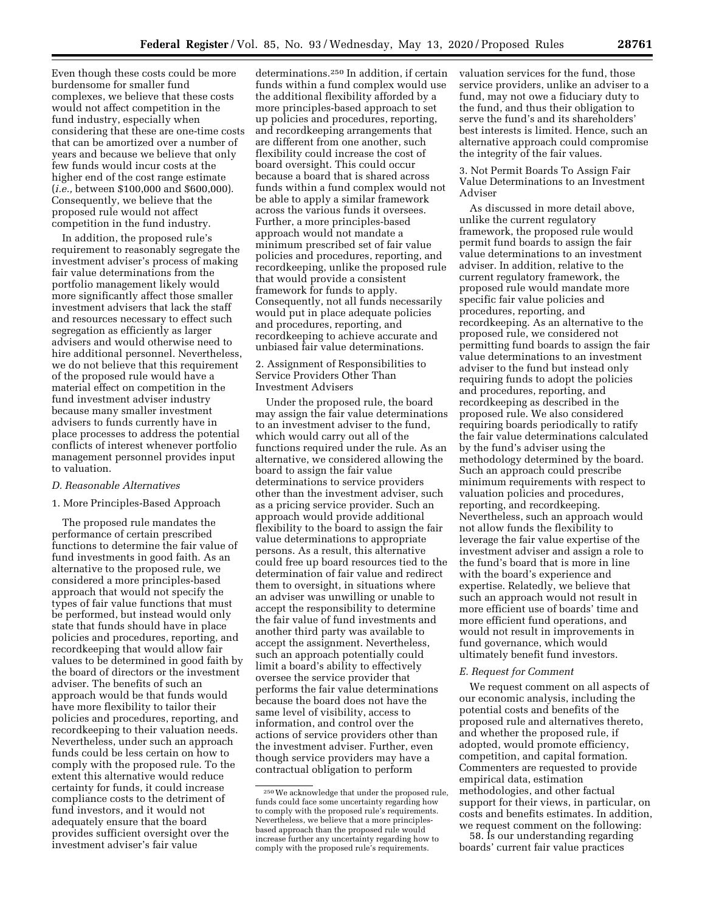Even though these costs could be more burdensome for smaller fund complexes, we believe that these costs would not affect competition in the fund industry, especially when considering that these are one-time costs that can be amortized over a number of years and because we believe that only few funds would incur costs at the higher end of the cost range estimate (*i.e.,* between $100,000 and $600,000). Consequently, we believe that the proposed rule would not affect competition in the fund industry.

In addition, the proposed rule's requirement to reasonably segregate the investment adviser's process of making fair value determinations from the portfolio management likely would more significantly affect those smaller investment advisers that lack the staff and resources necessary to effect such segregation as efficiently as larger advisers and would otherwise need to hire additional personnel. Nevertheless, we do not believe that this requirement of the proposed rule would have a material effect on competition in the fund investment adviser industry because many smaller investment advisers to funds currently have in place processes to address the potential conflicts of interest whenever portfolio management personnel provides input to valuation.

### *D. Reasonable Alternatives*

#### 1. More Principles-Based Approach

The proposed rule mandates the performance of certain prescribed functions to determine the fair value of fund investments in good faith. As an alternative to the proposed rule, we considered a more principles-based approach that would not specify the types of fair value functions that must be performed, but instead would only state that funds should have in place policies and procedures, reporting, and recordkeeping that would allow fair values to be determined in good faith by the board of directors or the investment adviser. The benefits of such an approach would be that funds would have more flexibility to tailor their policies and procedures, reporting, and recordkeeping to their valuation needs. Nevertheless, under such an approach funds could be less certain on how to comply with the proposed rule. To the extent this alternative would reduce certainty for funds, it could increase compliance costs to the detriment of fund investors, and it would not adequately ensure that the board provides sufficient oversight over the investment adviser's fair value determinations.[250] In addition, if certain funds within a fund complex would use the additional flexibility afforded by a more principles-based approach to set up policies and procedures, reporting, and recordkeeping arrangements that are different from one another, such flexibility could increase the cost of board oversight. This could occur because a board that is shared across funds within a fund complex would not be able to apply a similar framework across the various funds it oversees. Further, a more principles-based approach would not mandate a minimum prescribed set of fair value policies and procedures, reporting, and recordkeeping, unlike the proposed rule that would provide a consistent framework for funds to apply. Consequently, not all funds necessarily would put in place adequate policies and procedures, reporting, and recordkeeping to achieve accurate and unbiased fair value determinations.

#### 2. Assignment of Responsibilities to Service Providers Other Than Investment Advisers

Under the proposed rule, the board may assign the fair value determinations to an investment adviser to the fund, which would carry out all of the functions required under the rule. As an alternative, we considered allowing the board to assign the fair value determinations to service providers other than the investment adviser, such as a pricing service provider. Such an approach would provide additional flexibility to the board to assign the fair value determinations to appropriate persons. As a result, this alternative could free up board resources tied to the determination of fair value and redirect them to oversight, in situations where an adviser was unwilling or unable to accept the responsibility to determine the fair value of fund investments and another third party was available to accept the assignment. Nevertheless, such an approach potentially could limit a board's ability to effectively oversee the service provider that performs the fair value determinations because the board does not have the same level of visibility, access to information, and control over the actions of service providers other than the investment adviser. Further, even though service providers may have a contractual obligation to perform valuation services for the fund, those service providers, unlike an adviser to a fund, may not owe a fiduciary duty to the fund, and thus their obligation to serve the fund's and its shareholders' best interests is limited. Hence, such an alternative approach could compromise the integrity of the fair values.

#### 3. Not Permit Boards To Assign Fair Value Determinations to an Investment Adviser

As discussed in more detail above, unlike the current regulatory framework, the proposed rule would permit fund boards to assign the fair value determinations to an investment adviser. In addition, relative to the current regulatory framework, the proposed rule would mandate more specific fair value policies and procedures, reporting, and recordkeeping. As an alternative to the proposed rule, we considered not permitting fund boards to assign the fair value determinations to an investment adviser to the fund but instead only requiring funds to adopt the policies and procedures, reporting, and recordkeeping as described in the proposed rule. We also considered requiring boards periodically to ratify the fair value determinations calculated by the fund's adviser using the methodology determined by the board. Such an approach could prescribe minimum requirements with respect to valuation policies and procedures, reporting, and recordkeeping. Nevertheless, such an approach would not allow funds the flexibility to leverage the fair value expertise of the investment adviser and assign a role to the fund's board that is more in line with the board's experience and expertise. Relatedly, we believe that such an approach would not result in more efficient use of boards' time and more efficient fund operations, and would not result in improvements in fund governance, which would ultimately benefit fund investors.

### *E. Request for Comment*

We request comment on all aspects of our economic analysis, including the potential costs and benefits of the proposed rule and alternatives thereto, and whether the proposed rule, if adopted, would promote efficiency, competition, and capital formation. Commenters are requested to provide empirical data, estimation methodologies, and other factual support for their views, in particular, on costs and benefits estimates. In addition, we request comment on the following:

58. Is our understanding regarding boards' current fair value practices

---

[250] We acknowledge that under the proposed rule, funds could face some uncertainty regarding how to comply with the proposed rule's requirements. Nevertheless, we believe that a more principles-based approach than the proposed rule would increase further any uncertainty regarding how to comply with the proposed rule's requirements.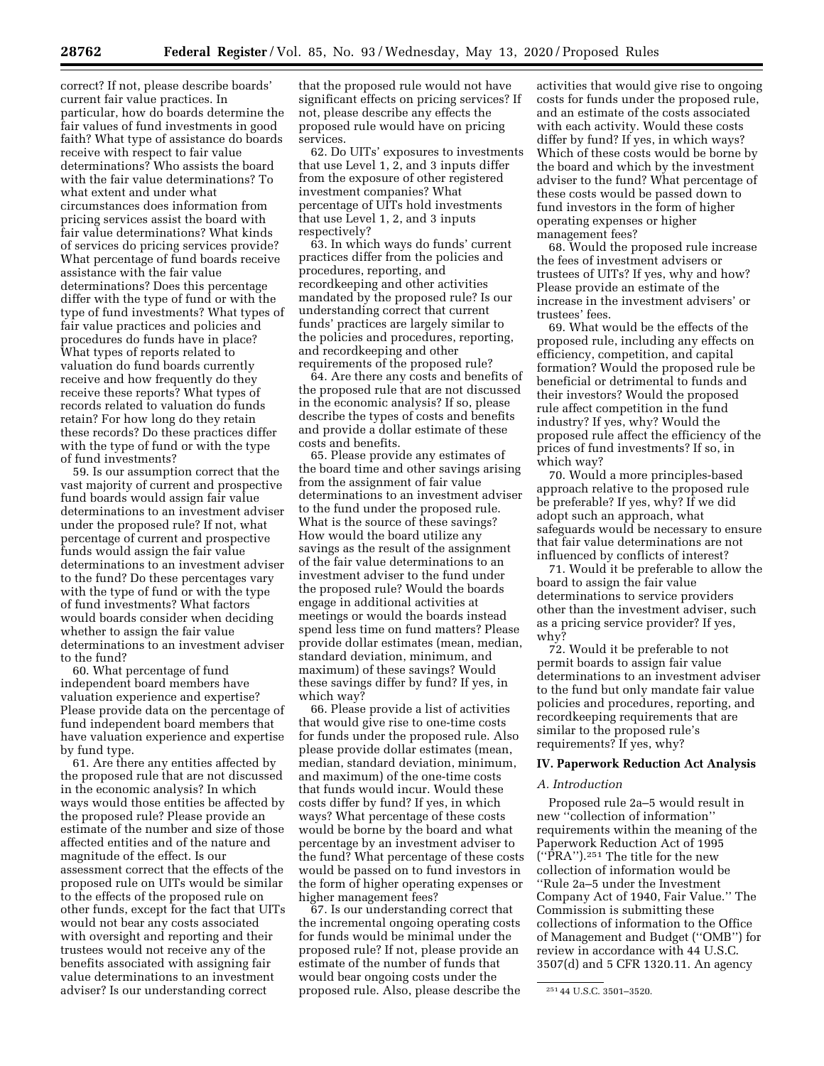correct? If not, please describe boards' current fair value practices. In particular, how do boards determine the fair values of fund investments in good faith? What type of assistance do boards receive with respect to fair value determinations? Who assists the board with the fair value determinations? To what extent and under what circumstances does information from pricing services assist the board with fair value determinations? What kinds of services do pricing services provide? What percentage of fund boards receive assistance with the fair value determinations? Does this percentage differ with the type of fund or with the type of fund investments? What types of fair value practices and policies and procedures do funds have in place? What types of reports related to valuation do fund boards currently receive and how frequently do they receive these reports? What types of records related to valuation do funds retain? For how long do they retain these records? Do these practices differ with the type of fund or with the type of fund investments?

59. Is our assumption correct that the vast majority of current and prospective fund boards would assign fair value determinations to an investment adviser under the proposed rule? If not, what percentage of current and prospective funds would assign the fair value determinations to an investment adviser to the fund? Do these percentages vary with the type of fund or with the type of fund investments? What factors would boards consider when deciding whether to assign the fair value determinations to an investment adviser to the fund?

60. What percentage of fund independent board members have valuation experience and expertise? Please provide data on the percentage of fund independent board members that have valuation experience and expertise by fund type.

61. Are there any entities affected by the proposed rule that are not discussed in the economic analysis? In which ways would those entities be affected by the proposed rule? Please provide an estimate of the number and size of those affected entities and of the nature and magnitude of the effect. Is our assessment correct that the effects of the proposed rule on UITs would be similar to the effects of the proposed rule on other funds, except for the fact that UITs would not bear any costs associated with oversight and reporting and their trustees would not receive any of the benefits associated with assigning fair value determinations to an investment adviser? Is our understanding correct that the proposed rule would not have significant effects on pricing services? If not, please describe any effects the proposed rule would have on pricing services.

62. Do UITs' exposures to investments that use Level 1, 2, and 3 inputs differ from the exposure of other registered investment companies? What percentage of UITs hold investments that use Level 1, 2, and 3 inputs respectively?

63. In which ways do funds' current practices differ from the policies and procedures, reporting, and recordkeeping and other activities mandated by the proposed rule? Is our understanding correct that current funds' practices are largely similar to the policies and procedures, reporting, and recordkeeping and other requirements of the proposed rule?

64. Are there any costs and benefits of the proposed rule that are not discussed in the economic analysis? If so, please describe the types of costs and benefits and provide a dollar estimate of these costs and benefits.

65. Please provide any estimates of the board time and other savings arising from the assignment of fair value determinations to an investment adviser to the fund under the proposed rule. What is the source of these savings? How would the board utilize any savings as the result of the assignment of the fair value determinations to an investment adviser to the fund under the proposed rule? Would the boards engage in additional activities at meetings or would the boards instead spend less time on fund matters? Please provide dollar estimates (mean, median, standard deviation, minimum, and maximum) of these savings? Would these savings differ by fund? If yes, in which way?

66. Please provide a list of activities that would give rise to one-time costs for funds under the proposed rule. Also please provide dollar estimates (mean, median, standard deviation, minimum, and maximum) of the one-time costs that funds would incur. Would these costs differ by fund? If yes, in which ways? What percentage of these costs would be borne by the board and what percentage by an investment adviser to the fund? What percentage of these costs would be passed on to fund investors in the form of higher operating expenses or higher management fees?

67. Is our understanding correct that the incremental ongoing operating costs for funds would be minimal under the proposed rule? If not, please provide an estimate of the number of funds that would bear ongoing costs under the proposed rule. Also, please describe the activities that would give rise to ongoing costs for funds under the proposed rule, and an estimate of the costs associated with each activity. Would these costs differ by fund? If yes, in which ways? Which of these costs would be borne by the board and which by the investment adviser to the fund? What percentage of these costs would be passed down to fund investors in the form of higher operating expenses or higher management fees?

68. Would the proposed rule increase the fees of investment advisers or trustees of UITs? If yes, why and how? Please provide an estimate of the increase in the investment advisers' or trustees' fees.

69. What would be the effects of the proposed rule, including any effects on efficiency, competition, and capital formation? Would the proposed rule be beneficial or detrimental to funds and their investors? Would the proposed rule affect competition in the fund industry? If yes, why? Would the proposed rule affect the efficiency of the prices of fund investments? If so, in which way?

70. Would a more principles-based approach relative to the proposed rule be preferable? If yes, why? If we did adopt such an approach, what safeguards would be necessary to ensure that fair value determinations are not influenced by conflicts of interest?

71. Would it be preferable to allow the board to assign the fair value determinations to service providers other than the investment adviser, such as a pricing service provider? If yes, why?

72. Would it be preferable to not permit boards to assign fair value determinations to an investment adviser to the fund but only mandate fair value policies and procedures, reporting, and recordkeeping requirements that are similar to the proposed rule's requirements? If yes, why?

## IV. Paperwork Reduction Act Analysis

### *A. Introduction*

Proposed rule 2a–5 would result in new ''collection of information'' requirements within the meaning of the Paperwork Reduction Act of 1995 (''PRA'').[251] The title for the new collection of information would be ''Rule 2a–5 under the Investment Company Act of 1940, Fair Value.'' The Commission is submitting these collections of information to the Office of Management and Budget (''OMB'') for review in accordance with 44 U.S.C. 3507(d) and 5 CFR 1320.11. An agency

[251] 44 U.S.C. 3501–3520.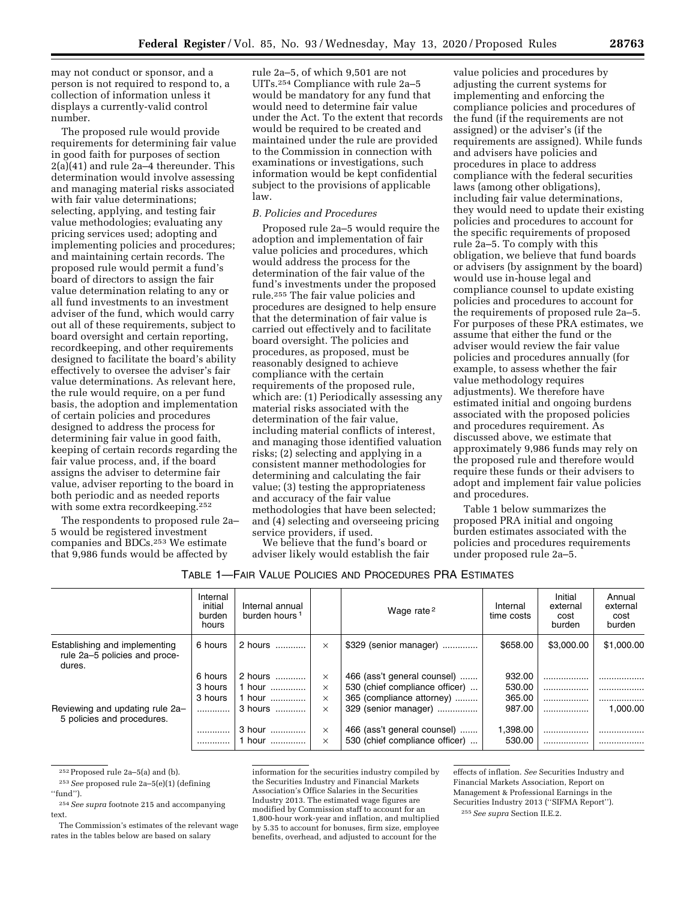may not conduct or sponsor, and a person is not required to respond to, a collection of information unless it displays a currently-valid control number.

The proposed rule would provide requirements for determining fair value in good faith for purposes of section 2(a)(41) and rule 2a–4 thereunder. This determination would involve assessing and managing material risks associated with fair value determinations; selecting, applying, and testing fair value methodologies; evaluating any pricing services used; adopting and implementing policies and procedures; and maintaining certain records. The proposed rule would permit a fund's board of directors to assign the fair value determination relating to any or all fund investments to an investment adviser of the fund, which would carry out all of these requirements, subject to board oversight and certain reporting, recordkeeping, and other requirements designed to facilitate the board's ability effectively to oversee the adviser's fair value determinations. As relevant here, the rule would require, on a per fund basis, the adoption and implementation of certain policies and procedures designed to address the process for determining fair value in good faith, keeping of certain records regarding the fair value process, and, if the board assigns the adviser to determine fair value, adviser reporting to the board in both periodic and as needed reports with some extra recordkeeping.[252]

The respondents to proposed rule 2a–5 would be registered investment companies and BDCs.[253] We estimate that 9,986 funds would be affected by rule 2a–5, of which 9,501 are not UITs.[254] Compliance with rule 2a–5 would be mandatory for any fund that would need to determine fair value under the Act. To the extent that records would be required to be created and maintained under the rule are provided to the Commission in connection with examinations or investigations, such information would be kept confidential subject to the provisions of applicable law.

### B. Policies and Procedures

Proposed rule 2a–5 would require the adoption and implementation of fair value policies and procedures, which would address the process for the determination of the fair value of the fund's investments under the proposed rule.[255] The fair value policies and procedures are designed to help ensure that the determination of fair value is carried out effectively and to facilitate board oversight. The policies and procedures, as proposed, must be reasonably designed to achieve compliance with the certain requirements of the proposed rule, which are: (1) Periodically assessing any material risks associated with the determination of the fair value, including material conflicts of interest, and managing those identified valuation risks; (2) selecting and applying in a consistent manner methodologies for determining and calculating the fair value; (3) testing the appropriateness and accuracy of the fair value methodologies that have been selected; and (4) selecting and overseeing pricing service providers, if used.

We believe that the fund's board or adviser likely would establish the fair value policies and procedures by adjusting the current systems for implementing and enforcing the compliance policies and procedures of the fund (if the requirements are not assigned) or the adviser's (if the requirements are assigned). While funds and advisers have policies and procedures in place to address compliance with the federal securities laws (among other obligations), including fair value determinations, they would need to update their existing policies and procedures to account for the specific requirements of proposed rule 2a–5. To comply with this obligation, we believe that fund boards or advisers (by assignment by the board) would use in-house legal and compliance counsel to update existing policies and procedures to account for the requirements of proposed rule 2a–5. For purposes of these PRA estimates, we assume that either the fund or the adviser would review the fair value policies and procedures annually (for example, to assess whether the fair value methodology requires adjustments). We therefore have estimated initial and ongoing burdens associated with the proposed policies and procedures requirement. As discussed above, we estimate that approximately 9,986 funds may rely on the proposed rule and therefore would require these funds or their advisers to adopt and implement fair value policies and procedures.

Table 1 below summarizes the proposed PRA initial and ongoing burden estimates associated with the policies and procedures requirements under proposed rule 2a–5.

TABLE 1—FAIR VALUE POLICIES AND PROCEDURES PRA ESTIMATES

| | Internal initial burden hours | Internal annual burden hours [1] | | Wage rate [2] | Internal time costs | Initial external cost burden | Annual external cost burden |
|---|---|---|---|---|---|---|---|
| Establishing and implementing rule 2a–5 policies and procedures. | 6 hours | 2 hours | × | $329 (senior manager) | $658.00 | $3,000.00 | $1,000.00 |
| | 6 hours | 2 hours | × | 466 (ass't general counsel) | 932.00 | | |
| | 3 hours | 1 hour | × | 530 (chief compliance officer) | 530.00 | | |
| | 3 hours | 1 hour | × | 365 (compliance attorney) | 365.00 | | |
| Reviewing and updating rule 2a–5 policies and procedures. | | 3 hours | × | 329 (senior manager) | 987.00 | | 1,000.00 |
| | | 3 hour | × | 466 (ass't general counsel) | 1,398.00 | | |
| | | 1 hour | × | 530 (chief compliance officer) | 530.00 | | |

[252] Proposed rule 2a–5(a) and (b).

[253] *See* proposed rule 2a–5(e)(1) (defining ''fund'').

[254] *See supra* footnote 215 and accompanying text.

The Commission's estimates of the relevant wage rates in the tables below are based on salary information for the securities industry compiled by the Securities Industry and Financial Markets Association's Office Salaries in the Securities Industry 2013. The estimated wage figures are modified by Commission staff to account for an 1,800-hour work-year and inflation, and multiplied by 5.35 to account for bonuses, firm size, employee benefits, overhead, and adjusted to account for the effects of inflation. *See* Securities Industry and Financial Markets Association, Report on Management & Professional Earnings in the Securities Industry 2013 (''SIFMA Report'').

[255] *See supra* Section II.E.2.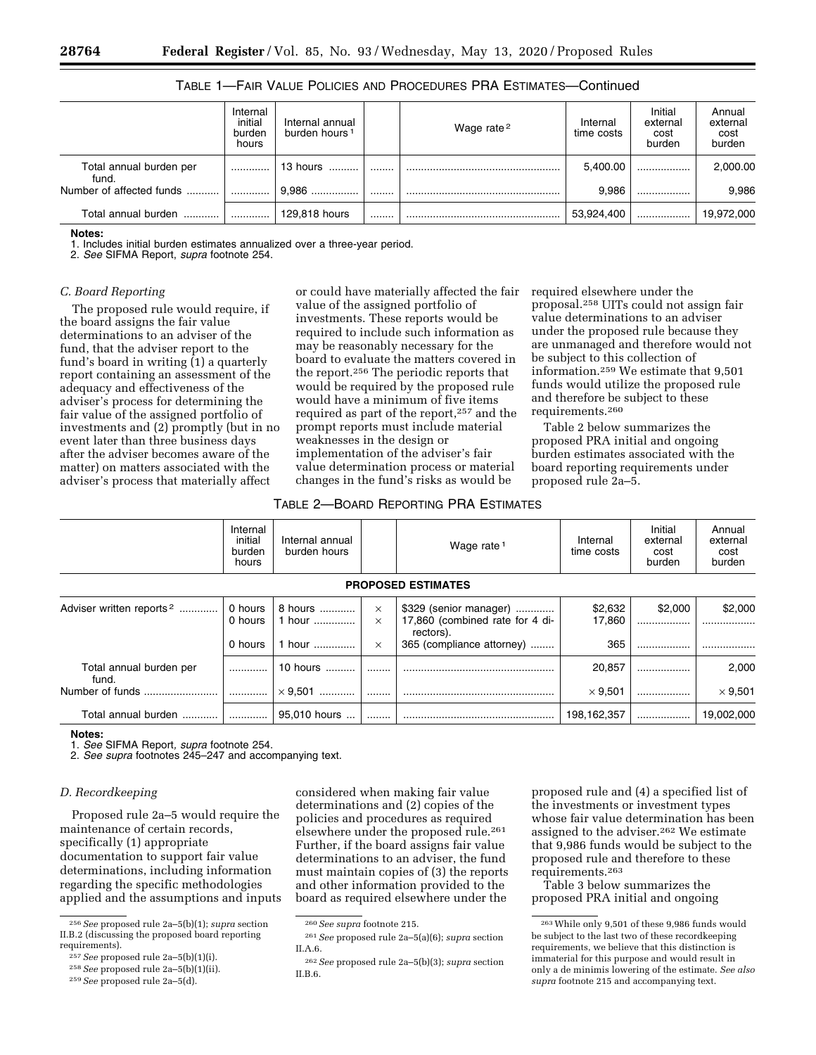TABLE 1—FAIR VALUE POLICIES AND PROCEDURES PRA ESTIMATES—Continued

| | Internal initial burden hours | Internal annual burden hours[1] | | Wage rate[2] | Internal time costs | Initial external cost burden | Annual external cost burden |
|---|---|---|---|---|---|---|---|
| Total annual burden per fund. | | 13 hours | | | 5,400.00 | | 2,000.00 |
| Number of affected funds | | 9,986 | | | 9,986 | | 9,986 |
| Total annual burden | | 129,818 hours | | | 53,924,400 | | 19,972,000 |

**Notes:**
1. Includes initial burden estimates annualized over a three-year period.
2. *See* SIFMA Report, *supra* footnote 254.

### *C. Board Reporting*

The proposed rule would require, if the board assigns the fair value determinations to an adviser of the fund, that the adviser report to the fund's board in writing (1) a quarterly report containing an assessment of the adequacy and effectiveness of the adviser's process for determining the fair value of the assigned portfolio of investments and (2) promptly (but in no event later than three business days after the adviser becomes aware of the matter) on matters associated with the adviser's process that materially affect or could have materially affected the fair value of the assigned portfolio of investments. These reports would be required to include such information as may be reasonably necessary for the board to evaluate the matters covered in the report.[256] The periodic reports that would be required by the proposed rule would have a minimum of five items required as part of the report,[257] and the prompt reports must include material weaknesses in the design or implementation of the adviser's fair value determination process or material changes in the fund's risks as would be required elsewhere under the proposal.[258] UITs could not assign fair value determinations to an adviser under the proposed rule because they are unmanaged and therefore would not be subject to this collection of information.[259] We estimate that 9,501 funds would utilize the proposed rule and therefore be subject to these requirements.[260]

Table 2 below summarizes the proposed PRA initial and ongoing burden estimates associated with the board reporting requirements under proposed rule 2a–5.

TABLE 2—BOARD REPORTING PRA ESTIMATES

| | Internal initial burden hours | Internal annual burden hours | | Wage rate[1] | Internal time costs | Initial external cost burden | Annual external cost burden |
|---|---|---|---|---|---|---|---|
| **PROPOSED ESTIMATES** | | | | | | | |
| Adviser written reports[2] | 0 hours | 8 hours | × | $329 (senior manager) | $2,632 | $2,000 | $2,000 |
| | 0 hours | 1 hour | × | 17,860 (combined rate for 4 directors). | 17,860 | | |
| | 0 hours | 1 hour | × | 365 (compliance attorney) | 365 | | |
| Total annual burden per fund. | | 10 hours | | | 20,857 | | 2,000 |
| Number of funds | | × 9,501 | | | × 9,501 | | × 9,501 |
| Total annual burden | | 95,010 hours | | | 198,162,357 | | 19,002,000 |

**Notes:**
1. *See* SIFMA Report, *supra* footnote 254.
2. *See supra* footnotes 245–247 and accompanying text.

### *D. Recordkeeping*

Proposed rule 2a–5 would require the maintenance of certain records, specifically (1) appropriate documentation to support fair value determinations, including information regarding the specific methodologies applied and the assumptions and inputs considered when making fair value determinations and (2) copies of the policies and procedures as required elsewhere under the proposed rule.[261] Further, if the board assigns fair value determinations to an adviser, the fund must maintain copies of (3) the reports and other information provided to the board as required elsewhere under the proposed rule and (4) a specified list of the investments or investment types whose fair value determination has been assigned to the adviser.[262] We estimate that 9,986 funds would be subject to the proposed rule and therefore to these requirements.[263]

Table 3 below summarizes the proposed PRA initial and ongoing

---

[256] *See* proposed rule 2a–5(b)(1); *supra* section II.B.2 (discussing the proposed board reporting requirements).

[257] *See* proposed rule 2a–5(b)(1)(i).

[258] *See* proposed rule 2a–5(b)(1)(ii).

[259] *See* proposed rule 2a–5(d).

[260] *See supra* footnote 215.

[261] *See* proposed rule 2a–5(a)(6); *supra* section II.A.6.

[262] *See* proposed rule 2a–5(b)(3); *supra* section II.B.6.

[263] While only 9,501 of these 9,986 funds would be subject to the last two of these recordkeeping requirements, we believe that this distinction is immaterial for this purpose and would result in only a de minimis lowering of the estimate. *See also supra* footnote 215 and accompanying text.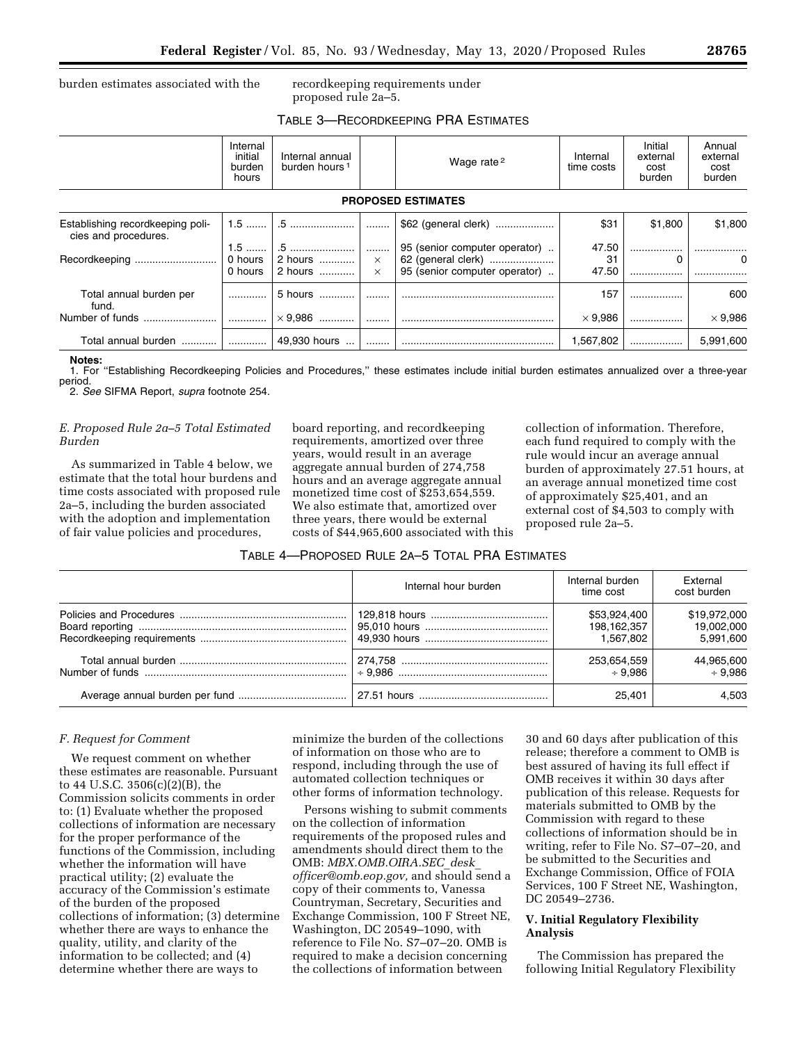burden estimates associated with the recordkeeping requirements under proposed rule 2a–5.

TABLE 3—RECORDKEEPING PRA ESTIMATES

| | Internal initial burden hours | Internal annual burden hours [1] | | Wage rate [2] | Internal time costs | Initial external cost burden | Annual external cost burden |
|---|---|---|---|---|---|---|---|
| **PROPOSED ESTIMATES** | | | | | | | |
| Establishing recordkeeping policies and procedures. | 1.5 | .5 | | $62 (general clerk) | $31 | $1,800 | $1,800 |
| | 1.5 | .5 | | 95 (senior computer operator) | 47.50 | | |
| Recordkeeping | 0 hours | 2 hours | × | 62 (general clerk) | 31 | 0 | 0 |
| | 0 hours | 2 hours | × | 95 (senior computer operator) | 47.50 | | |
| Total annual burden per fund. | | 5 hours | | | 157 | | 600 |
| Number of funds | | × 9,986 | | | × 9,986 | | × 9,986 |
| Total annual burden | | 49,930 hours | | | 1,567,802 | | 5,991,600 |

**Notes:**
1. For "Establishing Recordkeeping Policies and Procedures," these estimates include initial burden estimates annualized over a three-year period.
2. *See* SIFMA Report, *supra* footnote 254.

### *E. Proposed Rule 2a–5 Total Estimated Burden*

As summarized in Table 4 below, we estimate that the total hour burdens and time costs associated with proposed rule 2a–5, including the burden associated with the adoption and implementation of fair value policies and procedures, board reporting, and recordkeeping requirements, amortized over three years, would result in an average aggregate annual burden of 274,758 hours and an average aggregate annual monetized time cost of $253,654,559. We also estimate that, amortized over three years, there would be external costs of $44,965,600 associated with this collection of information. Therefore, each fund required to comply with the rule would incur an average annual burden of approximately 27.51 hours, at an average annual monetized time cost of approximately $25,401, and an external cost of $4,503 to comply with proposed rule 2a–5.

TABLE 4—PROPOSED RULE 2A–5 TOTAL PRA ESTIMATES

| | Internal hour burden | Internal burden time cost | External cost burden |
|---|---|---|---|
| Policies and Procedures | 129,818 hours | $53,924,400 | $19,972,000 |
| Board reporting | 95,010 hours | 198,162,357 | 19,002,000 |
| Recordkeeping requirements | 49,930 hours | 1,567,802 | 5,991,600 |
| Total annual burden | 274,758 | 253,654,559 | 44,965,600 |
| Number of funds | ÷ 9,986 | ÷ 9,986 | ÷ 9,986 |
| Average annual burden per fund | 27.51 hours | 25,401 | 4,503 |

### *F. Request for Comment*

We request comment on whether these estimates are reasonable. Pursuant to 44 U.S.C. 3506(c)(2)(B), the Commission solicits comments in order to: (1) Evaluate whether the proposed collections of information are necessary for the proper performance of the functions of the Commission, including whether the information will have practical utility; (2) evaluate the accuracy of the Commission's estimate of the burden of the proposed collections of information; (3) determine whether there are ways to enhance the quality, utility, and clarity of the information to be collected; and (4) determine whether there are ways to minimize the burden of the collections of information on those who are to respond, including through the use of automated collection techniques or other forms of information technology.

Persons wishing to submit comments on the collection of information requirements of the proposed rules and amendments should direct them to the OMB: *MBX.OMB.OIRA.SEC_desk_officer@omb.eop.gov,* and should send a copy of their comments to, Vanessa Countryman, Secretary, Securities and Exchange Commission, 100 F Street NE, Washington, DC 20549–1090, with reference to File No. S7–07–20. OMB is required to make a decision concerning the collections of information between 30 and 60 days after publication of this release; therefore a comment to OMB is best assured of having its full effect if OMB receives it within 30 days after publication of this release. Requests for materials submitted to OMB by the Commission with regard to these collections of information should be in writing, refer to File No. S7–07–20, and be submitted to the Securities and Exchange Commission, Office of FOIA Services, 100 F Street NE, Washington, DC 20549–2736.

## V. Initial Regulatory Flexibility Analysis

The Commission has prepared the following Initial Regulatory Flexibility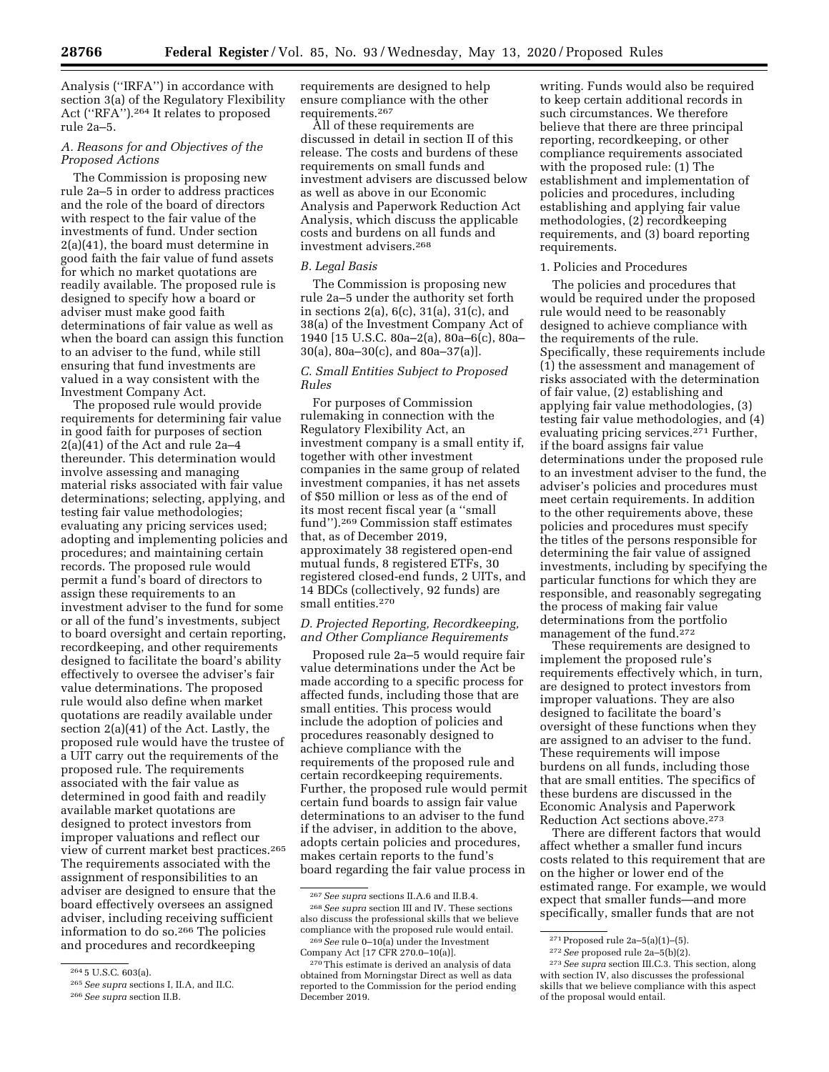Analysis ("IRFA") in accordance with section 3(a) of the Regulatory Flexibility Act ("RFA").[264] It relates to proposed rule 2a–5.

### A. Reasons for and Objectives of the Proposed Actions

The Commission is proposing new rule 2a–5 in order to address practices and the role of the board of directors with respect to the fair value of the investments of fund. Under section 2(a)(41), the board must determine in good faith the fair value of fund assets for which no market quotations are readily available. The proposed rule is designed to specify how a board or adviser must make good faith determinations of fair value as well as when the board can assign this function to an adviser to the fund, while still ensuring that fund investments are valued in a way consistent with the Investment Company Act.

The proposed rule would provide requirements for determining fair value in good faith for purposes of section 2(a)(41) of the Act and rule 2a–4 thereunder. This determination would involve assessing and managing material risks associated with fair value determinations; selecting, applying, and testing fair value methodologies; evaluating any pricing services used; adopting and implementing policies and procedures; and maintaining certain records. The proposed rule would permit a fund's board of directors to assign these requirements to an investment adviser to the fund for some or all of the fund's investments, subject to board oversight and certain reporting, recordkeeping, and other requirements designed to facilitate the board's ability effectively to oversee the adviser's fair value determinations. The proposed rule would also define when market quotations are readily available under section 2(a)(41) of the Act. Lastly, the proposed rule would have the trustee of a UIT carry out the requirements of the proposed rule. The requirements associated with the fair value as determined in good faith and readily available market quotations are designed to protect investors from improper valuations and reflect our view of current market best practices.[265] The requirements associated with the assignment of responsibilities to an adviser are designed to ensure that the board effectively oversees an assigned adviser, including receiving sufficient information to do so.[266] The policies and procedures and recordkeeping requirements are designed to help ensure compliance with the other requirements.[267]

All of these requirements are discussed in detail in section II of this release. The costs and burdens of these requirements on small funds and investment advisers are discussed below as well as above in our Economic Analysis and Paperwork Reduction Act Analysis, which discuss the applicable costs and burdens on all funds and investment advisers.[268]

### B. Legal Basis

The Commission is proposing new rule 2a–5 under the authority set forth in sections 2(a), 6(c), 31(a), 31(c), and 38(a) of the Investment Company Act of 1940 [15 U.S.C. 80a–2(a), 80a–6(c), 80a–30(a), 80a–30(c), and 80a–37(a)].

### C. Small Entities Subject to Proposed Rules

For purposes of Commission rulemaking in connection with the Regulatory Flexibility Act, an investment company is a small entity if, together with other investment companies in the same group of related investment companies, it has net assets of $50 million or less as of the end of its most recent fiscal year (a "small fund").[269] Commission staff estimates that, as of December 2019, approximately 38 registered open-end mutual funds, 8 registered ETFs, 30 registered closed-end funds, 2 UITs, and 14 BDCs (collectively, 92 funds) are small entities.[270]

### D. Projected Reporting, Recordkeeping, and Other Compliance Requirements

Proposed rule 2a–5 would require fair value determinations under the Act be made according to a specific process for affected funds, including those that are small entities. This process would include the adoption of policies and procedures reasonably designed to achieve compliance with the requirements of the proposed rule and certain recordkeeping requirements. Further, the proposed rule would permit certain fund boards to assign fair value determinations to an adviser to the fund if the adviser, in addition to the above, adopts certain policies and procedures, makes certain reports to the fund's board regarding the fair value process in writing. Funds would also be required to keep certain additional records in such circumstances. We therefore believe that there are three principal reporting, recordkeeping, or other compliance requirements associated with the proposed rule: (1) The establishment and implementation of policies and procedures, including establishing and applying fair value methodologies, (2) recordkeeping requirements, and (3) board reporting requirements.

#### 1. Policies and Procedures

The policies and procedures that would be required under the proposed rule would need to be reasonably designed to achieve compliance with the requirements of the rule. Specifically, these requirements include (1) the assessment and management of risks associated with the determination of fair value, (2) establishing and applying fair value methodologies, (3) testing fair value methodologies, and (4) evaluating pricing services.[271] Further, if the board assigns fair value determinations under the proposed rule to an investment adviser to the fund, the adviser's policies and procedures must meet certain requirements. In addition to the other requirements above, these policies and procedures must specify the titles of the persons responsible for determining the fair value of assigned investments, including by specifying the particular functions for which they are responsible, and reasonably segregating the process of making fair value determinations from the portfolio management of the fund.[272]

These requirements are designed to implement the proposed rule's requirements effectively which, in turn, are designed to protect investors from improper valuations. They are also designed to facilitate the board's oversight of these functions when they are assigned to an adviser to the fund. These requirements will impose burdens on all funds, including those that are small entities. The specifics of these burdens are discussed in the Economic Analysis and Paperwork Reduction Act sections above.[273]

There are different factors that would affect whether a smaller fund incurs costs related to this requirement that are on the higher or lower end of the estimated range. For example, we would expect that smaller funds—and more specifically, smaller funds that are not

---

[264] 5 U.S.C. 603(a).

[265] *See supra* sections I, II.A, and II.C.

[266] *See supra* section II.B.

[267] *See supra* sections II.A.6 and II.B.4.

[268] *See supra* section III and IV. These sections also discuss the professional skills that we believe compliance with the proposed rule would entail.

[269] *See* rule 0–10(a) under the Investment Company Act [17 CFR 270.0–10(a)].

[270] This estimate is derived an analysis of data obtained from Morningstar Direct as well as data reported to the Commission for the period ending December 2019.

[271] Proposed rule 2a–5(a)(1)–(5).

[272] *See* proposed rule 2a–5(b)(2).

[273] *See supra* section III.C.3. This section, along with section IV, also discusses the professional skills that we believe compliance with this aspect of the proposal would entail.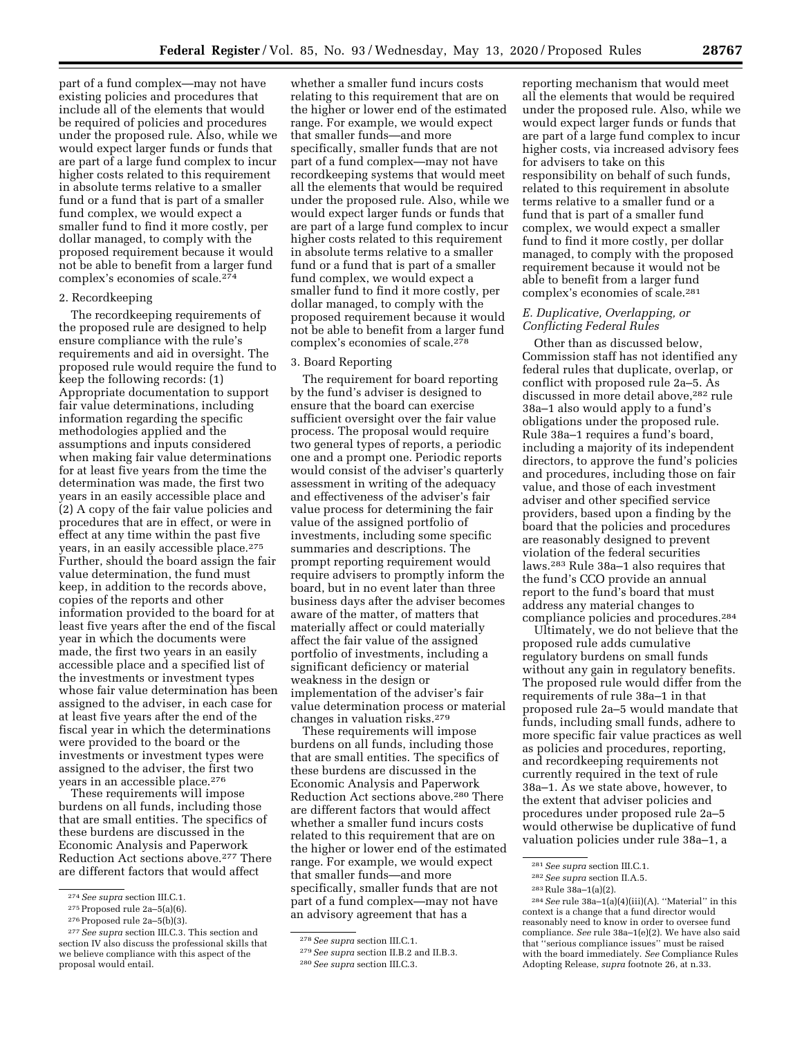part of a fund complex—may not have existing policies and procedures that include all of the elements that would be required of policies and procedures under the proposed rule. Also, while we would expect larger funds or funds that are part of a large fund complex to incur higher costs related to this requirement in absolute terms relative to a smaller fund or a fund that is part of a smaller fund complex, we would expect a smaller fund to find it more costly, per dollar managed, to comply with the proposed requirement because it would not be able to benefit from a larger fund complex's economies of scale.[274]

2. Recordkeeping

The recordkeeping requirements of the proposed rule are designed to help ensure compliance with the rule's requirements and aid in oversight. The proposed rule would require the fund to keep the following records: (1) Appropriate documentation to support fair value determinations, including information regarding the specific methodologies applied and the assumptions and inputs considered when making fair value determinations for at least five years from the time the determination was made, the first two years in an easily accessible place and (2) A copy of the fair value policies and procedures that are in effect, or were in effect at any time within the past five years, in an easily accessible place.[275] Further, should the board assign the fair value determination, the fund must keep, in addition to the records above, copies of the reports and other information provided to the board for at least five years after the end of the fiscal year in which the documents were made, the first two years in an easily accessible place and a specified list of the investments or investment types whose fair value determination has been assigned to the adviser, in each case for at least five years after the end of the fiscal year in which the determinations were provided to the board or the investments or investment types were assigned to the adviser, the first two years in an accessible place.[276]

These requirements will impose burdens on all funds, including those that are small entities. The specifics of these burdens are discussed in the Economic Analysis and Paperwork Reduction Act sections above.[277] There are different factors that would affect whether a smaller fund incurs costs relating to this requirement that are on the higher or lower end of the estimated range. For example, we would expect that smaller funds—and more specifically, smaller funds that are not part of a fund complex—may not have recordkeeping systems that would meet all the elements that would be required under the proposed rule. Also, while we would expect larger funds or funds that are part of a large fund complex to incur higher costs related to this requirement in absolute terms relative to a smaller fund or a fund that is part of a smaller fund complex, we would expect a smaller fund to find it more costly, per dollar managed, to comply with the proposed requirement because it would not be able to benefit from a larger fund complex's economies of scale.[278]

3. Board Reporting

The requirement for board reporting by the fund's adviser is designed to ensure that the board can exercise sufficient oversight over the fair value process. The proposal would require two general types of reports, a periodic one and a prompt one. Periodic reports would consist of the adviser's quarterly assessment in writing of the adequacy and effectiveness of the adviser's fair value process for determining the fair value of the assigned portfolio of investments, including some specific summaries and descriptions. The prompt reporting requirement would require advisers to promptly inform the board, but in no event later than three business days after the adviser becomes aware of the matter, of matters that materially affect or could materially affect the fair value of the assigned portfolio of investments, including a significant deficiency or material weakness in the design or implementation of the adviser's fair value determination process or material changes in valuation risks.[279]

These requirements will impose burdens on all funds, including those that are small entities. The specifics of these burdens are discussed in the Economic Analysis and Paperwork Reduction Act sections above.[280] There are different factors that would affect whether a smaller fund incurs costs related to this requirement that are on the higher or lower end of the estimated range. For example, we would expect that smaller funds—and more specifically, smaller funds that are not part of a fund complex—may not have an advisory agreement that has a reporting mechanism that would meet all the elements that would be required under the proposed rule. Also, while we would expect larger funds or funds that are part of a large fund complex to incur higher costs, via increased advisory fees for advisers to take on this responsibility on behalf of such funds, related to this requirement in absolute terms relative to a smaller fund or a fund that is part of a smaller fund complex, we would expect a smaller fund to find it more costly, per dollar managed, to comply with the proposed requirement because it would not be able to benefit from a larger fund complex's economies of scale.[281]

### *E. Duplicative, Overlapping, or Conflicting Federal Rules*

Other than as discussed below, Commission staff has not identified any federal rules that duplicate, overlap, or conflict with proposed rule 2a–5. As discussed in more detail above,[282] rule 38a–1 also would apply to a fund's obligations under the proposed rule. Rule 38a–1 requires a fund's board, including a majority of its independent directors, to approve the fund's policies and procedures, including those on fair value, and those of each investment adviser and other specified service providers, based upon a finding by the board that the policies and procedures are reasonably designed to prevent violation of the federal securities laws.[283] Rule 38a–1 also requires that the fund's CCO provide an annual report to the fund's board that must address any material changes to compliance policies and procedures.[284]

Ultimately, we do not believe that the proposed rule adds cumulative regulatory burdens on small funds without any gain in regulatory benefits. The proposed rule would differ from the requirements of rule 38a–1 in that proposed rule 2a–5 would mandate that funds, including small funds, adhere to more specific fair value practices as well as policies and procedures, reporting, and recordkeeping requirements not currently required in the text of rule 38a–1. As we state above, however, to the extent that adviser policies and procedures under proposed rule 2a–5 would otherwise be duplicative of fund valuation policies under rule 38a–1, a

---

[274] *See supra* section III.C.1.

[275] Proposed rule 2a–5(a)(6).

[276] Proposed rule 2a–5(b)(3).

[277] *See supra* section III.C.3. This section and section IV also discuss the professional skills that we believe compliance with this aspect of the proposal would entail.

[278] *See supra* section III.C.1.

[279] *See supra* section II.B.2 and II.B.3.

[280] *See supra* section III.C.3.

[281] *See supra* section III.C.1.

[282] *See supra* section II.A.5.

[283] Rule 38a–1(a)(2).

[284] *See* rule 38a–1(a)(4)(iii)(A). "Material" in this context is a change that a fund director would reasonably need to know in order to oversee fund compliance. *See* rule 38a–1(e)(2). We have also said that "serious compliance issues" must be raised with the board immediately. *See* Compliance Rules Adopting Release, *supra* footnote 26, at n.33.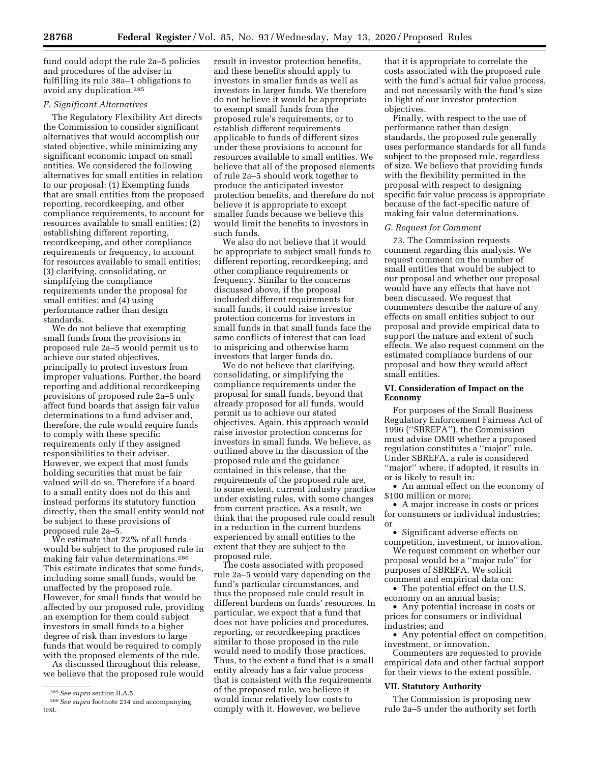fund could adopt the rule 2a–5 policies and procedures of the adviser in fulfilling its rule 38a–1 obligations to avoid any duplication.[285]

### F. Significant Alternatives

The Regulatory Flexibility Act directs the Commission to consider significant alternatives that would accomplish our stated objective, while minimizing any significant economic impact on small entities. We considered the following alternatives for small entities in relation to our proposal: (1) Exempting funds that are small entities from the proposed reporting, recordkeeping, and other compliance requirements, to account for resources available to small entities; (2) establishing different reporting, recordkeeping, and other compliance requirements or frequency, to account for resources available to small entities; (3) clarifying, consolidating, or simplifying the compliance requirements under the proposal for small entities; and (4) using performance rather than design standards.

We do not believe that exempting small funds from the provisions in proposed rule 2a–5 would permit us to achieve our stated objectives, principally to protect investors from improper valuations. Further, the board reporting and additional recordkeeping provisions of proposed rule 2a–5 only affect fund boards that assign fair value determinations to a fund adviser and, therefore, the rule would require funds to comply with these specific requirements only if they assigned responsibilities to their adviser. However, we expect that most funds holding securities that must be fair valued will do so. Therefore if a board to a small entity does not do this and instead performs its statutory function directly, then the small entity would not be subject to these provisions of proposed rule 2a–5.

We estimate that 72% of all funds would be subject to the proposed rule in making fair value determinations.[286] This estimate indicates that some funds, including some small funds, would be unaffected by the proposed rule. However, for small funds that would be affected by our proposed rule, providing an exemption for them could subject investors in small funds to a higher degree of risk than investors to large funds that would be required to comply with the proposed elements of the rule.

As discussed throughout this release, we believe that the proposed rule would result in investor protection benefits, and these benefits should apply to investors in smaller funds as well as investors in larger funds. We therefore do not believe it would be appropriate to exempt small funds from the proposed rule's requirements, or to establish different requirements applicable to funds of different sizes under these provisions to account for resources available to small entities. We believe that all of the proposed elements of rule 2a–5 should work together to produce the anticipated investor protection benefits, and therefore do not believe it is appropriate to except smaller funds because we believe this would limit the benefits to investors in such funds.

We also do not believe that it would be appropriate to subject small funds to different reporting, recordkeeping, and other compliance requirements or frequency. Similar to the concerns discussed above, if the proposal included different requirements for small funds, it could raise investor protection concerns for investors in small funds in that small funds face the same conflicts of interest that can lead to mispricing and otherwise harm investors that larger funds do.

We do not believe that clarifying, consolidating, or simplifying the compliance requirements under the proposal for small funds, beyond that already proposed for all funds, would permit us to achieve our stated objectives. Again, this approach would raise investor protection concerns for investors in small funds. We believe, as outlined above in the discussion of the proposed rule and the guidance contained in this release, that the requirements of the proposed rule are, to some extent, current industry practice under existing rules, with some changes from current practice. As a result, we think that the proposed rule could result in a reduction in the current burdens experienced by small entities to the extent that they are subject to the proposed rule.

The costs associated with proposed rule 2a–5 would vary depending on the fund's particular circumstances, and thus the proposed rule could result in different burdens on funds' resources. In particular, we expect that a fund that does not have policies and procedures, reporting, or recordkeeping practices similar to those proposed in the rule would need to modify those practices. Thus, to the extent a fund that is a small entity already has a fair value process that is consistent with the requirements of the proposed rule, we believe it would incur relatively low costs to comply with it. However, we believe that it is appropriate to correlate the costs associated with the proposed rule with the fund's actual fair value process, and not necessarily with the fund's size in light of our investor protection objectives.

Finally, with respect to the use of performance rather than design standards, the proposed rule generally uses performance standards for all funds subject to the proposed rule, regardless of size. We believe that providing funds with the flexibility permitted in the proposal with respect to designing specific fair value process is appropriate because of the fact-specific nature of making fair value determinations.

### G. Request for Comment

73. The Commission requests comment regarding this analysis. We request comment on the number of small entities that would be subject to our proposal and whether our proposal would have any effects that have not been discussed. We request that commenters describe the nature of any effects on small entities subject to our proposal and provide empirical data to support the nature and extent of such effects. We also request comment on the estimated compliance burdens of our proposal and how they would affect small entities.

## VI. Consideration of Impact on the Economy

For purposes of the Small Business Regulatory Enforcement Fairness Act of 1996 (''SBREFA''), the Commission must advise OMB whether a proposed regulation constitutes a ''major'' rule. Under SBREFA, a rule is considered ''major'' where, if adopted, it results in or is likely to result in:

- An annual effect on the economy of $100 million or more;
- A major increase in costs or prices for consumers or individual industries; or
- Significant adverse effects on competition, investment, or innovation.

We request comment on whether our proposal would be a ''major rule'' for purposes of SBREFA. We solicit comment and empirical data on:

- The potential effect on the U.S. economy on an annual basis;
- Any potential increase in costs or prices for consumers or individual industries; and
- Any potential effect on competition, investment, or innovation.

Commenters are requested to provide empirical data and other factual support for their views to the extent possible.

## VII. Statutory Authority

The Commission is proposing new rule 2a–5 under the authority set forth

---

[285] *See supra* section II.A.5.

[286] *See supra* footnote 214 and accompanying text.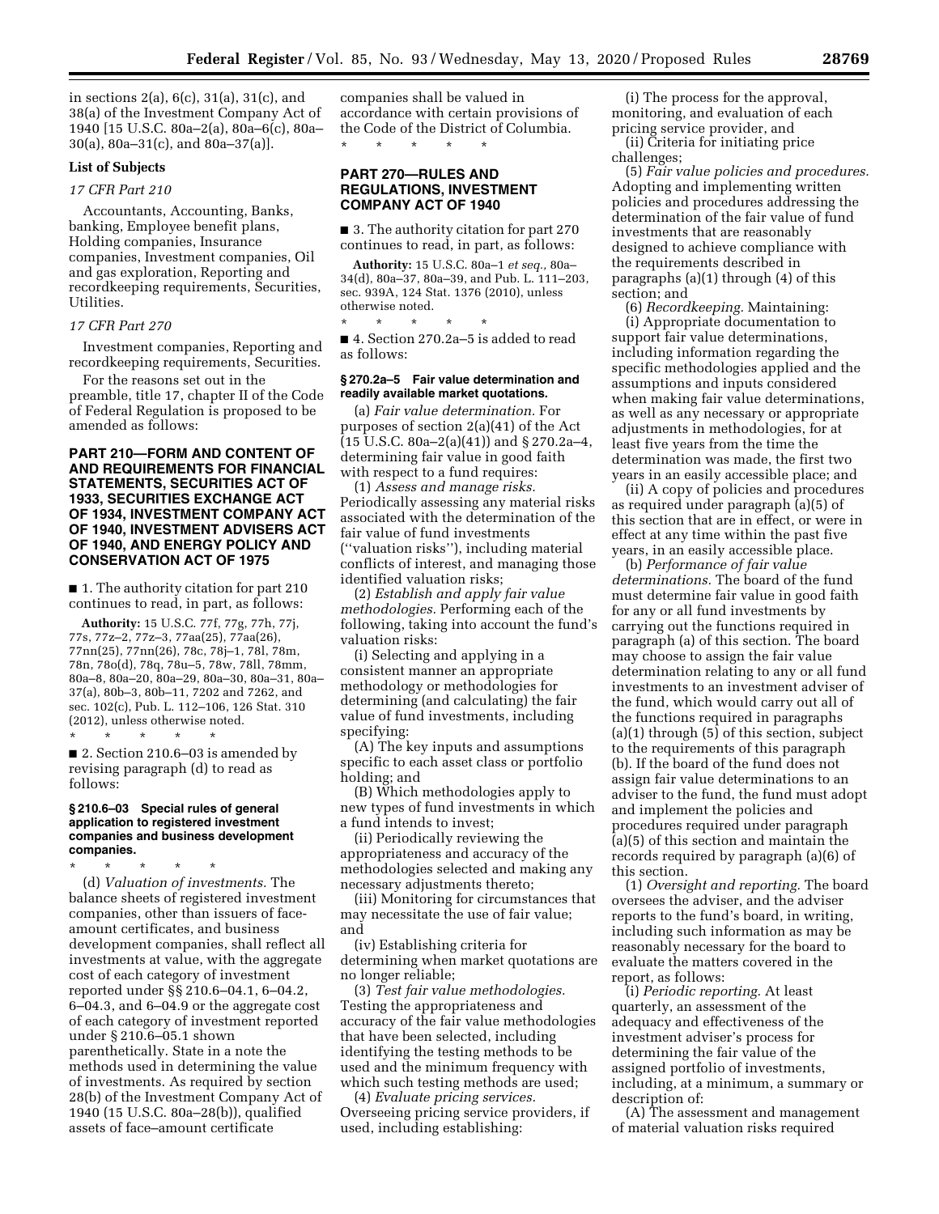in sections 2(a), 6(c), 31(a), 31(c), and 38(a) of the Investment Company Act of 1940 [15 U.S.C. 80a–2(a), 80a–6(c), 80a–30(a), 80a–31(c), and 80a–37(a)].

**List of Subjects**

*17 CFR Part 210*

Accountants, Accounting, Banks, banking, Employee benefit plans, Holding companies, Insurance companies, Investment companies, Oil and gas exploration, Reporting and recordkeeping requirements, Securities, Utilities.

*17 CFR Part 270*

Investment companies, Reporting and recordkeeping requirements, Securities.

For the reasons set out in the preamble, title 17, chapter II of the Code of Federal Regulation is proposed to be amended as follows:

## PART 210—FORM AND CONTENT OF AND REQUIREMENTS FOR FINANCIAL STATEMENTS, SECURITIES ACT OF 1933, SECURITIES EXCHANGE ACT OF 1934, INVESTMENT COMPANY ACT OF 1940, INVESTMENT ADVISERS ACT OF 1940, AND ENERGY POLICY AND CONSERVATION ACT OF 1975

■ 1. The authority citation for part 210 continues to read, in part, as follows:

**Authority:** 15 U.S.C. 77f, 77g, 77h, 77j, 77s, 77z–2, 77z–3, 77aa(25), 77aa(26), 77nn(25), 77nn(26), 78c, 78j–1, 78l, 78m, 78n, 78o(d), 78q, 78u–5, 78w, 78ll, 78mm, 80a–8, 80a–20, 80a–29, 80a–30, 80a–31, 80a–37(a), 80b–3, 80b–11, 7202 and 7262, and sec. 102(c), Pub. L. 112–106, 126 Stat. 310 (2012), unless otherwise noted.

\* \* \* \* \*

■ 2. Section 210.6–03 is amended by revising paragraph (d) to read as follows:

**§ 210.6–03 Special rules of general application to registered investment companies and business development companies.**

\* \* \* \* \*

(d) *Valuation of investments.* The balance sheets of registered investment companies, other than issuers of face-amount certificates, and business development companies, shall reflect all investments at value, with the aggregate cost of each category of investment reported under §§ 210.6–04.1, 6–04.2, 6–04.3, and 6–04.9 or the aggregate cost of each category of investment reported under § 210.6–05.1 shown parenthetically. State in a note the methods used in determining the value of investments. As required by section 28(b) of the Investment Company Act of 1940 (15 U.S.C. 80a–28(b)), qualified assets of face–amount certificate companies shall be valued in accordance with certain provisions of the Code of the District of Columbia.

\* \* \* \* \*

## PART 270—RULES AND REGULATIONS, INVESTMENT COMPANY ACT OF 1940

■ 3. The authority citation for part 270 continues to read, in part, as follows:

**Authority:** 15 U.S.C. 80a–1 *et seq.,* 80a–34(d), 80a–37, 80a–39, and Pub. L. 111–203, sec. 939A, 124 Stat. 1376 (2010), unless otherwise noted.

\* \* \* \* \*

■ 4. Section 270.2a–5 is added to read as follows:

**§ 270.2a–5 Fair value determination and readily available market quotations.**

(a) *Fair value determination.* For purposes of section 2(a)(41) of the Act (15 U.S.C. 80a–2(a)(41)) and § 270.2a–4, determining fair value in good faith with respect to a fund requires:

(1) *Assess and manage risks.* Periodically assessing any material risks associated with the determination of the fair value of fund investments (''valuation risks''), including material conflicts of interest, and managing those identified valuation risks;

(2) *Establish and apply fair value methodologies.* Performing each of the following, taking into account the fund's valuation risks:

(i) Selecting and applying in a consistent manner an appropriate methodology or methodologies for determining (and calculating) the fair value of fund investments, including specifying:

(A) The key inputs and assumptions specific to each asset class or portfolio holding; and

(B) Which methodologies apply to new types of fund investments in which a fund intends to invest;

(ii) Periodically reviewing the appropriateness and accuracy of the methodologies selected and making any necessary adjustments thereto;

(iii) Monitoring for circumstances that may necessitate the use of fair value; and

(iv) Establishing criteria for determining when market quotations are no longer reliable;

(3) *Test fair value methodologies.* Testing the appropriateness and accuracy of the fair value methodologies that have been selected, including identifying the testing methods to be used and the minimum frequency with which such testing methods are used;

(4) *Evaluate pricing services.* Overseeing pricing service providers, if used, including establishing:

(i) The process for the approval, monitoring, and evaluation of each pricing service provider, and

(ii) Criteria for initiating price challenges;

(5) *Fair value policies and procedures.* Adopting and implementing written policies and procedures addressing the determination of the fair value of fund investments that are reasonably designed to achieve compliance with the requirements described in paragraphs (a)(1) through (4) of this section; and

(6) *Recordkeeping.* Maintaining:

(i) Appropriate documentation to support fair value determinations, including information regarding the specific methodologies applied and the assumptions and inputs considered when making fair value determinations, as well as any necessary or appropriate adjustments in methodologies, for at least five years from the time the determination was made, the first two years in an easily accessible place; and

(ii) A copy of policies and procedures as required under paragraph (a)(5) of this section that are in effect, or were in effect at any time within the past five years, in an easily accessible place.

(b) *Performance of fair value determinations.* The board of the fund must determine fair value in good faith for any or all fund investments by carrying out the functions required in paragraph (a) of this section. The board may choose to assign the fair value determination relating to any or all fund investments to an investment adviser of the fund, which would carry out all of the functions required in paragraphs (a)(1) through (5) of this section, subject to the requirements of this paragraph (b). If the board of the fund does not assign fair value determinations to an adviser to the fund, the fund must adopt and implement the policies and procedures required under paragraph (a)(5) of this section and maintain the records required by paragraph (a)(6) of this section.

(1) *Oversight and reporting.* The board oversees the adviser, and the adviser reports to the fund's board, in writing, including such information as may be reasonably necessary for the board to evaluate the matters covered in the report, as follows:

(i) *Periodic reporting.* At least quarterly, an assessment of the adequacy and effectiveness of the investment adviser's process for determining the fair value of the assigned portfolio of investments, including, at a minimum, a summary or description of:

(A) The assessment and management of material valuation risks required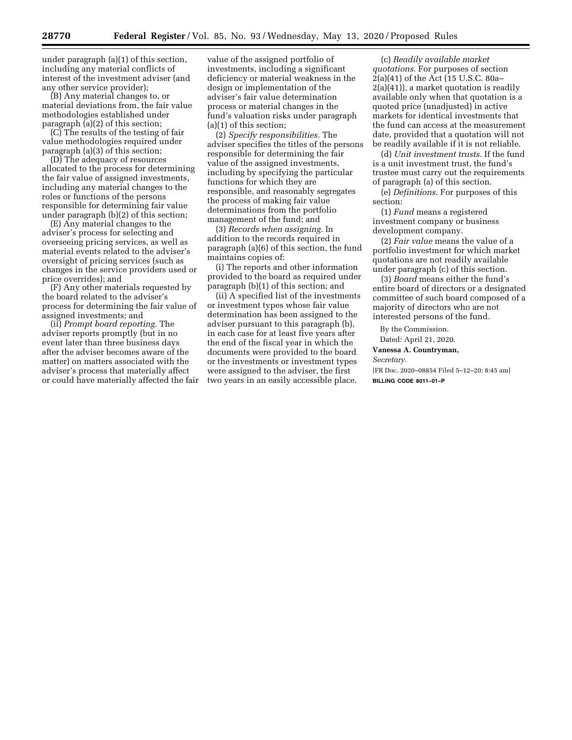under paragraph (a)(1) of this section, including any material conflicts of interest of the investment adviser (and any other service provider);

(B) Any material changes to, or material deviations from, the fair value methodologies established under paragraph (a)(2) of this section;

(C) The results of the testing of fair value methodologies required under paragraph (a)(3) of this section;

(D) The adequacy of resources allocated to the process for determining the fair value of assigned investments, including any material changes to the roles or functions of the persons responsible for determining fair value under paragraph (b)(2) of this section;

(E) Any material changes to the adviser's process for selecting and overseeing pricing services, as well as material events related to the adviser's oversight of pricing services (such as changes in the service providers used or price overrides); and

(F) Any other materials requested by the board related to the adviser's process for determining the fair value of assigned investments; and

(ii) *Prompt board reporting.* The adviser reports promptly (but in no event later than three business days after the adviser becomes aware of the matter) on matters associated with the adviser's process that materially affect or could have materially affected the fair value of the assigned portfolio of investments, including a significant deficiency or material weakness in the design or implementation of the adviser's fair value determination process or material changes in the fund's valuation risks under paragraph (a)(1) of this section;

(2) *Specify responsibilities.* The adviser specifies the titles of the persons responsible for determining the fair value of the assigned investments, including by specifying the particular functions for which they are responsible, and reasonably segregates the process of making fair value determinations from the portfolio management of the fund; and

(3) *Records when assigning.* In addition to the records required in paragraph (a)(6) of this section, the fund maintains copies of:

(i) The reports and other information provided to the board as required under paragraph (b)(1) of this section; and

(ii) A specified list of the investments or investment types whose fair value determination has been assigned to the adviser pursuant to this paragraph (b), in each case for at least five years after the end of the fiscal year in which the documents were provided to the board or the investments or investment types were assigned to the adviser, the first two years in an easily accessible place.

(c) *Readily available market quotations.* For purposes of section 2(a)(41) of the Act (15 U.S.C. 80a–2(a)(41)), a market quotation is readily available only when that quotation is a quoted price (unadjusted) in active markets for identical investments that the fund can access at the measurement date, provided that a quotation will not be readily available if it is not reliable.

(d) *Unit investment trusts.* If the fund is a unit investment trust, the fund's trustee must carry out the requirements of paragraph (a) of this section.

(e) *Definitions.* For purposes of this section:

(1) *Fund* means a registered investment company or business development company.

(2) *Fair value* means the value of a portfolio investment for which market quotations are not readily available under paragraph (c) of this section.

(3) *Board* means either the fund's entire board of directors or a designated committee of such board composed of a majority of directors who are not interested persons of the fund.

By the Commission.

Dated: April 21, 2020.

**Vanessa A. Countryman,**

*Secretary.*

[FR Doc. 2020–08854 Filed 5–12–20; 8:45 am]

**BILLING CODE 8011–01–P**